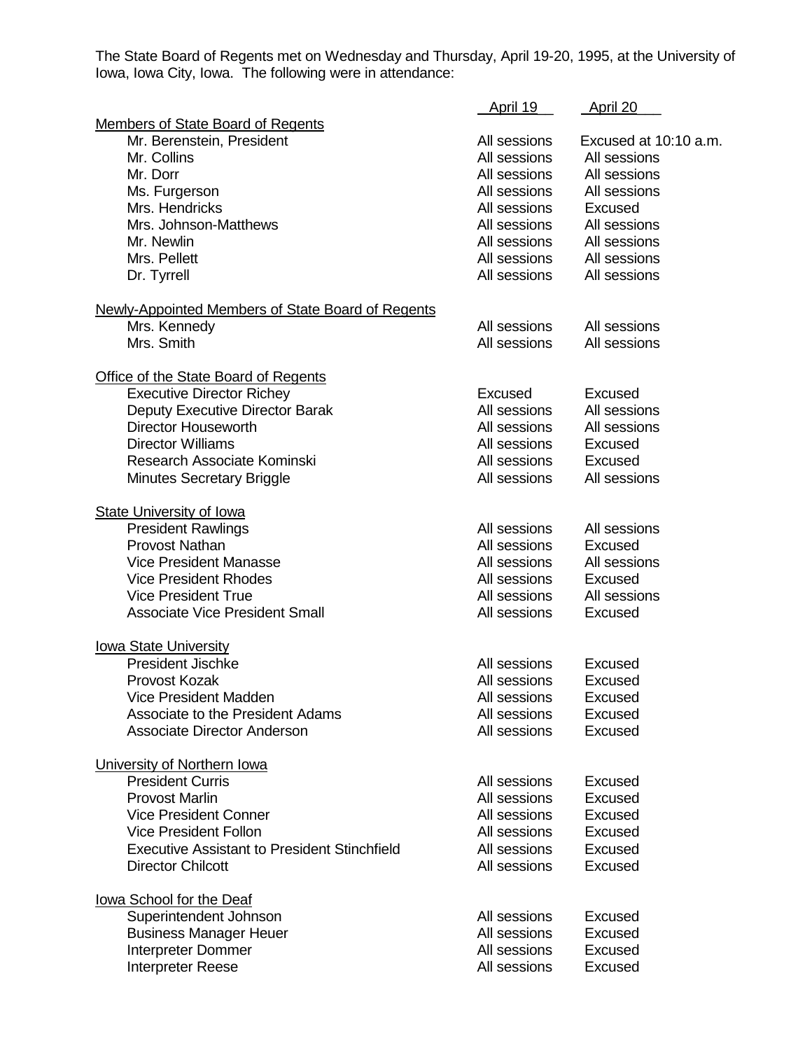The State Board of Regents met on Wednesday and Thursday, April 19-20, 1995, at the University of Iowa, Iowa City, Iowa. The following were in attendance:

| | April 19 | April 20 |
|---|---|---|
| **Members of State Board of Regents** | | |
| Mr. Berenstein, President | All sessions | Excused at 10:10 a.m. |
| Mr. Collins | All sessions | All sessions |
| Mr. Dorr | All sessions | All sessions |
| Ms. Furgerson | All sessions | All sessions |
| Mrs. Hendricks | All sessions | Excused |
| Mrs. Johnson-Matthews | All sessions | All sessions |
| Mr. Newlin | All sessions | All sessions |
| Mrs. Pellett | All sessions | All sessions |
| Dr. Tyrrell | All sessions | All sessions |
| **Newly-Appointed Members of State Board of Regents** | | |
| Mrs. Kennedy | All sessions | All sessions |
| Mrs. Smith | All sessions | All sessions |
| **Office of the State Board of Regents** | | |
| Executive Director Richey | Excused | Excused |
| Deputy Executive Director Barak | All sessions | All sessions |
| Director Houseworth | All sessions | All sessions |
| Director Williams | All sessions | Excused |
| Research Associate Kominski | All sessions | Excused |
| Minutes Secretary Briggle | All sessions | All sessions |
| **State University of Iowa** | | |
| President Rawlings | All sessions | All sessions |
| Provost Nathan | All sessions | Excused |
| Vice President Manasse | All sessions | All sessions |
| Vice President Rhodes | All sessions | Excused |
| Vice President True | All sessions | All sessions |
| Associate Vice President Small | All sessions | Excused |
| **Iowa State University** | | |
| President Jischke | All sessions | Excused |
| Provost Kozak | All sessions | Excused |
| Vice President Madden | All sessions | Excused |
| Associate to the President Adams | All sessions | Excused |
| Associate Director Anderson | All sessions | Excused |
| **University of Northern Iowa** | | |
| President Curris | All sessions | Excused |
| Provost Marlin | All sessions | Excused |
| Vice President Conner | All sessions | Excused |
| Vice President Follon | All sessions | Excused |
| Executive Assistant to President Stinchfield | All sessions | Excused |
| Director Chilcott | All sessions | Excused |
| **Iowa School for the Deaf** | | |
| Superintendent Johnson | All sessions | Excused |
| Business Manager Heuer | All sessions | Excused |
| Interpreter Dommer | All sessions | Excused |
| Interpreter Reese | All sessions | Excused |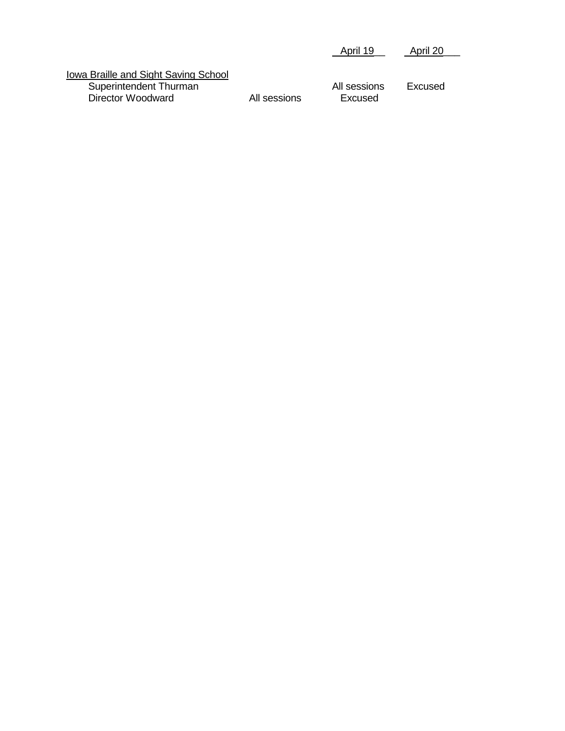| | | April 19 | April 20 |
|---|---|---|---|
| Iowa Braille and Sight Saving School | | | |
| Superintendent Thurman | | All sessions | Excused |
| Director Woodward | All sessions | Excused | |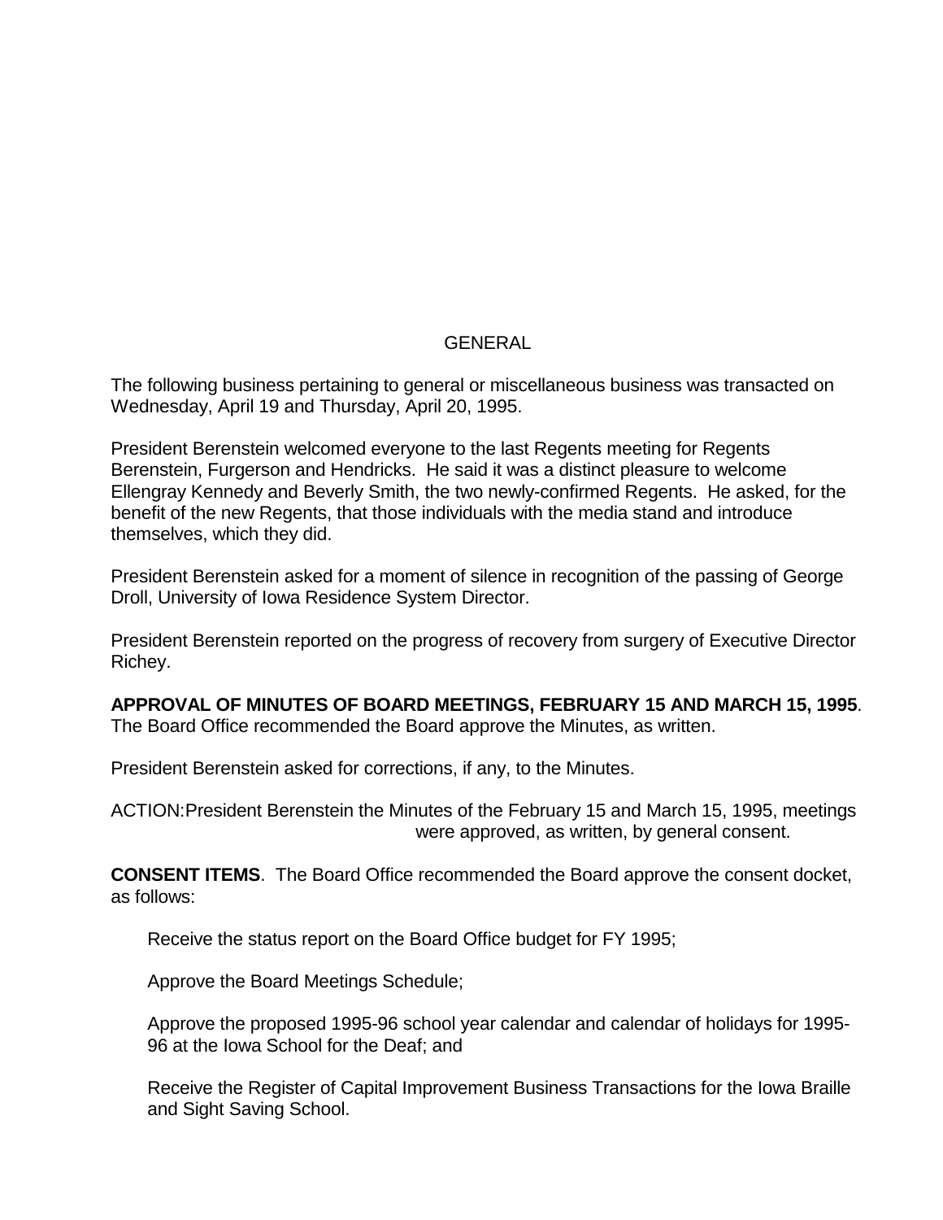# GENERAL

The following business pertaining to general or miscellaneous business was transacted on Wednesday, April 19 and Thursday, April 20, 1995.

President Berenstein welcomed everyone to the last Regents meeting for Regents Berenstein, Furgerson and Hendricks. He said it was a distinct pleasure to welcome Ellengray Kennedy and Beverly Smith, the two newly-confirmed Regents. He asked, for the benefit of the new Regents, that those individuals with the media stand and introduce themselves, which they did.

President Berenstein asked for a moment of silence in recognition of the passing of George Droll, University of Iowa Residence System Director.

President Berenstein reported on the progress of recovery from surgery of Executive Director Richey.

**APPROVAL OF MINUTES OF BOARD MEETINGS, FEBRUARY 15 AND MARCH 15, 1995**. The Board Office recommended the Board approve the Minutes, as written.

President Berenstein asked for corrections, if any, to the Minutes.

ACTION: President Berenstein the Minutes of the February 15 and March 15, 1995, meetings were approved, as written, by general consent.

**CONSENT ITEMS**. The Board Office recommended the Board approve the consent docket, as follows:

Receive the status report on the Board Office budget for FY 1995;

Approve the Board Meetings Schedule;

Approve the proposed 1995-96 school year calendar and calendar of holidays for 1995-96 at the Iowa School for the Deaf; and

Receive the Register of Capital Improvement Business Transactions for the Iowa Braille and Sight Saving School.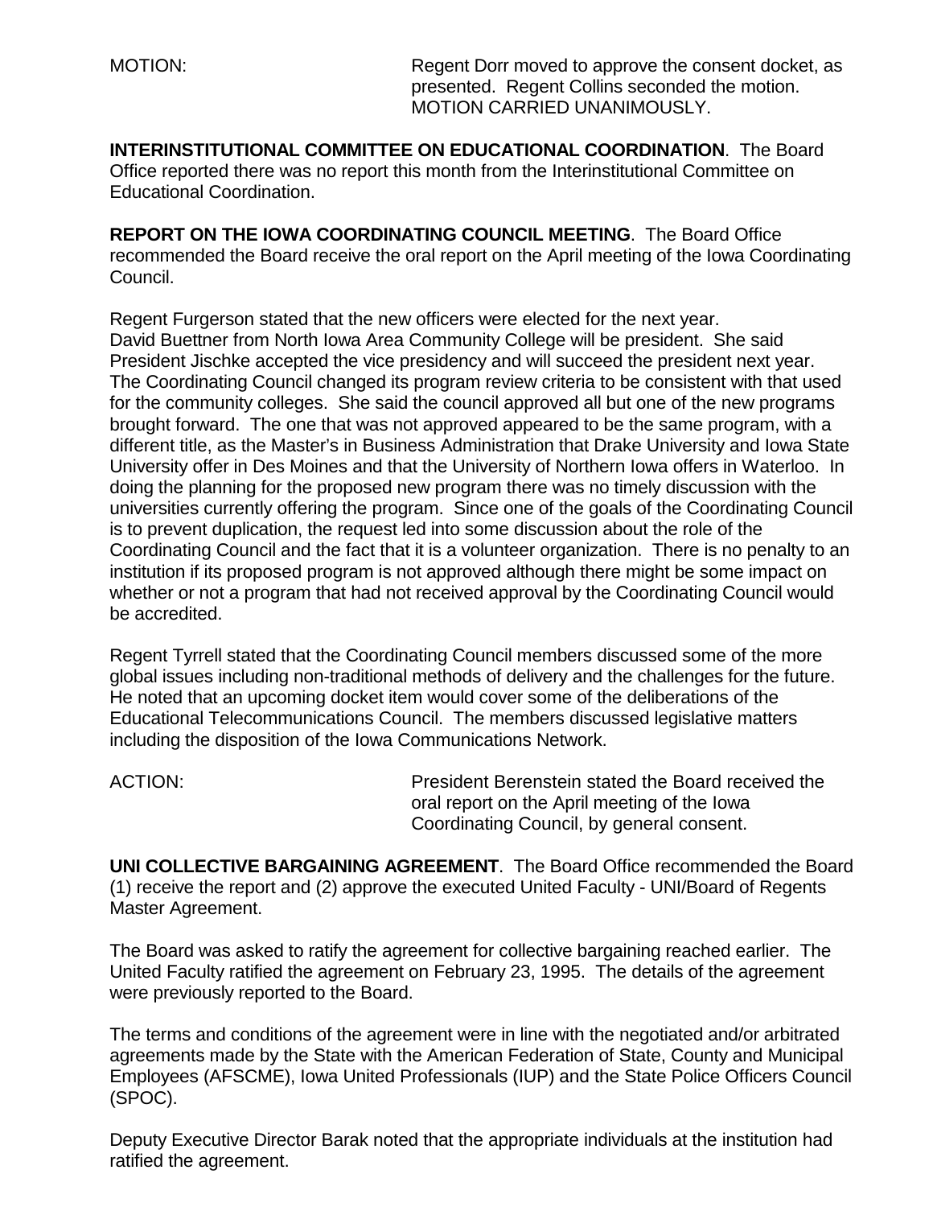MOTION: Regent Dorr moved to approve the consent docket, as presented. Regent Collins seconded the motion. MOTION CARRIED UNANIMOUSLY.

**INTERINSTITUTIONAL COMMITTEE ON EDUCATIONAL COORDINATION**. The Board Office reported there was no report this month from the Interinstitutional Committee on Educational Coordination.

**REPORT ON THE IOWA COORDINATING COUNCIL MEETING**. The Board Office recommended the Board receive the oral report on the April meeting of the Iowa Coordinating Council.

Regent Furgerson stated that the new officers were elected for the next year. David Buettner from North Iowa Area Community College will be president. She said President Jischke accepted the vice presidency and will succeed the president next year. The Coordinating Council changed its program review criteria to be consistent with that used for the community colleges. She said the council approved all but one of the new programs brought forward. The one that was not approved appeared to be the same program, with a different title, as the Master's in Business Administration that Drake University and Iowa State University offer in Des Moines and that the University of Northern Iowa offers in Waterloo. In doing the planning for the proposed new program there was no timely discussion with the universities currently offering the program. Since one of the goals of the Coordinating Council is to prevent duplication, the request led into some discussion about the role of the Coordinating Council and the fact that it is a volunteer organization. There is no penalty to an institution if its proposed program is not approved although there might be some impact on whether or not a program that had not received approval by the Coordinating Council would be accredited.

Regent Tyrrell stated that the Coordinating Council members discussed some of the more global issues including non-traditional methods of delivery and the challenges for the future. He noted that an upcoming docket item would cover some of the deliberations of the Educational Telecommunications Council. The members discussed legislative matters including the disposition of the Iowa Communications Network.

ACTION: President Berenstein stated the Board received the oral report on the April meeting of the Iowa Coordinating Council, by general consent.

**UNI COLLECTIVE BARGAINING AGREEMENT**. The Board Office recommended the Board (1) receive the report and (2) approve the executed United Faculty - UNI/Board of Regents Master Agreement.

The Board was asked to ratify the agreement for collective bargaining reached earlier. The United Faculty ratified the agreement on February 23, 1995. The details of the agreement were previously reported to the Board.

The terms and conditions of the agreement were in line with the negotiated and/or arbitrated agreements made by the State with the American Federation of State, County and Municipal Employees (AFSCME), Iowa United Professionals (IUP) and the State Police Officers Council (SPOC).

Deputy Executive Director Barak noted that the appropriate individuals at the institution had ratified the agreement.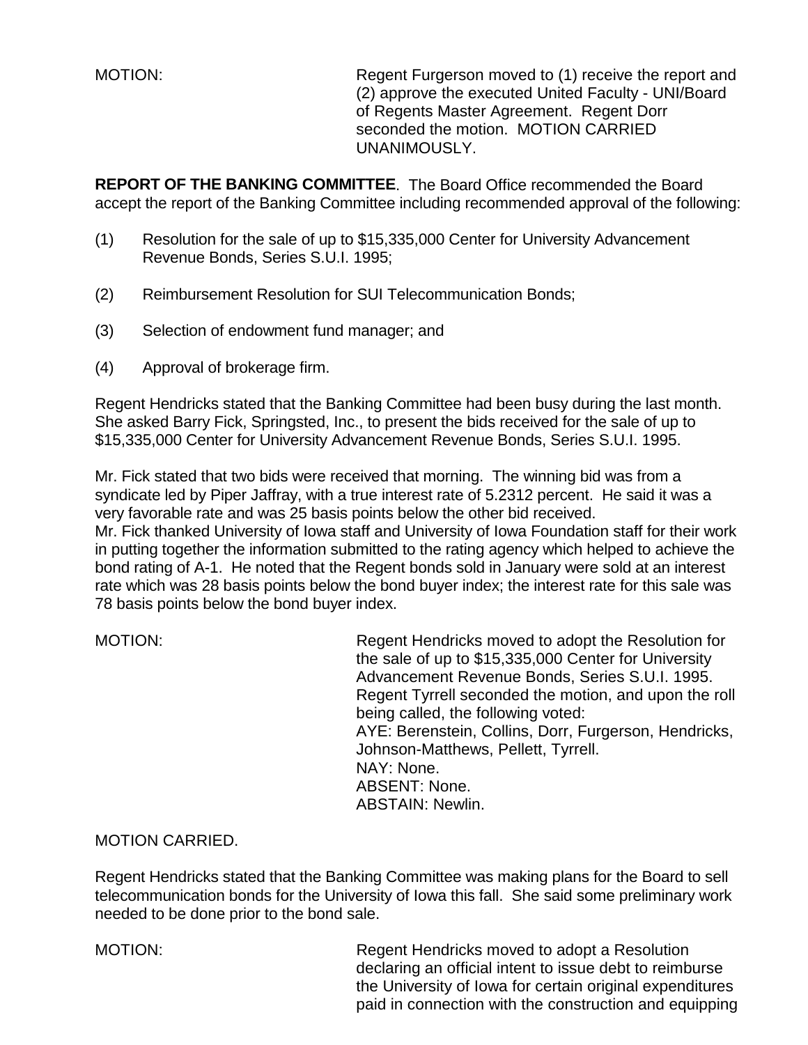MOTION: Regent Furgerson moved to (1) receive the report and (2) approve the executed United Faculty - UNI/Board of Regents Master Agreement. Regent Dorr seconded the motion. MOTION CARRIED UNANIMOUSLY.

**REPORT OF THE BANKING COMMITTEE**. The Board Office recommended the Board accept the report of the Banking Committee including recommended approval of the following:

(1) Resolution for the sale of up to $15,335,000 Center for University Advancement Revenue Bonds, Series S.U.I. 1995;

(2) Reimbursement Resolution for SUI Telecommunication Bonds;

(3) Selection of endowment fund manager; and

(4) Approval of brokerage firm.

Regent Hendricks stated that the Banking Committee had been busy during the last month. She asked Barry Fick, Springsted, Inc., to present the bids received for the sale of up to $15,335,000 Center for University Advancement Revenue Bonds, Series S.U.I. 1995.

Mr. Fick stated that two bids were received that morning. The winning bid was from a syndicate led by Piper Jaffray, with a true interest rate of 5.2312 percent. He said it was a very favorable rate and was 25 basis points below the other bid received.
Mr. Fick thanked University of Iowa staff and University of Iowa Foundation staff for their work in putting together the information submitted to the rating agency which helped to achieve the bond rating of A-1. He noted that the Regent bonds sold in January were sold at an interest rate which was 28 basis points below the bond buyer index; the interest rate for this sale was 78 basis points below the bond buyer index.

MOTION: Regent Hendricks moved to adopt the Resolution for the sale of up to $15,335,000 Center for University Advancement Revenue Bonds, Series S.U.I. 1995. Regent Tyrrell seconded the motion, and upon the roll being called, the following voted:
AYE: Berenstein, Collins, Dorr, Furgerson, Hendricks, Johnson-Matthews, Pellett, Tyrrell.
NAY: None.
ABSENT: None.
ABSTAIN: Newlin.

MOTION CARRIED.

Regent Hendricks stated that the Banking Committee was making plans for the Board to sell telecommunication bonds for the University of Iowa this fall. She said some preliminary work needed to be done prior to the bond sale.

MOTION: Regent Hendricks moved to adopt a Resolution declaring an official intent to issue debt to reimburse the University of Iowa for certain original expenditures paid in connection with the construction and equipping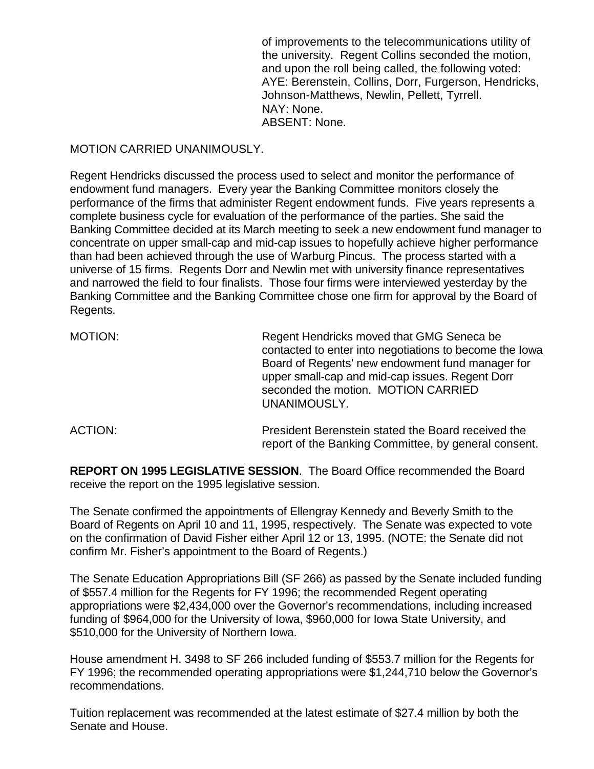of improvements to the telecommunications utility of the university. Regent Collins seconded the motion, and upon the roll being called, the following voted:
AYE: Berenstein, Collins, Dorr, Furgerson, Hendricks, Johnson-Matthews, Newlin, Pellett, Tyrrell.
NAY: None.
ABSENT: None.

MOTION CARRIED UNANIMOUSLY.

Regent Hendricks discussed the process used to select and monitor the performance of endowment fund managers. Every year the Banking Committee monitors closely the performance of the firms that administer Regent endowment funds. Five years represents a complete business cycle for evaluation of the performance of the parties. She said the Banking Committee decided at its March meeting to seek a new endowment fund manager to concentrate on upper small-cap and mid-cap issues to hopefully achieve higher performance than had been achieved through the use of Warburg Pincus. The process started with a universe of 15 firms. Regents Dorr and Newlin met with university finance representatives and narrowed the field to four finalists. Those four firms were interviewed yesterday by the Banking Committee and the Banking Committee chose one firm for approval by the Board of Regents.

MOTION: Regent Hendricks moved that GMG Seneca be contacted to enter into negotiations to become the Iowa Board of Regents' new endowment fund manager for upper small-cap and mid-cap issues. Regent Dorr seconded the motion. MOTION CARRIED UNANIMOUSLY.

ACTION: President Berenstein stated the Board received the report of the Banking Committee, by general consent.

**REPORT ON 1995 LEGISLATIVE SESSION**. The Board Office recommended the Board receive the report on the 1995 legislative session.

The Senate confirmed the appointments of Ellengray Kennedy and Beverly Smith to the Board of Regents on April 10 and 11, 1995, respectively. The Senate was expected to vote on the confirmation of David Fisher either April 12 or 13, 1995. (NOTE: the Senate did not confirm Mr. Fisher's appointment to the Board of Regents.)

The Senate Education Appropriations Bill (SF 266) as passed by the Senate included funding of $557.4 million for the Regents for FY 1996; the recommended Regent operating appropriations were $2,434,000 over the Governor's recommendations, including increased funding of $964,000 for the University of Iowa, $960,000 for Iowa State University, and $510,000 for the University of Northern Iowa.

House amendment H. 3498 to SF 266 included funding of $553.7 million for the Regents for FY 1996; the recommended operating appropriations were $1,244,710 below the Governor's recommendations.

Tuition replacement was recommended at the latest estimate of $27.4 million by both the Senate and House.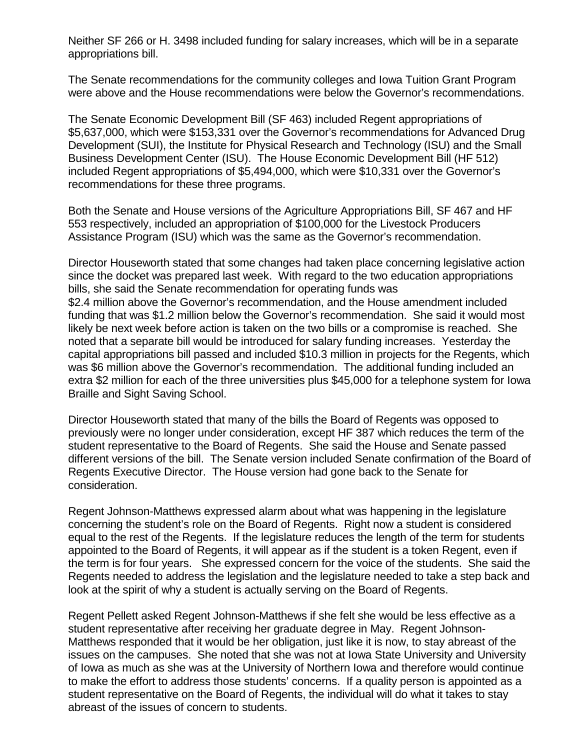Neither SF 266 or H. 3498 included funding for salary increases, which will be in a separate appropriations bill.

The Senate recommendations for the community colleges and Iowa Tuition Grant Program were above and the House recommendations were below the Governor's recommendations.

The Senate Economic Development Bill (SF 463) included Regent appropriations of $5,637,000, which were $153,331 over the Governor's recommendations for Advanced Drug Development (SUI), the Institute for Physical Research and Technology (ISU) and the Small Business Development Center (ISU). The House Economic Development Bill (HF 512) included Regent appropriations of $5,494,000, which were $10,331 over the Governor's recommendations for these three programs.

Both the Senate and House versions of the Agriculture Appropriations Bill, SF 467 and HF 553 respectively, included an appropriation of $100,000 for the Livestock Producers Assistance Program (ISU) which was the same as the Governor's recommendation.

Director Houseworth stated that some changes had taken place concerning legislative action since the docket was prepared last week. With regard to the two education appropriations bills, she said the Senate recommendation for operating funds was $2.4 million above the Governor's recommendation, and the House amendment included funding that was $1.2 million below the Governor's recommendation. She said it would most likely be next week before action is taken on the two bills or a compromise is reached. She noted that a separate bill would be introduced for salary funding increases. Yesterday the capital appropriations bill passed and included $10.3 million in projects for the Regents, which was $6 million above the Governor's recommendation. The additional funding included an extra $2 million for each of the three universities plus $45,000 for a telephone system for Iowa Braille and Sight Saving School.

Director Houseworth stated that many of the bills the Board of Regents was opposed to previously were no longer under consideration, except HF 387 which reduces the term of the student representative to the Board of Regents. She said the House and Senate passed different versions of the bill. The Senate version included Senate confirmation of the Board of Regents Executive Director. The House version had gone back to the Senate for consideration.

Regent Johnson-Matthews expressed alarm about what was happening in the legislature concerning the student's role on the Board of Regents. Right now a student is considered equal to the rest of the Regents. If the legislature reduces the length of the term for students appointed to the Board of Regents, it will appear as if the student is a token Regent, even if the term is for four years. She expressed concern for the voice of the students. She said the Regents needed to address the legislation and the legislature needed to take a step back and look at the spirit of why a student is actually serving on the Board of Regents.

Regent Pellett asked Regent Johnson-Matthews if she felt she would be less effective as a student representative after receiving her graduate degree in May. Regent Johnson-Matthews responded that it would be her obligation, just like it is now, to stay abreast of the issues on the campuses. She noted that she was not at Iowa State University and University of Iowa as much as she was at the University of Northern Iowa and therefore would continue to make the effort to address those students' concerns. If a quality person is appointed as a student representative on the Board of Regents, the individual will do what it takes to stay abreast of the issues of concern to students.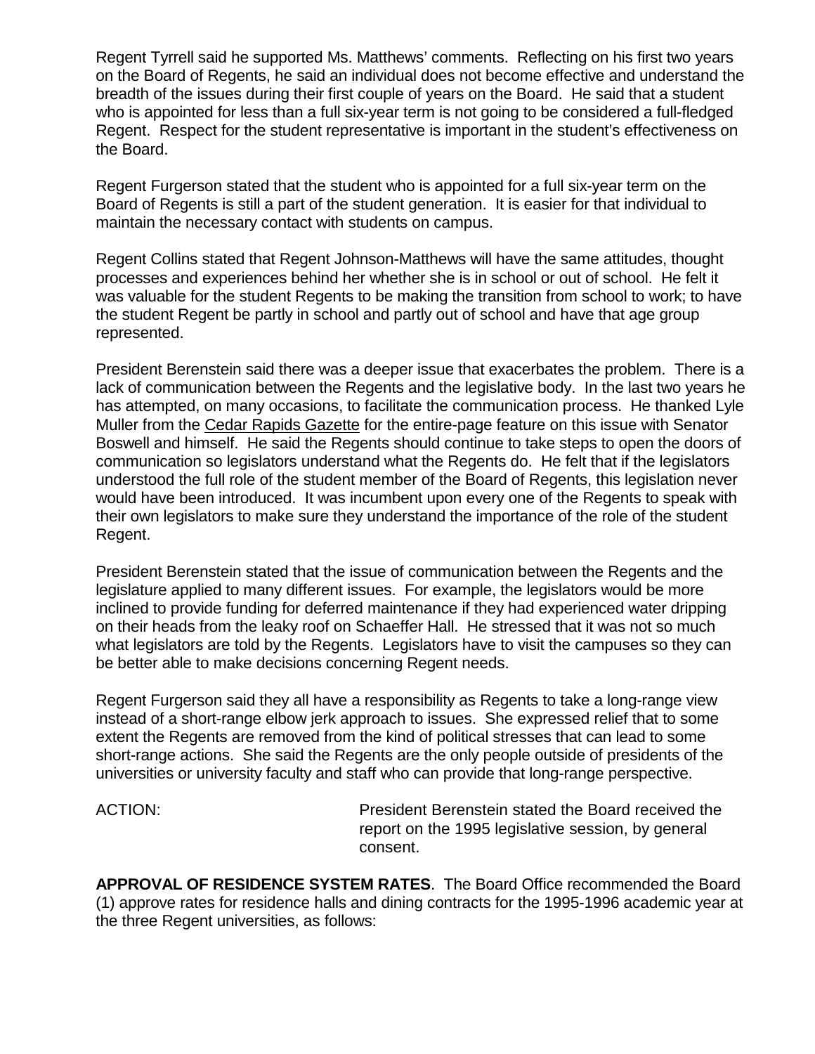Regent Tyrrell said he supported Ms. Matthews' comments. Reflecting on his first two years on the Board of Regents, he said an individual does not become effective and understand the breadth of the issues during their first couple of years on the Board. He said that a student who is appointed for less than a full six-year term is not going to be considered a full-fledged Regent. Respect for the student representative is important in the student's effectiveness on the Board.

Regent Furgerson stated that the student who is appointed for a full six-year term on the Board of Regents is still a part of the student generation. It is easier for that individual to maintain the necessary contact with students on campus.

Regent Collins stated that Regent Johnson-Matthews will have the same attitudes, thought processes and experiences behind her whether she is in school or out of school. He felt it was valuable for the student Regents to be making the transition from school to work; to have the student Regent be partly in school and partly out of school and have that age group represented.

President Berenstein said there was a deeper issue that exacerbates the problem. There is a lack of communication between the Regents and the legislative body. In the last two years he has attempted, on many occasions, to facilitate the communication process. He thanked Lyle Muller from the Cedar Rapids Gazette for the entire-page feature on this issue with Senator Boswell and himself. He said the Regents should continue to take steps to open the doors of communication so legislators understand what the Regents do. He felt that if the legislators understood the full role of the student member of the Board of Regents, this legislation never would have been introduced. It was incumbent upon every one of the Regents to speak with their own legislators to make sure they understand the importance of the role of the student Regent.

President Berenstein stated that the issue of communication between the Regents and the legislature applied to many different issues. For example, the legislators would be more inclined to provide funding for deferred maintenance if they had experienced water dripping on their heads from the leaky roof on Schaeffer Hall. He stressed that it was not so much what legislators are told by the Regents. Legislators have to visit the campuses so they can be better able to make decisions concerning Regent needs.

Regent Furgerson said they all have a responsibility as Regents to take a long-range view instead of a short-range elbow jerk approach to issues. She expressed relief that to some extent the Regents are removed from the kind of political stresses that can lead to some short-range actions. She said the Regents are the only people outside of presidents of the universities or university faculty and staff who can provide that long-range perspective.

ACTION: President Berenstein stated the Board received the report on the 1995 legislative session, by general consent.

**APPROVAL OF RESIDENCE SYSTEM RATES**. The Board Office recommended the Board (1) approve rates for residence halls and dining contracts for the 1995-1996 academic year at the three Regent universities, as follows: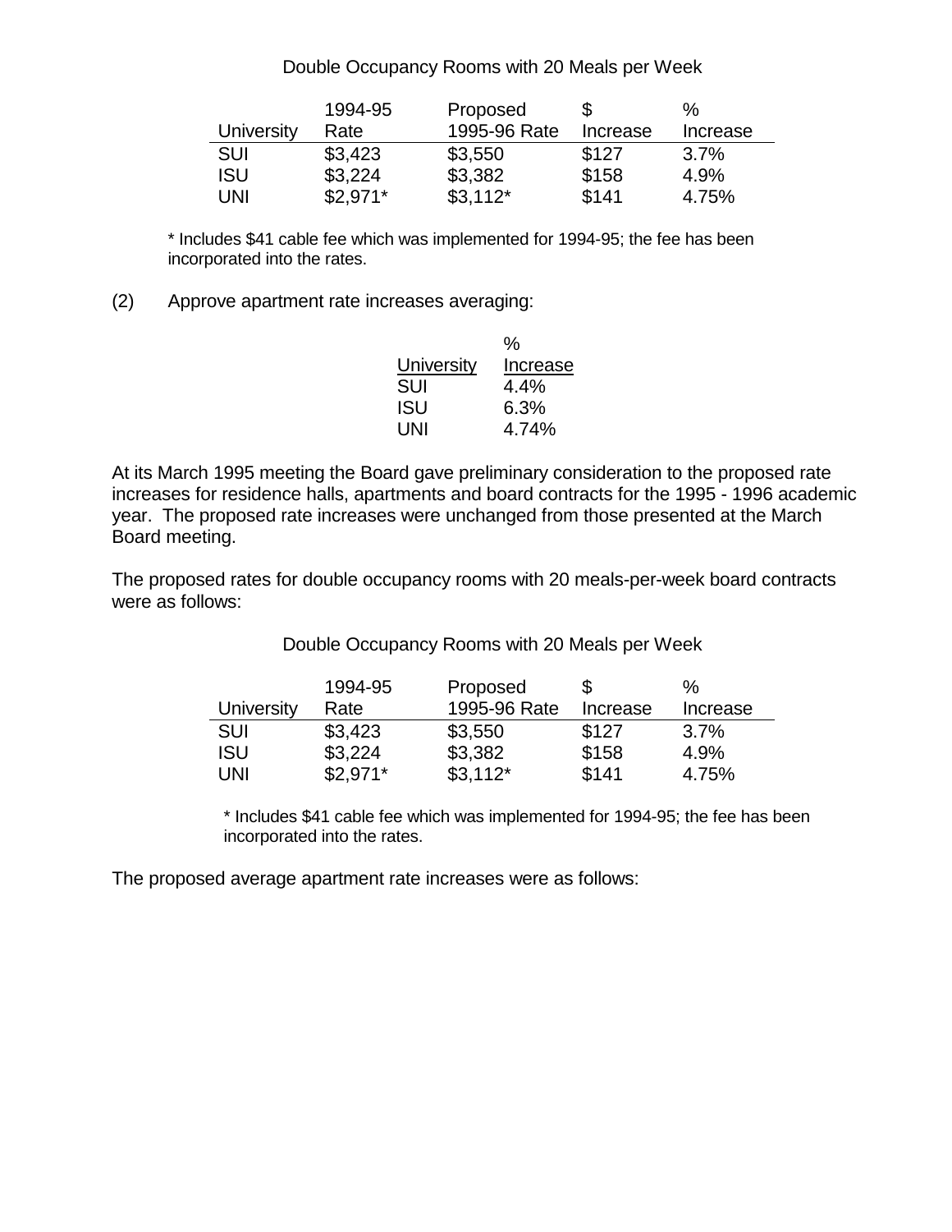Double Occupancy Rooms with 20 Meals per Week

| University | 1994-95 Rate | Proposed 1995-96 Rate | $ Increase | % Increase |
|---|---|---|---|---|
| SUI | $3,423 | $3,550 | $127 | 3.7% |
| ISU | $3,224 | $3,382 | $158 | 4.9% |
| UNI | $2,971* | $3,112* | $141 | 4.75% |

* Includes $41 cable fee which was implemented for 1994-95; the fee has been incorporated into the rates.

(2) Approve apartment rate increases averaging:

| University | % Increase |
|---|---|
| SUI | 4.4% |
| ISU | 6.3% |
| UNI | 4.74% |

At its March 1995 meeting the Board gave preliminary consideration to the proposed rate increases for residence halls, apartments and board contracts for the 1995 - 1996 academic year. The proposed rate increases were unchanged from those presented at the March Board meeting.

The proposed rates for double occupancy rooms with 20 meals-per-week board contracts were as follows:

Double Occupancy Rooms with 20 Meals per Week

| University | 1994-95 Rate | Proposed 1995-96 Rate | $ Increase | % Increase |
|---|---|---|---|---|
| SUI | $3,423 | $3,550 | $127 | 3.7% |
| ISU | $3,224 | $3,382 | $158 | 4.9% |
| UNI | $2,971* | $3,112* | $141 | 4.75% |

* Includes $41 cable fee which was implemented for 1994-95; the fee has been incorporated into the rates.

The proposed average apartment rate increases were as follows: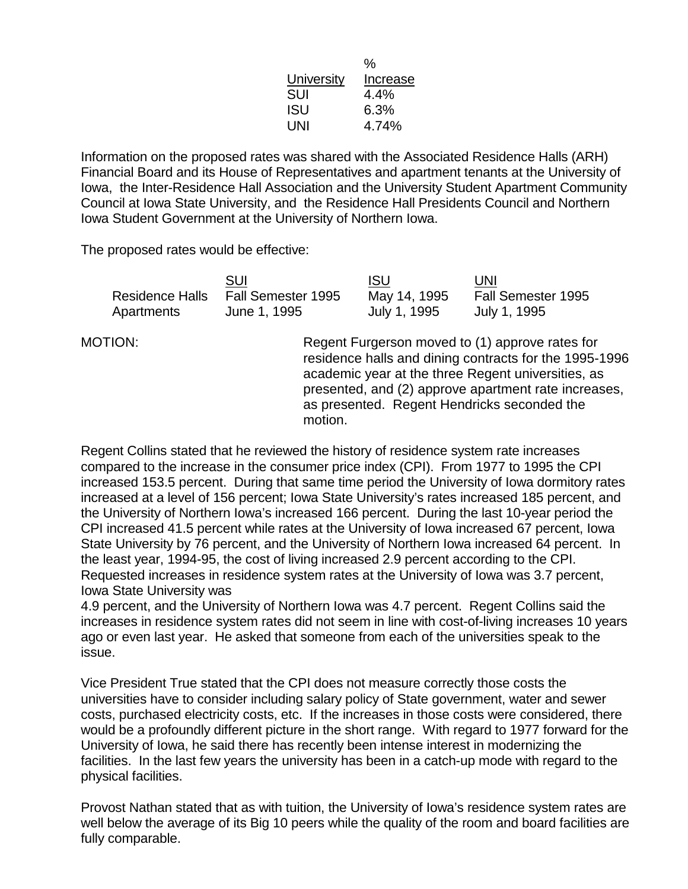| University | % Increase |
|---|---|
| SUI | 4.4% |
| ISU | 6.3% |
| UNI | 4.74% |

Information on the proposed rates was shared with the Associated Residence Halls (ARH) Financial Board and its House of Representatives and apartment tenants at the University of Iowa, the Inter-Residence Hall Association and the University Student Apartment Community Council at Iowa State University, and the Residence Hall Presidents Council and Northern Iowa Student Government at the University of Northern Iowa.

The proposed rates would be effective:

| | SUI | ISU | UNI |
|---|---|---|---|
| Residence Halls | Fall Semester 1995 | May 14, 1995 | Fall Semester 1995 |
| Apartments | June 1, 1995 | July 1, 1995 | July 1, 1995 |

MOTION: Regent Furgerson moved to (1) approve rates for residence halls and dining contracts for the 1995-1996 academic year at the three Regent universities, as presented, and (2) approve apartment rate increases, as presented. Regent Hendricks seconded the motion.

Regent Collins stated that he reviewed the history of residence system rate increases compared to the increase in the consumer price index (CPI). From 1977 to 1995 the CPI increased 153.5 percent. During that same time period the University of Iowa dormitory rates increased at a level of 156 percent; Iowa State University's rates increased 185 percent, and the University of Northern Iowa's increased 166 percent. During the last 10-year period the CPI increased 41.5 percent while rates at the University of Iowa increased 67 percent, Iowa State University by 76 percent, and the University of Northern Iowa increased 64 percent. In the least year, 1994-95, the cost of living increased 2.9 percent according to the CPI. Requested increases in residence system rates at the University of Iowa was 3.7 percent, Iowa State University was 4.9 percent, and the University of Northern Iowa was 4.7 percent. Regent Collins said the increases in residence system rates did not seem in line with cost-of-living increases 10 years ago or even last year. He asked that someone from each of the universities speak to the issue.

Vice President True stated that the CPI does not measure correctly those costs the universities have to consider including salary policy of State government, water and sewer costs, purchased electricity costs, etc. If the increases in those costs were considered, there would be a profoundly different picture in the short range. With regard to 1977 forward for the University of Iowa, he said there has recently been intense interest in modernizing the facilities. In the last few years the university has been in a catch-up mode with regard to the physical facilities.

Provost Nathan stated that as with tuition, the University of Iowa's residence system rates are well below the average of its Big 10 peers while the quality of the room and board facilities are fully comparable.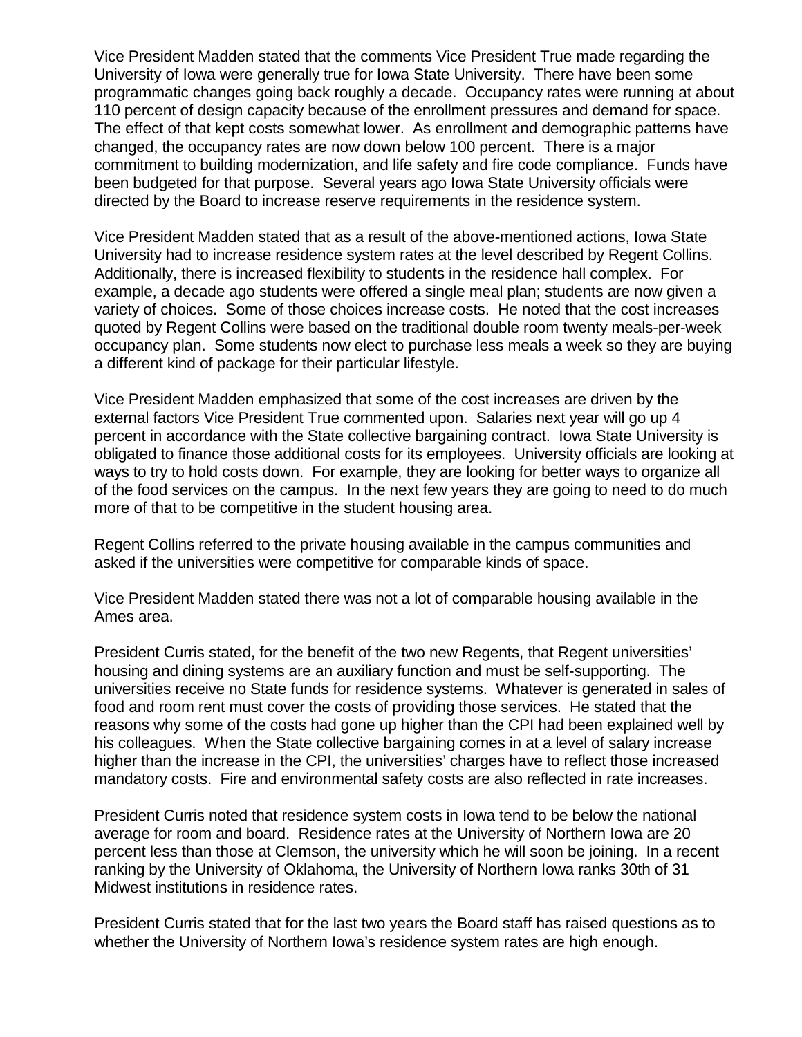Vice President Madden stated that the comments Vice President True made regarding the University of Iowa were generally true for Iowa State University. There have been some programmatic changes going back roughly a decade. Occupancy rates were running at about 110 percent of design capacity because of the enrollment pressures and demand for space. The effect of that kept costs somewhat lower. As enrollment and demographic patterns have changed, the occupancy rates are now down below 100 percent. There is a major commitment to building modernization, and life safety and fire code compliance. Funds have been budgeted for that purpose. Several years ago Iowa State University officials were directed by the Board to increase reserve requirements in the residence system.

Vice President Madden stated that as a result of the above-mentioned actions, Iowa State University had to increase residence system rates at the level described by Regent Collins. Additionally, there is increased flexibility to students in the residence hall complex. For example, a decade ago students were offered a single meal plan; students are now given a variety of choices. Some of those choices increase costs. He noted that the cost increases quoted by Regent Collins were based on the traditional double room twenty meals-per-week occupancy plan. Some students now elect to purchase less meals a week so they are buying a different kind of package for their particular lifestyle.

Vice President Madden emphasized that some of the cost increases are driven by the external factors Vice President True commented upon. Salaries next year will go up 4 percent in accordance with the State collective bargaining contract. Iowa State University is obligated to finance those additional costs for its employees. University officials are looking at ways to try to hold costs down. For example, they are looking for better ways to organize all of the food services on the campus. In the next few years they are going to need to do much more of that to be competitive in the student housing area.

Regent Collins referred to the private housing available in the campus communities and asked if the universities were competitive for comparable kinds of space.

Vice President Madden stated there was not a lot of comparable housing available in the Ames area.

President Curris stated, for the benefit of the two new Regents, that Regent universities' housing and dining systems are an auxiliary function and must be self-supporting. The universities receive no State funds for residence systems. Whatever is generated in sales of food and room rent must cover the costs of providing those services. He stated that the reasons why some of the costs had gone up higher than the CPI had been explained well by his colleagues. When the State collective bargaining comes in at a level of salary increase higher than the increase in the CPI, the universities' charges have to reflect those increased mandatory costs. Fire and environmental safety costs are also reflected in rate increases.

President Curris noted that residence system costs in Iowa tend to be below the national average for room and board. Residence rates at the University of Northern Iowa are 20 percent less than those at Clemson, the university which he will soon be joining. In a recent ranking by the University of Oklahoma, the University of Northern Iowa ranks 30th of 31 Midwest institutions in residence rates.

President Curris stated that for the last two years the Board staff has raised questions as to whether the University of Northern Iowa's residence system rates are high enough.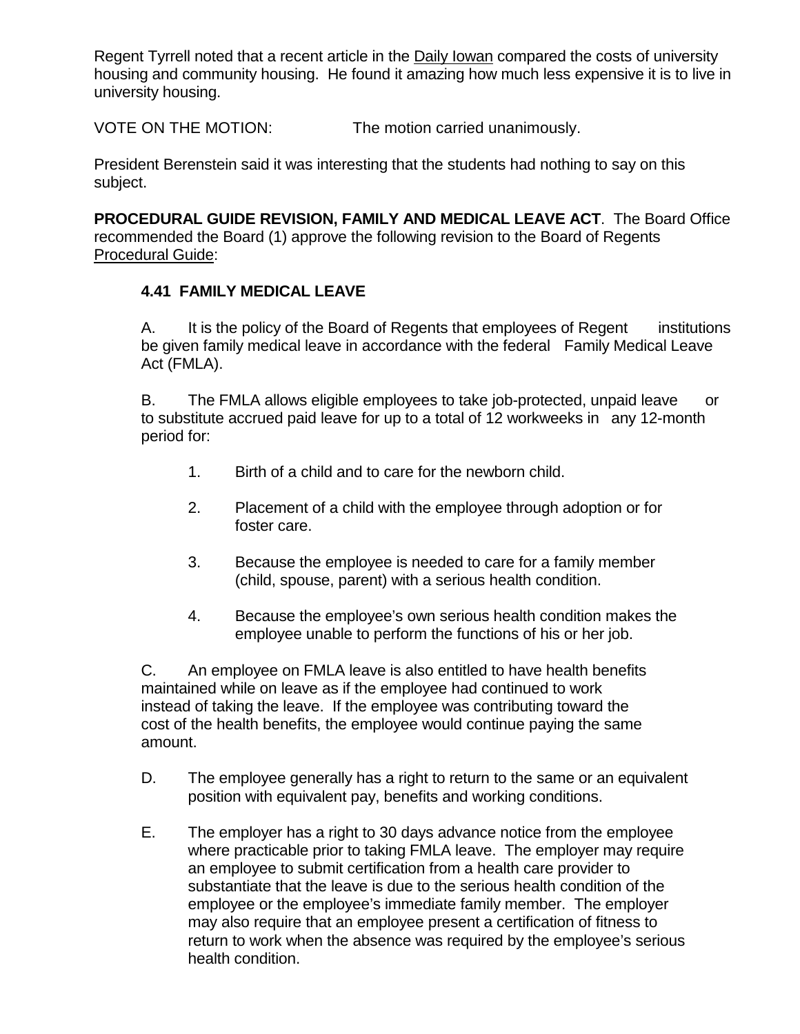Regent Tyrrell noted that a recent article in the Daily Iowan compared the costs of university housing and community housing. He found it amazing how much less expensive it is to live in university housing.

VOTE ON THE MOTION: The motion carried unanimously.

President Berenstein said it was interesting that the students had nothing to say on this subject.

**PROCEDURAL GUIDE REVISION, FAMILY AND MEDICAL LEAVE ACT**. The Board Office recommended the Board (1) approve the following revision to the Board of Regents Procedural Guide:

**4.41 FAMILY MEDICAL LEAVE**

A. It is the policy of the Board of Regents that employees of Regent institutions be given family medical leave in accordance with the federal Family Medical Leave Act (FMLA).

B. The FMLA allows eligible employees to take job-protected, unpaid leave or to substitute accrued paid leave for up to a total of 12 workweeks in any 12-month period for:

1. Birth of a child and to care for the newborn child.
2. Placement of a child with the employee through adoption or for foster care.
3. Because the employee is needed to care for a family member (child, spouse, parent) with a serious health condition.
4. Because the employee's own serious health condition makes the employee unable to perform the functions of his or her job.

C. An employee on FMLA leave is also entitled to have health benefits maintained while on leave as if the employee had continued to work instead of taking the leave. If the employee was contributing toward the cost of the health benefits, the employee would continue paying the same amount.

D. The employee generally has a right to return to the same or an equivalent position with equivalent pay, benefits and working conditions.

E. The employer has a right to 30 days advance notice from the employee where practicable prior to taking FMLA leave. The employer may require an employee to submit certification from a health care provider to substantiate that the leave is due to the serious health condition of the employee or the employee's immediate family member. The employer may also require that an employee present a certification of fitness to return to work when the absence was required by the employee's serious health condition.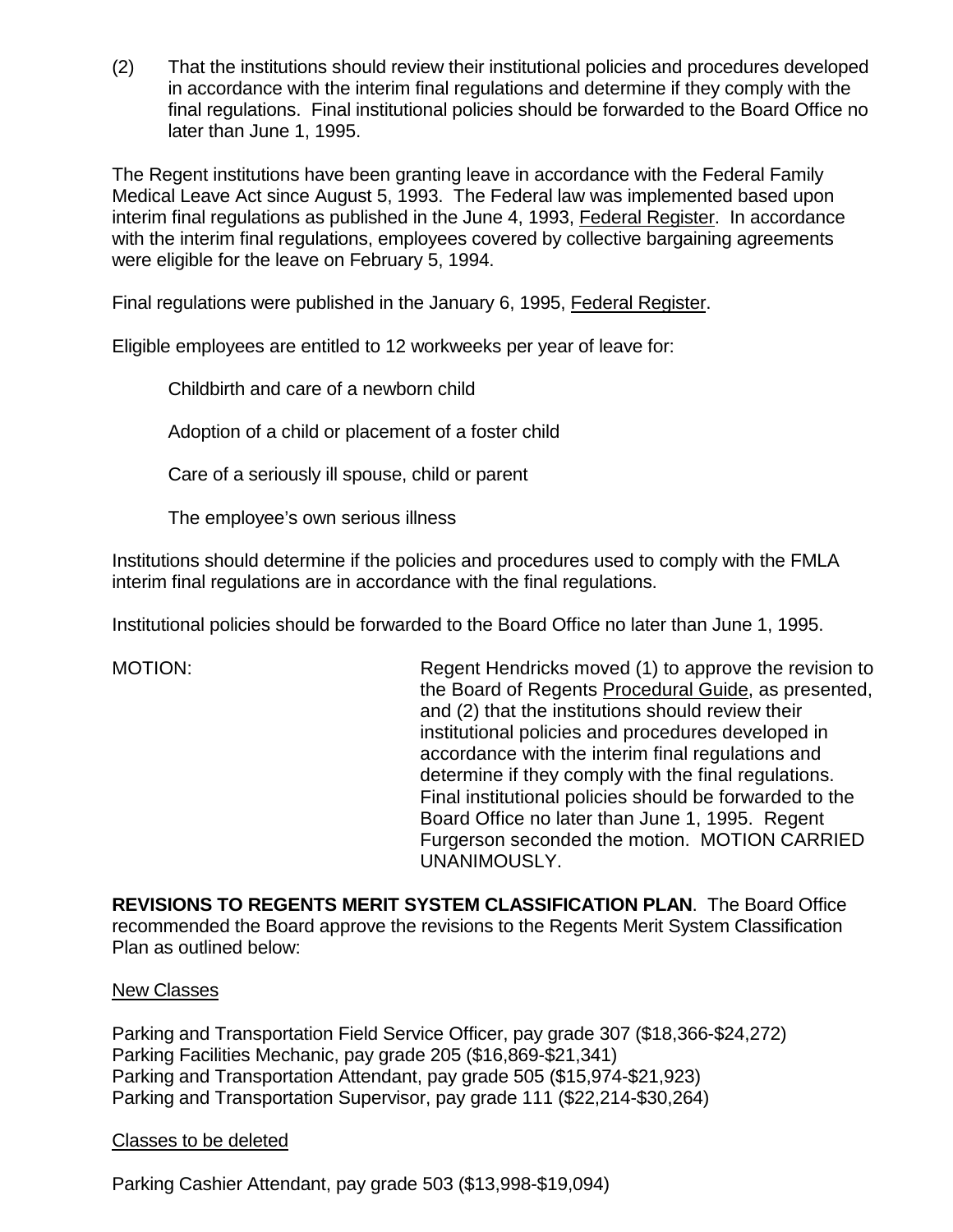(2) That the institutions should review their institutional policies and procedures developed in accordance with the interim final regulations and determine if they comply with the final regulations. Final institutional policies should be forwarded to the Board Office no later than June 1, 1995.

The Regent institutions have been granting leave in accordance with the Federal Family Medical Leave Act since August 5, 1993. The Federal law was implemented based upon interim final regulations as published in the June 4, 1993, Federal Register. In accordance with the interim final regulations, employees covered by collective bargaining agreements were eligible for the leave on February 5, 1994.

Final regulations were published in the January 6, 1995, Federal Register.

Eligible employees are entitled to 12 workweeks per year of leave for:

Childbirth and care of a newborn child

Adoption of a child or placement of a foster child

Care of a seriously ill spouse, child or parent

The employee's own serious illness

Institutions should determine if the policies and procedures used to comply with the FMLA interim final regulations are in accordance with the final regulations.

Institutional policies should be forwarded to the Board Office no later than June 1, 1995.

MOTION: Regent Hendricks moved (1) to approve the revision to the Board of Regents Procedural Guide, as presented, and (2) that the institutions should review their institutional policies and procedures developed in accordance with the interim final regulations and determine if they comply with the final regulations. Final institutional policies should be forwarded to the Board Office no later than June 1, 1995. Regent Furgerson seconded the motion. MOTION CARRIED UNANIMOUSLY.

**REVISIONS TO REGENTS MERIT SYSTEM CLASSIFICATION PLAN**. The Board Office recommended the Board approve the revisions to the Regents Merit System Classification Plan as outlined below:

New Classes

Parking and Transportation Field Service Officer, pay grade 307 ($18,366-$24,272)
Parking Facilities Mechanic, pay grade 205 ($16,869-$21,341)
Parking and Transportation Attendant, pay grade 505 ($15,974-$21,923)
Parking and Transportation Supervisor, pay grade 111 ($22,214-$30,264)

Classes to be deleted

Parking Cashier Attendant, pay grade 503 ($13,998-$19,094)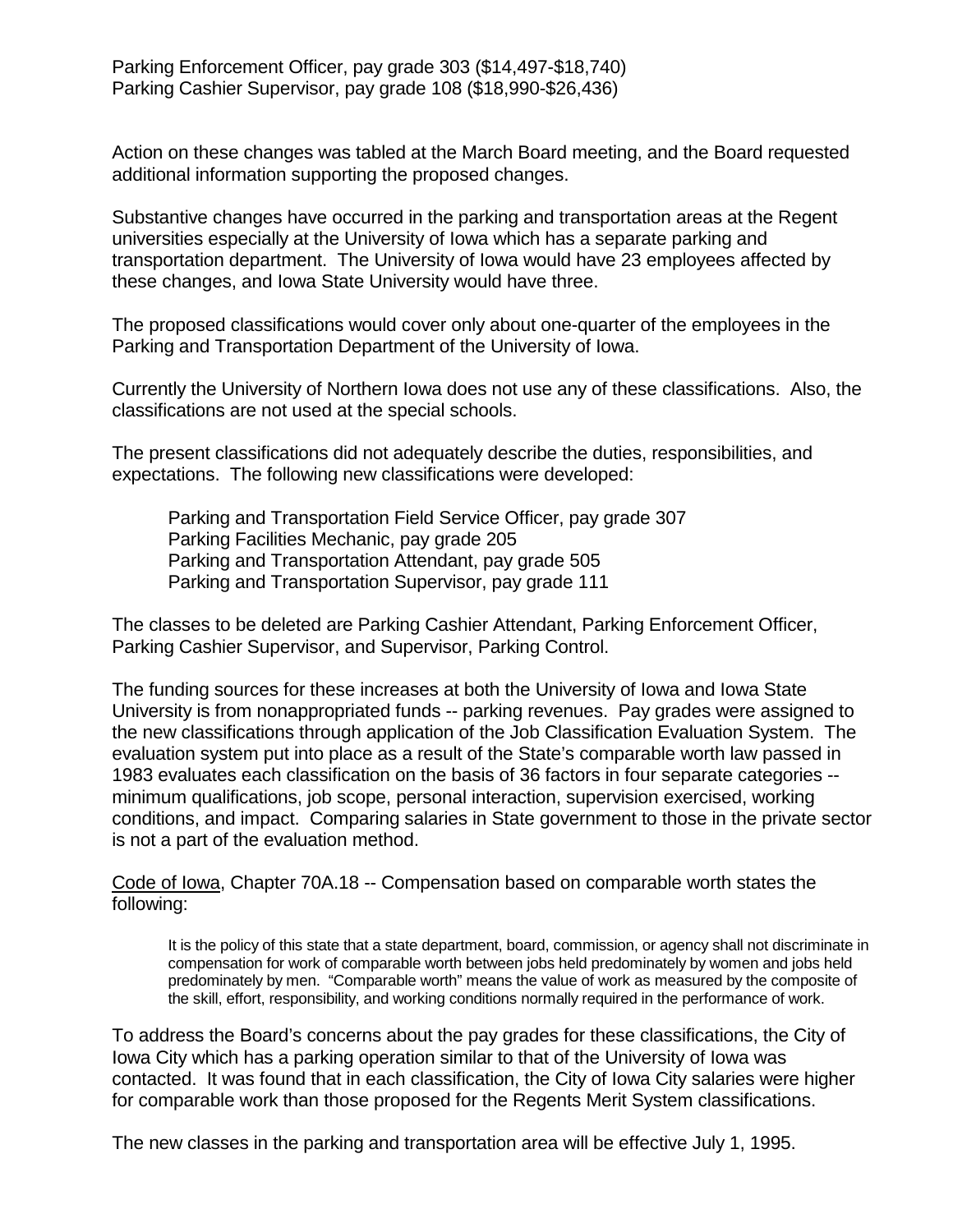Parking Enforcement Officer, pay grade 303 ($14,497-$18,740)
Parking Cashier Supervisor, pay grade 108 ($18,990-$26,436)

Action on these changes was tabled at the March Board meeting, and the Board requested additional information supporting the proposed changes.

Substantive changes have occurred in the parking and transportation areas at the Regent universities especially at the University of Iowa which has a separate parking and transportation department. The University of Iowa would have 23 employees affected by these changes, and Iowa State University would have three.

The proposed classifications would cover only about one-quarter of the employees in the Parking and Transportation Department of the University of Iowa.

Currently the University of Northern Iowa does not use any of these classifications. Also, the classifications are not used at the special schools.

The present classifications did not adequately describe the duties, responsibilities, and expectations. The following new classifications were developed:

Parking and Transportation Field Service Officer, pay grade 307
Parking Facilities Mechanic, pay grade 205
Parking and Transportation Attendant, pay grade 505
Parking and Transportation Supervisor, pay grade 111

The classes to be deleted are Parking Cashier Attendant, Parking Enforcement Officer, Parking Cashier Supervisor, and Supervisor, Parking Control.

The funding sources for these increases at both the University of Iowa and Iowa State University is from nonappropriated funds -- parking revenues. Pay grades were assigned to the new classifications through application of the Job Classification Evaluation System. The evaluation system put into place as a result of the State's comparable worth law passed in 1983 evaluates each classification on the basis of 36 factors in four separate categories -- minimum qualifications, job scope, personal interaction, supervision exercised, working conditions, and impact. Comparing salaries in State government to those in the private sector is not a part of the evaluation method.

Code of Iowa, Chapter 70A.18 -- Compensation based on comparable worth states the following:

> It is the policy of this state that a state department, board, commission, or agency shall not discriminate in compensation for work of comparable worth between jobs held predominately by women and jobs held predominately by men. "Comparable worth" means the value of work as measured by the composite of the skill, effort, responsibility, and working conditions normally required in the performance of work.

To address the Board's concerns about the pay grades for these classifications, the City of Iowa City which has a parking operation similar to that of the University of Iowa was contacted. It was found that in each classification, the City of Iowa City salaries were higher for comparable work than those proposed for the Regents Merit System classifications.

The new classes in the parking and transportation area will be effective July 1, 1995.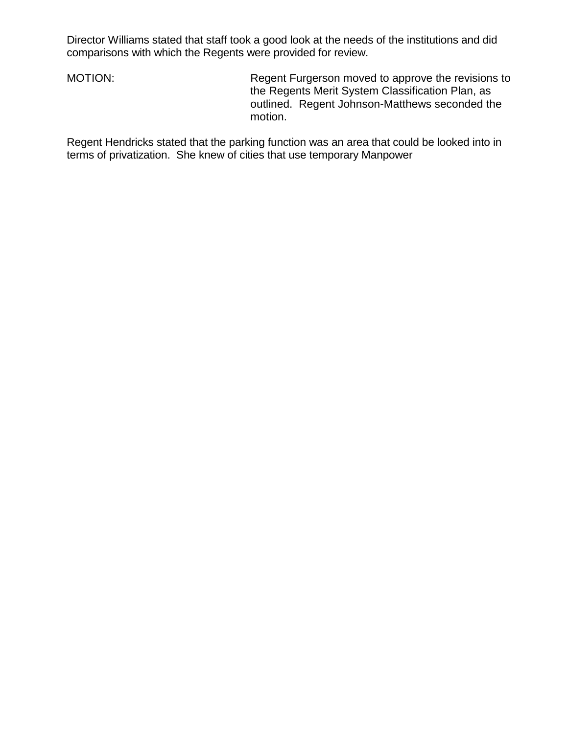Director Williams stated that staff took a good look at the needs of the institutions and did comparisons with which the Regents were provided for review.

MOTION: Regent Furgerson moved to approve the revisions to the Regents Merit System Classification Plan, as outlined. Regent Johnson-Matthews seconded the motion.

Regent Hendricks stated that the parking function was an area that could be looked into in terms of privatization. She knew of cities that use temporary Manpower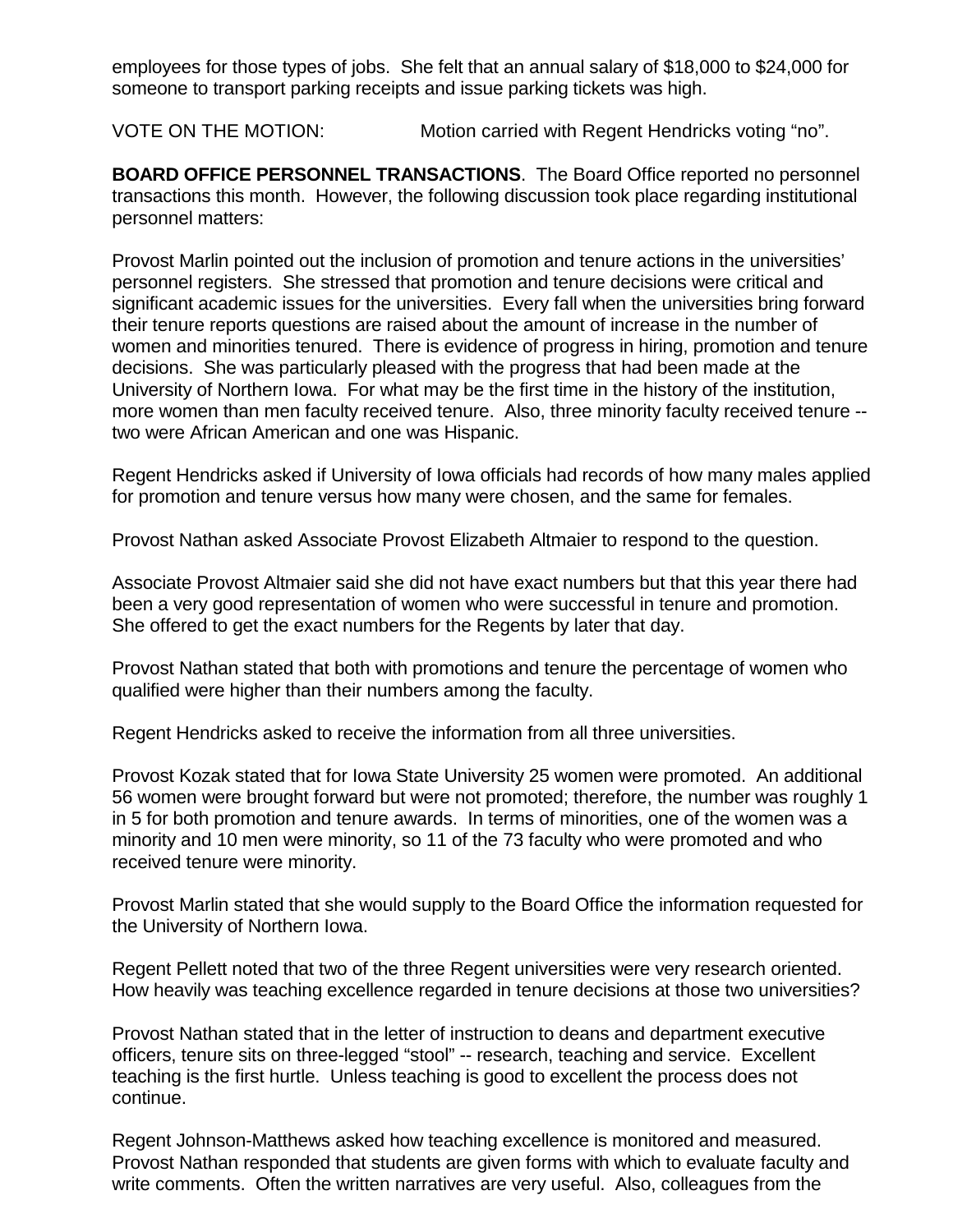employees for those types of jobs. She felt that an annual salary of $18,000 to $24,000 for someone to transport parking receipts and issue parking tickets was high.

VOTE ON THE MOTION: Motion carried with Regent Hendricks voting "no".

**BOARD OFFICE PERSONNEL TRANSACTIONS**. The Board Office reported no personnel transactions this month. However, the following discussion took place regarding institutional personnel matters:

Provost Marlin pointed out the inclusion of promotion and tenure actions in the universities' personnel registers. She stressed that promotion and tenure decisions were critical and significant academic issues for the universities. Every fall when the universities bring forward their tenure reports questions are raised about the amount of increase in the number of women and minorities tenured. There is evidence of progress in hiring, promotion and tenure decisions. She was particularly pleased with the progress that had been made at the University of Northern Iowa. For what may be the first time in the history of the institution, more women than men faculty received tenure. Also, three minority faculty received tenure -- two were African American and one was Hispanic.

Regent Hendricks asked if University of Iowa officials had records of how many males applied for promotion and tenure versus how many were chosen, and the same for females.

Provost Nathan asked Associate Provost Elizabeth Altmaier to respond to the question.

Associate Provost Altmaier said she did not have exact numbers but that this year there had been a very good representation of women who were successful in tenure and promotion. She offered to get the exact numbers for the Regents by later that day.

Provost Nathan stated that both with promotions and tenure the percentage of women who qualified were higher than their numbers among the faculty.

Regent Hendricks asked to receive the information from all three universities.

Provost Kozak stated that for Iowa State University 25 women were promoted. An additional 56 women were brought forward but were not promoted; therefore, the number was roughly 1 in 5 for both promotion and tenure awards. In terms of minorities, one of the women was a minority and 10 men were minority, so 11 of the 73 faculty who were promoted and who received tenure were minority.

Provost Marlin stated that she would supply to the Board Office the information requested for the University of Northern Iowa.

Regent Pellett noted that two of the three Regent universities were very research oriented. How heavily was teaching excellence regarded in tenure decisions at those two universities?

Provost Nathan stated that in the letter of instruction to deans and department executive officers, tenure sits on three-legged "stool" -- research, teaching and service. Excellent teaching is the first hurtle. Unless teaching is good to excellent the process does not continue.

Regent Johnson-Matthews asked how teaching excellence is monitored and measured. Provost Nathan responded that students are given forms with which to evaluate faculty and write comments. Often the written narratives are very useful. Also, colleagues from the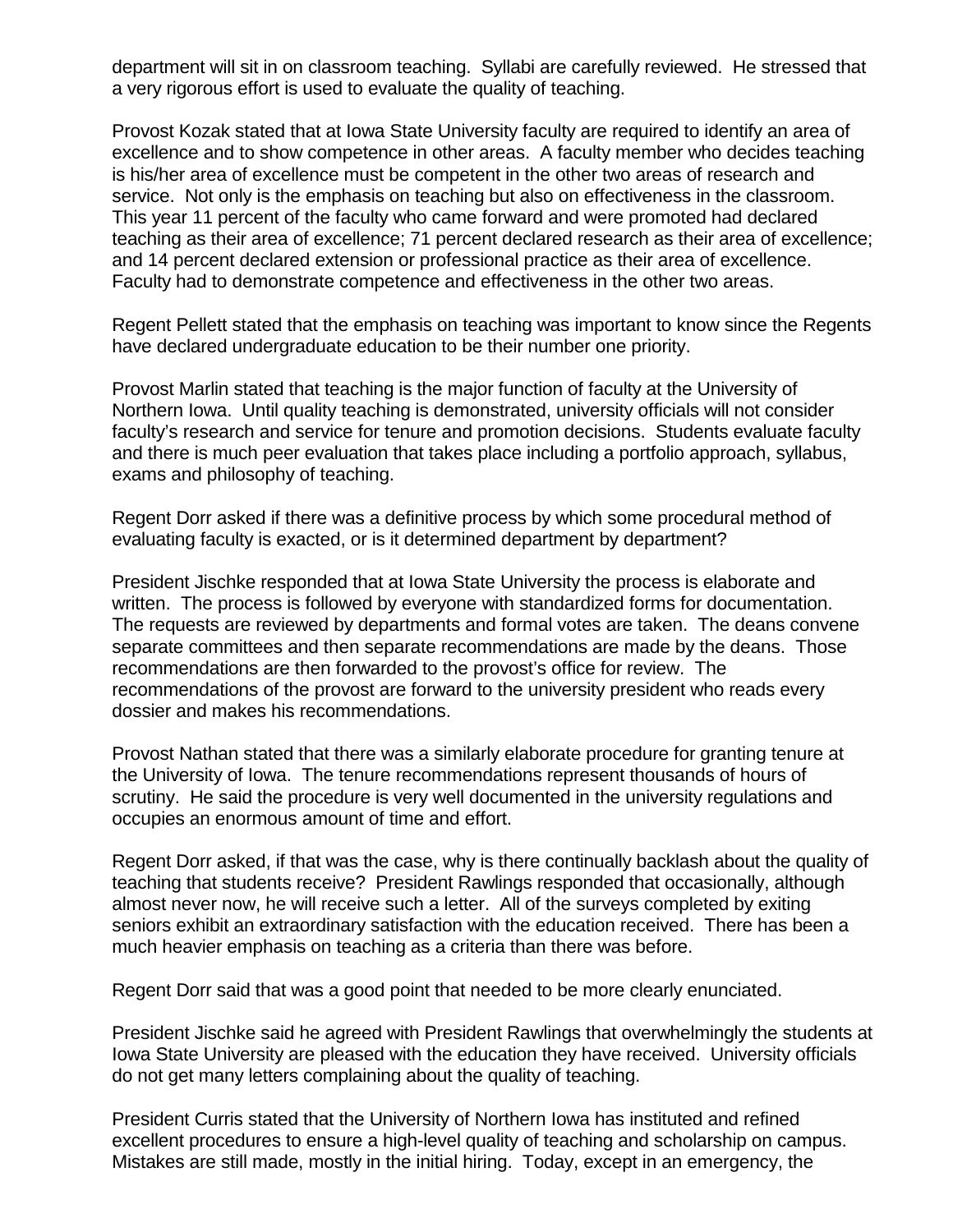department will sit in on classroom teaching. Syllabi are carefully reviewed. He stressed that a very rigorous effort is used to evaluate the quality of teaching.

Provost Kozak stated that at Iowa State University faculty are required to identify an area of excellence and to show competence in other areas. A faculty member who decides teaching is his/her area of excellence must be competent in the other two areas of research and service. Not only is the emphasis on teaching but also on effectiveness in the classroom. This year 11 percent of the faculty who came forward and were promoted had declared teaching as their area of excellence; 71 percent declared research as their area of excellence; and 14 percent declared extension or professional practice as their area of excellence. Faculty had to demonstrate competence and effectiveness in the other two areas.

Regent Pellett stated that the emphasis on teaching was important to know since the Regents have declared undergraduate education to be their number one priority.

Provost Marlin stated that teaching is the major function of faculty at the University of Northern Iowa. Until quality teaching is demonstrated, university officials will not consider faculty's research and service for tenure and promotion decisions. Students evaluate faculty and there is much peer evaluation that takes place including a portfolio approach, syllabus, exams and philosophy of teaching.

Regent Dorr asked if there was a definitive process by which some procedural method of evaluating faculty is exacted, or is it determined department by department?

President Jischke responded that at Iowa State University the process is elaborate and written. The process is followed by everyone with standardized forms for documentation. The requests are reviewed by departments and formal votes are taken. The deans convene separate committees and then separate recommendations are made by the deans. Those recommendations are then forwarded to the provost's office for review. The recommendations of the provost are forward to the university president who reads every dossier and makes his recommendations.

Provost Nathan stated that there was a similarly elaborate procedure for granting tenure at the University of Iowa. The tenure recommendations represent thousands of hours of scrutiny. He said the procedure is very well documented in the university regulations and occupies an enormous amount of time and effort.

Regent Dorr asked, if that was the case, why is there continually backlash about the quality of teaching that students receive? President Rawlings responded that occasionally, although almost never now, he will receive such a letter. All of the surveys completed by exiting seniors exhibit an extraordinary satisfaction with the education received. There has been a much heavier emphasis on teaching as a criteria than there was before.

Regent Dorr said that was a good point that needed to be more clearly enunciated.

President Jischke said he agreed with President Rawlings that overwhelmingly the students at Iowa State University are pleased with the education they have received. University officials do not get many letters complaining about the quality of teaching.

President Curris stated that the University of Northern Iowa has instituted and refined excellent procedures to ensure a high-level quality of teaching and scholarship on campus. Mistakes are still made, mostly in the initial hiring. Today, except in an emergency, the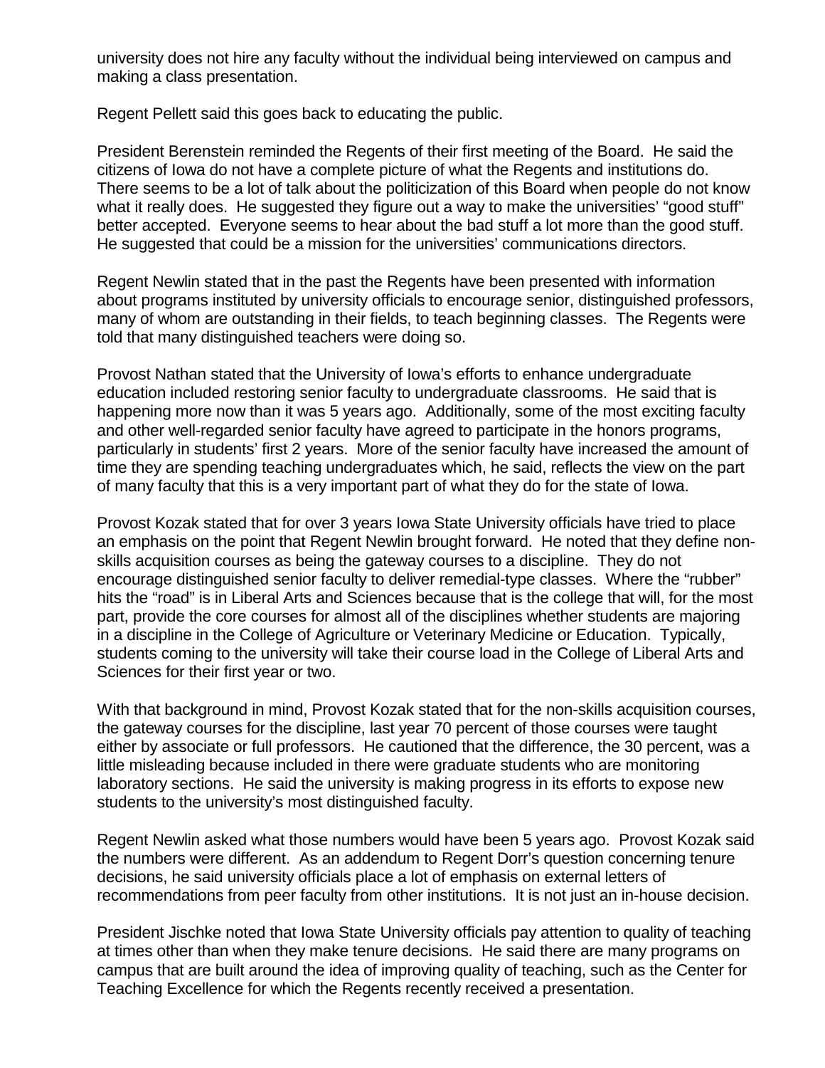university does not hire any faculty without the individual being interviewed on campus and making a class presentation.

Regent Pellett said this goes back to educating the public.

President Berenstein reminded the Regents of their first meeting of the Board. He said the citizens of Iowa do not have a complete picture of what the Regents and institutions do. There seems to be a lot of talk about the politicization of this Board when people do not know what it really does. He suggested they figure out a way to make the universities' "good stuff" better accepted. Everyone seems to hear about the bad stuff a lot more than the good stuff. He suggested that could be a mission for the universities' communications directors.

Regent Newlin stated that in the past the Regents have been presented with information about programs instituted by university officials to encourage senior, distinguished professors, many of whom are outstanding in their fields, to teach beginning classes. The Regents were told that many distinguished teachers were doing so.

Provost Nathan stated that the University of Iowa's efforts to enhance undergraduate education included restoring senior faculty to undergraduate classrooms. He said that is happening more now than it was 5 years ago. Additionally, some of the most exciting faculty and other well-regarded senior faculty have agreed to participate in the honors programs, particularly in students' first 2 years. More of the senior faculty have increased the amount of time they are spending teaching undergraduates which, he said, reflects the view on the part of many faculty that this is a very important part of what they do for the state of Iowa.

Provost Kozak stated that for over 3 years Iowa State University officials have tried to place an emphasis on the point that Regent Newlin brought forward. He noted that they define non-skills acquisition courses as being the gateway courses to a discipline. They do not encourage distinguished senior faculty to deliver remedial-type classes. Where the "rubber" hits the "road" is in Liberal Arts and Sciences because that is the college that will, for the most part, provide the core courses for almost all of the disciplines whether students are majoring in a discipline in the College of Agriculture or Veterinary Medicine or Education. Typically, students coming to the university will take their course load in the College of Liberal Arts and Sciences for their first year or two.

With that background in mind, Provost Kozak stated that for the non-skills acquisition courses, the gateway courses for the discipline, last year 70 percent of those courses were taught either by associate or full professors. He cautioned that the difference, the 30 percent, was a little misleading because included in there were graduate students who are monitoring laboratory sections. He said the university is making progress in its efforts to expose new students to the university's most distinguished faculty.

Regent Newlin asked what those numbers would have been 5 years ago. Provost Kozak said the numbers were different. As an addendum to Regent Dorr's question concerning tenure decisions, he said university officials place a lot of emphasis on external letters of recommendations from peer faculty from other institutions. It is not just an in-house decision.

President Jischke noted that Iowa State University officials pay attention to quality of teaching at times other than when they make tenure decisions. He said there are many programs on campus that are built around the idea of improving quality of teaching, such as the Center for Teaching Excellence for which the Regents recently received a presentation.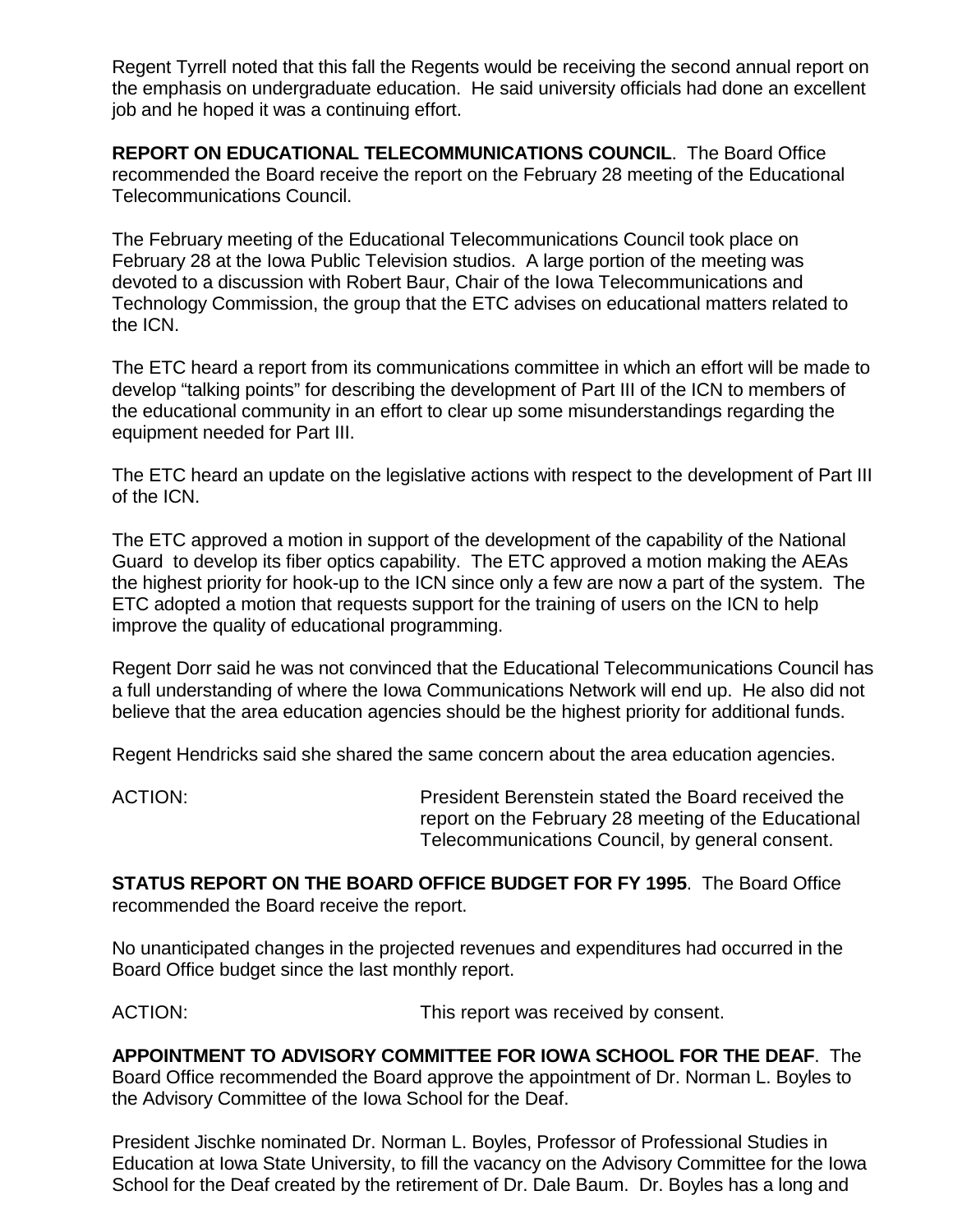Regent Tyrrell noted that this fall the Regents would be receiving the second annual report on the emphasis on undergraduate education. He said university officials had done an excellent job and he hoped it was a continuing effort.

**REPORT ON EDUCATIONAL TELECOMMUNICATIONS COUNCIL**. The Board Office recommended the Board receive the report on the February 28 meeting of the Educational Telecommunications Council.

The February meeting of the Educational Telecommunications Council took place on February 28 at the Iowa Public Television studios. A large portion of the meeting was devoted to a discussion with Robert Baur, Chair of the Iowa Telecommunications and Technology Commission, the group that the ETC advises on educational matters related to the ICN.

The ETC heard a report from its communications committee in which an effort will be made to develop "talking points" for describing the development of Part III of the ICN to members of the educational community in an effort to clear up some misunderstandings regarding the equipment needed for Part III.

The ETC heard an update on the legislative actions with respect to the development of Part III of the ICN.

The ETC approved a motion in support of the development of the capability of the National Guard to develop its fiber optics capability. The ETC approved a motion making the AEAs the highest priority for hook-up to the ICN since only a few are now a part of the system. The ETC adopted a motion that requests support for the training of users on the ICN to help improve the quality of educational programming.

Regent Dorr said he was not convinced that the Educational Telecommunications Council has a full understanding of where the Iowa Communications Network will end up. He also did not believe that the area education agencies should be the highest priority for additional funds.

Regent Hendricks said she shared the same concern about the area education agencies.

ACTION: President Berenstein stated the Board received the report on the February 28 meeting of the Educational Telecommunications Council, by general consent.

**STATUS REPORT ON THE BOARD OFFICE BUDGET FOR FY 1995**. The Board Office recommended the Board receive the report.

No unanticipated changes in the projected revenues and expenditures had occurred in the Board Office budget since the last monthly report.

ACTION: This report was received by consent.

**APPOINTMENT TO ADVISORY COMMITTEE FOR IOWA SCHOOL FOR THE DEAF**. The Board Office recommended the Board approve the appointment of Dr. Norman L. Boyles to the Advisory Committee of the Iowa School for the Deaf.

President Jischke nominated Dr. Norman L. Boyles, Professor of Professional Studies in Education at Iowa State University, to fill the vacancy on the Advisory Committee for the Iowa School for the Deaf created by the retirement of Dr. Dale Baum. Dr. Boyles has a long and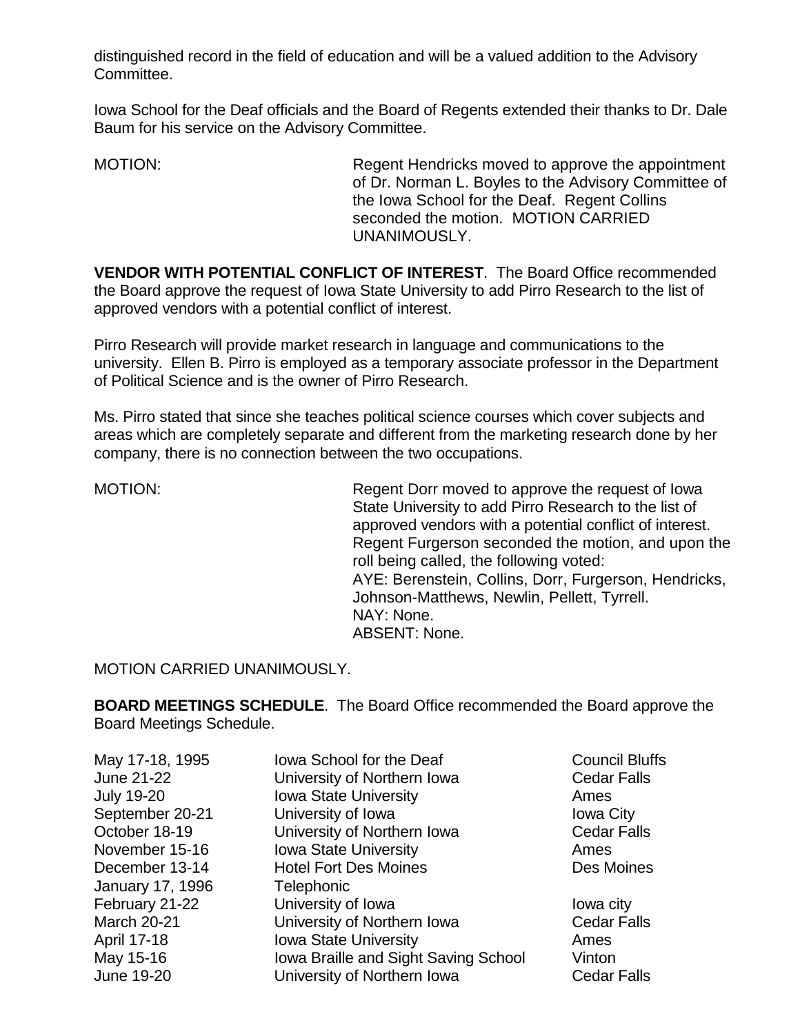distinguished record in the field of education and will be a valued addition to the Advisory Committee.

Iowa School for the Deaf officials and the Board of Regents extended their thanks to Dr. Dale Baum for his service on the Advisory Committee.

MOTION: Regent Hendricks moved to approve the appointment of Dr. Norman L. Boyles to the Advisory Committee of the Iowa School for the Deaf. Regent Collins seconded the motion. MOTION CARRIED UNANIMOUSLY.

**VENDOR WITH POTENTIAL CONFLICT OF INTEREST**. The Board Office recommended the Board approve the request of Iowa State University to add Pirro Research to the list of approved vendors with a potential conflict of interest.

Pirro Research will provide market research in language and communications to the university. Ellen B. Pirro is employed as a temporary associate professor in the Department of Political Science and is the owner of Pirro Research.

Ms. Pirro stated that since she teaches political science courses which cover subjects and areas which are completely separate and different from the marketing research done by her company, there is no connection between the two occupations.

MOTION: Regent Dorr moved to approve the request of Iowa State University to add Pirro Research to the list of approved vendors with a potential conflict of interest. Regent Furgerson seconded the motion, and upon the roll being called, the following voted:
AYE: Berenstein, Collins, Dorr, Furgerson, Hendricks, Johnson-Matthews, Newlin, Pellett, Tyrrell.
NAY: None.
ABSENT: None.

MOTION CARRIED UNANIMOUSLY.

**BOARD MEETINGS SCHEDULE**. The Board Office recommended the Board approve the Board Meetings Schedule.

| | | |
|---|---|---|
| May 17-18, 1995 | Iowa School for the Deaf | Council Bluffs |
| June 21-22 | University of Northern Iowa | Cedar Falls |
| July 19-20 | Iowa State University | Ames |
| September 20-21 | University of Iowa | Iowa City |
| October 18-19 | University of Northern Iowa | Cedar Falls |
| November 15-16 | Iowa State University | Ames |
| December 13-14 | Hotel Fort Des Moines | Des Moines |
| January 17, 1996 | Telephonic | |
| February 21-22 | University of Iowa | Iowa city |
| March 20-21 | University of Northern Iowa | Cedar Falls |
| April 17-18 | Iowa State University | Ames |
| May 15-16 | Iowa Braille and Sight Saving School | Vinton |
| June 19-20 | University of Northern Iowa | Cedar Falls |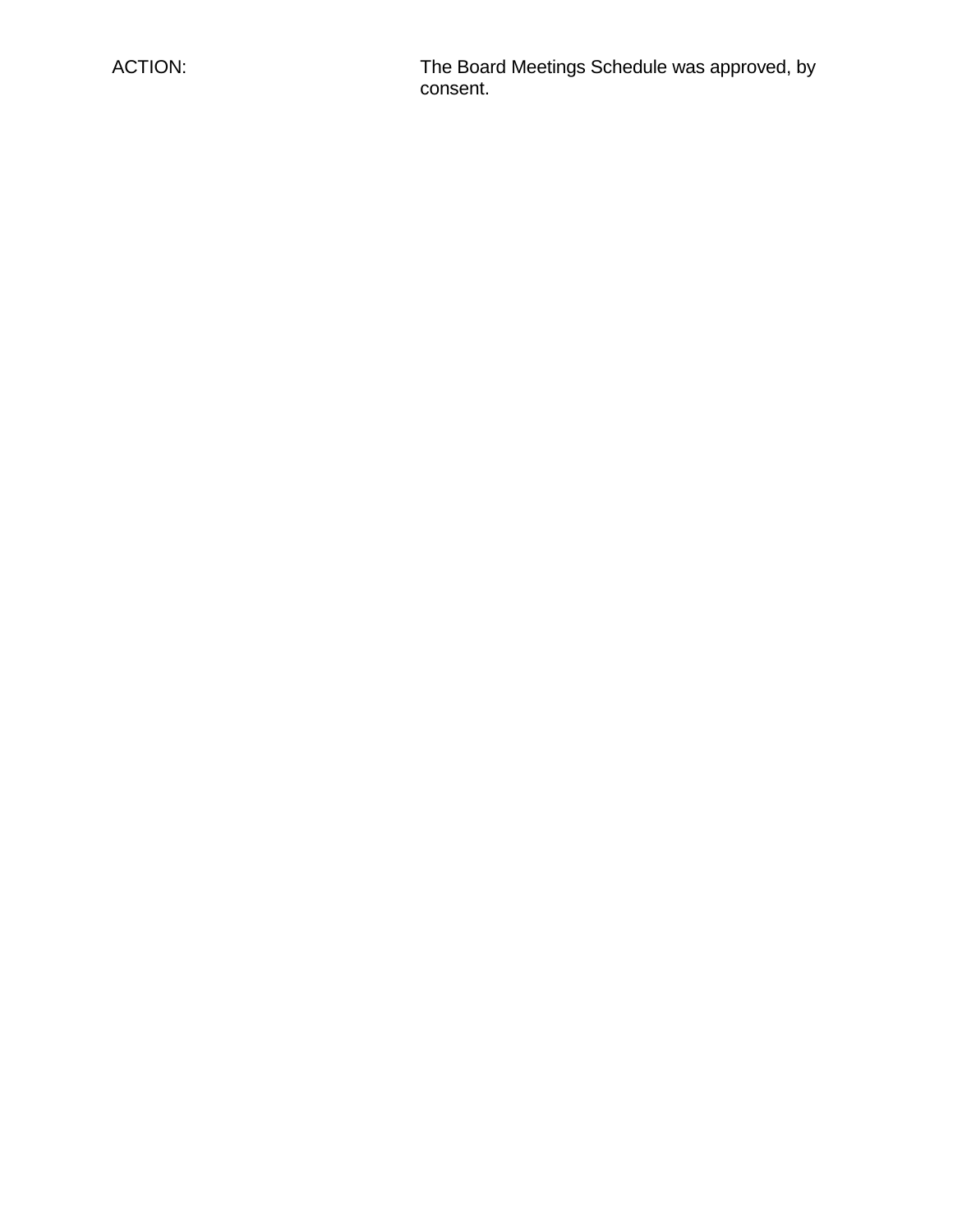ACTION: The Board Meetings Schedule was approved, by consent.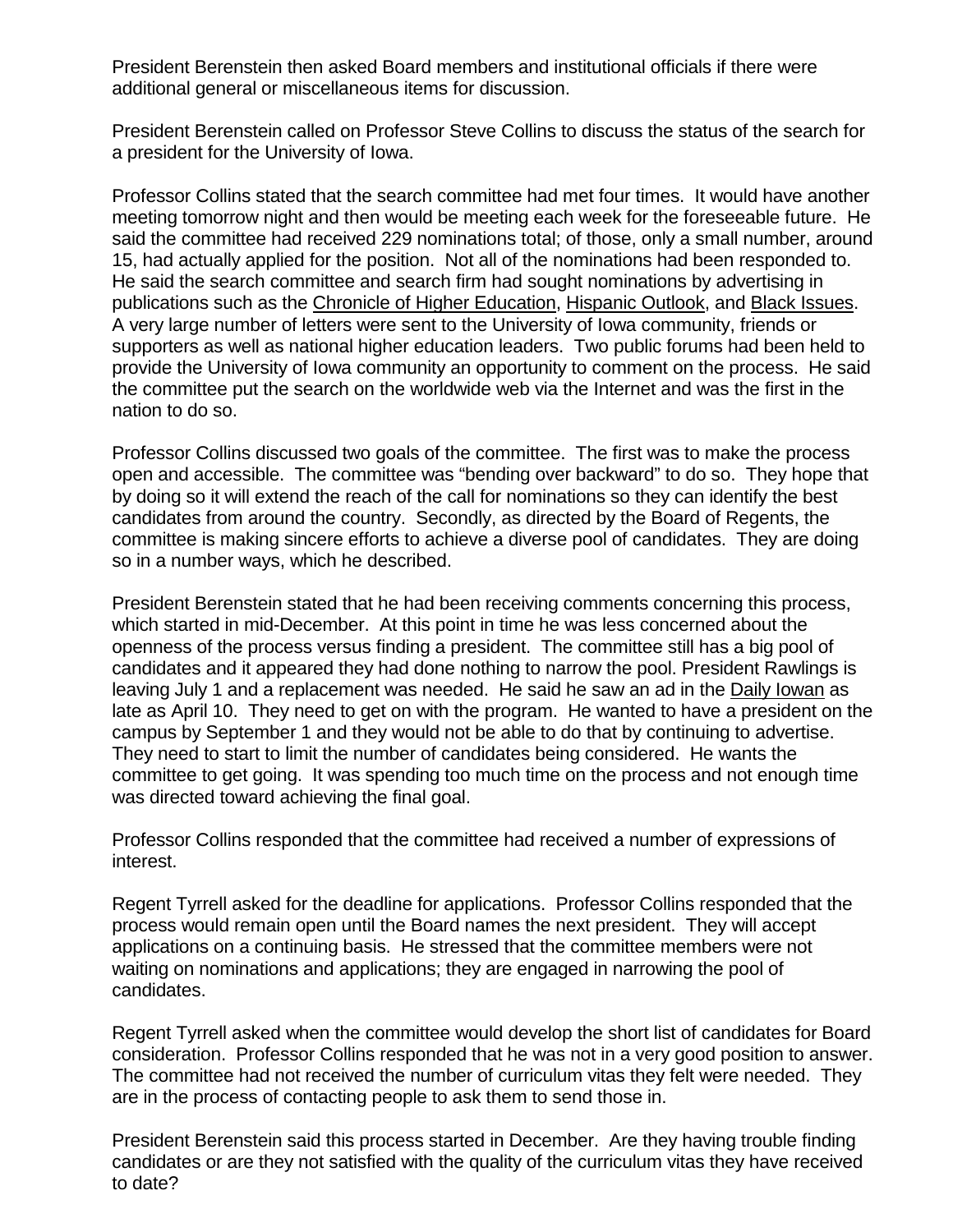President Berenstein then asked Board members and institutional officials if there were additional general or miscellaneous items for discussion.

President Berenstein called on Professor Steve Collins to discuss the status of the search for a president for the University of Iowa.

Professor Collins stated that the search committee had met four times. It would have another meeting tomorrow night and then would be meeting each week for the foreseeable future. He said the committee had received 229 nominations total; of those, only a small number, around 15, had actually applied for the position. Not all of the nominations had been responded to. He said the search committee and search firm had sought nominations by advertising in publications such as the Chronicle of Higher Education, Hispanic Outlook, and Black Issues. A very large number of letters were sent to the University of Iowa community, friends or supporters as well as national higher education leaders. Two public forums had been held to provide the University of Iowa community an opportunity to comment on the process. He said the committee put the search on the worldwide web via the Internet and was the first in the nation to do so.

Professor Collins discussed two goals of the committee. The first was to make the process open and accessible. The committee was "bending over backward" to do so. They hope that by doing so it will extend the reach of the call for nominations so they can identify the best candidates from around the country. Secondly, as directed by the Board of Regents, the committee is making sincere efforts to achieve a diverse pool of candidates. They are doing so in a number ways, which he described.

President Berenstein stated that he had been receiving comments concerning this process, which started in mid-December. At this point in time he was less concerned about the openness of the process versus finding a president. The committee still has a big pool of candidates and it appeared they had done nothing to narrow the pool. President Rawlings is leaving July 1 and a replacement was needed. He said he saw an ad in the Daily Iowan as late as April 10. They need to get on with the program. He wanted to have a president on the campus by September 1 and they would not be able to do that by continuing to advertise. They need to start to limit the number of candidates being considered. He wants the committee to get going. It was spending too much time on the process and not enough time was directed toward achieving the final goal.

Professor Collins responded that the committee had received a number of expressions of interest.

Regent Tyrrell asked for the deadline for applications. Professor Collins responded that the process would remain open until the Board names the next president. They will accept applications on a continuing basis. He stressed that the committee members were not waiting on nominations and applications; they are engaged in narrowing the pool of candidates.

Regent Tyrrell asked when the committee would develop the short list of candidates for Board consideration. Professor Collins responded that he was not in a very good position to answer. The committee had not received the number of curriculum vitas they felt were needed. They are in the process of contacting people to ask them to send those in.

President Berenstein said this process started in December. Are they having trouble finding candidates or are they not satisfied with the quality of the curriculum vitas they have received to date?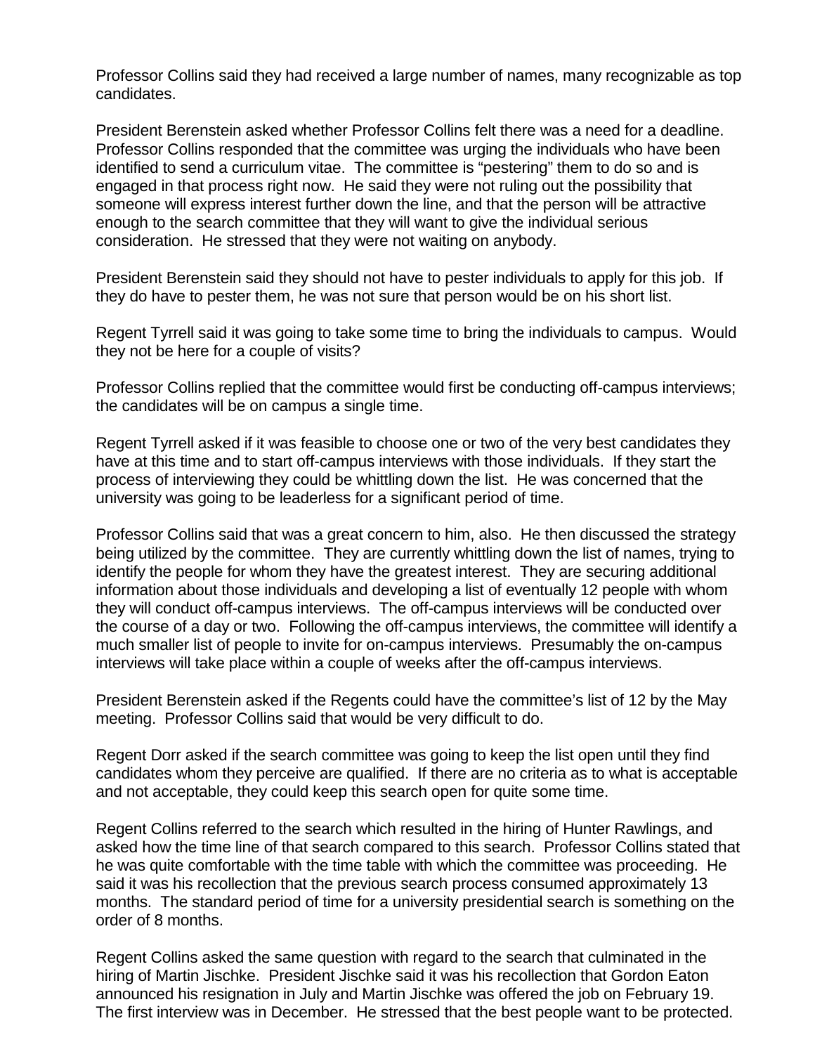Professor Collins said they had received a large number of names, many recognizable as top candidates.

President Berenstein asked whether Professor Collins felt there was a need for a deadline. Professor Collins responded that the committee was urging the individuals who have been identified to send a curriculum vitae. The committee is "pestering" them to do so and is engaged in that process right now. He said they were not ruling out the possibility that someone will express interest further down the line, and that the person will be attractive enough to the search committee that they will want to give the individual serious consideration. He stressed that they were not waiting on anybody.

President Berenstein said they should not have to pester individuals to apply for this job. If they do have to pester them, he was not sure that person would be on his short list.

Regent Tyrrell said it was going to take some time to bring the individuals to campus. Would they not be here for a couple of visits?

Professor Collins replied that the committee would first be conducting off-campus interviews; the candidates will be on campus a single time.

Regent Tyrrell asked if it was feasible to choose one or two of the very best candidates they have at this time and to start off-campus interviews with those individuals. If they start the process of interviewing they could be whittling down the list. He was concerned that the university was going to be leaderless for a significant period of time.

Professor Collins said that was a great concern to him, also. He then discussed the strategy being utilized by the committee. They are currently whittling down the list of names, trying to identify the people for whom they have the greatest interest. They are securing additional information about those individuals and developing a list of eventually 12 people with whom they will conduct off-campus interviews. The off-campus interviews will be conducted over the course of a day or two. Following the off-campus interviews, the committee will identify a much smaller list of people to invite for on-campus interviews. Presumably the on-campus interviews will take place within a couple of weeks after the off-campus interviews.

President Berenstein asked if the Regents could have the committee's list of 12 by the May meeting. Professor Collins said that would be very difficult to do.

Regent Dorr asked if the search committee was going to keep the list open until they find candidates whom they perceive are qualified. If there are no criteria as to what is acceptable and not acceptable, they could keep this search open for quite some time.

Regent Collins referred to the search which resulted in the hiring of Hunter Rawlings, and asked how the time line of that search compared to this search. Professor Collins stated that he was quite comfortable with the time table with which the committee was proceeding. He said it was his recollection that the previous search process consumed approximately 13 months. The standard period of time for a university presidential search is something on the order of 8 months.

Regent Collins asked the same question with regard to the search that culminated in the hiring of Martin Jischke. President Jischke said it was his recollection that Gordon Eaton announced his resignation in July and Martin Jischke was offered the job on February 19. The first interview was in December. He stressed that the best people want to be protected.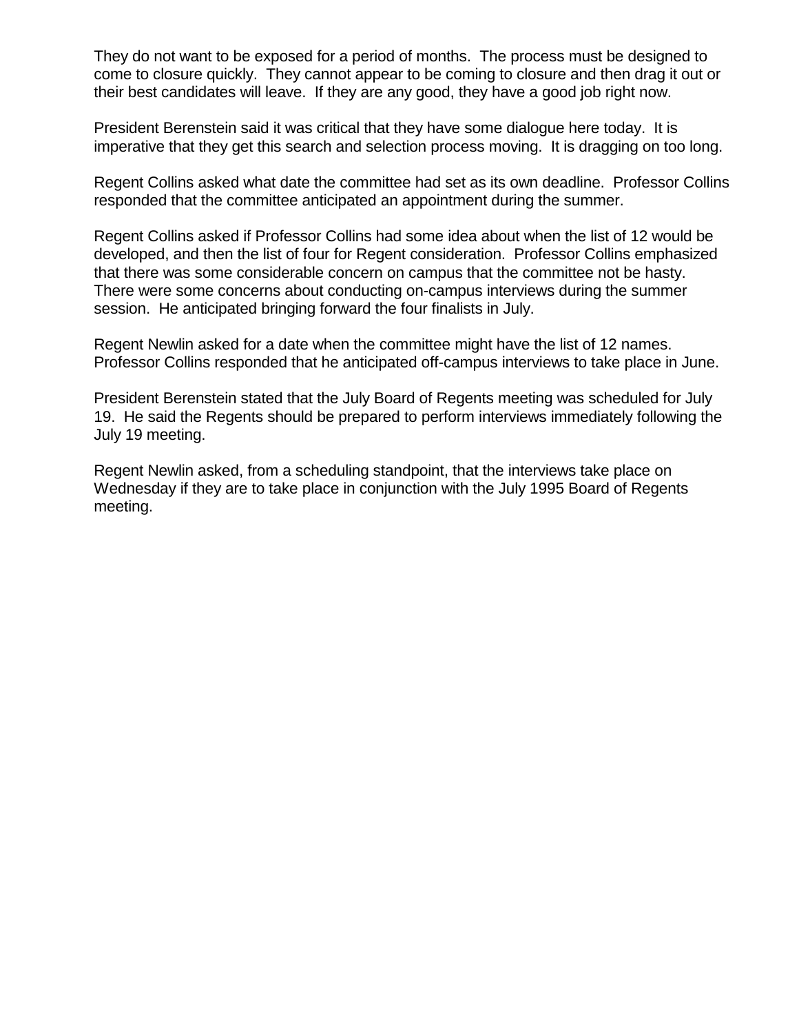They do not want to be exposed for a period of months. The process must be designed to come to closure quickly. They cannot appear to be coming to closure and then drag it out or their best candidates will leave. If they are any good, they have a good job right now.

President Berenstein said it was critical that they have some dialogue here today. It is imperative that they get this search and selection process moving. It is dragging on too long.

Regent Collins asked what date the committee had set as its own deadline. Professor Collins responded that the committee anticipated an appointment during the summer.

Regent Collins asked if Professor Collins had some idea about when the list of 12 would be developed, and then the list of four for Regent consideration. Professor Collins emphasized that there was some considerable concern on campus that the committee not be hasty. There were some concerns about conducting on-campus interviews during the summer session. He anticipated bringing forward the four finalists in July.

Regent Newlin asked for a date when the committee might have the list of 12 names. Professor Collins responded that he anticipated off-campus interviews to take place in June.

President Berenstein stated that the July Board of Regents meeting was scheduled for July 19. He said the Regents should be prepared to perform interviews immediately following the July 19 meeting.

Regent Newlin asked, from a scheduling standpoint, that the interviews take place on Wednesday if they are to take place in conjunction with the July 1995 Board of Regents meeting.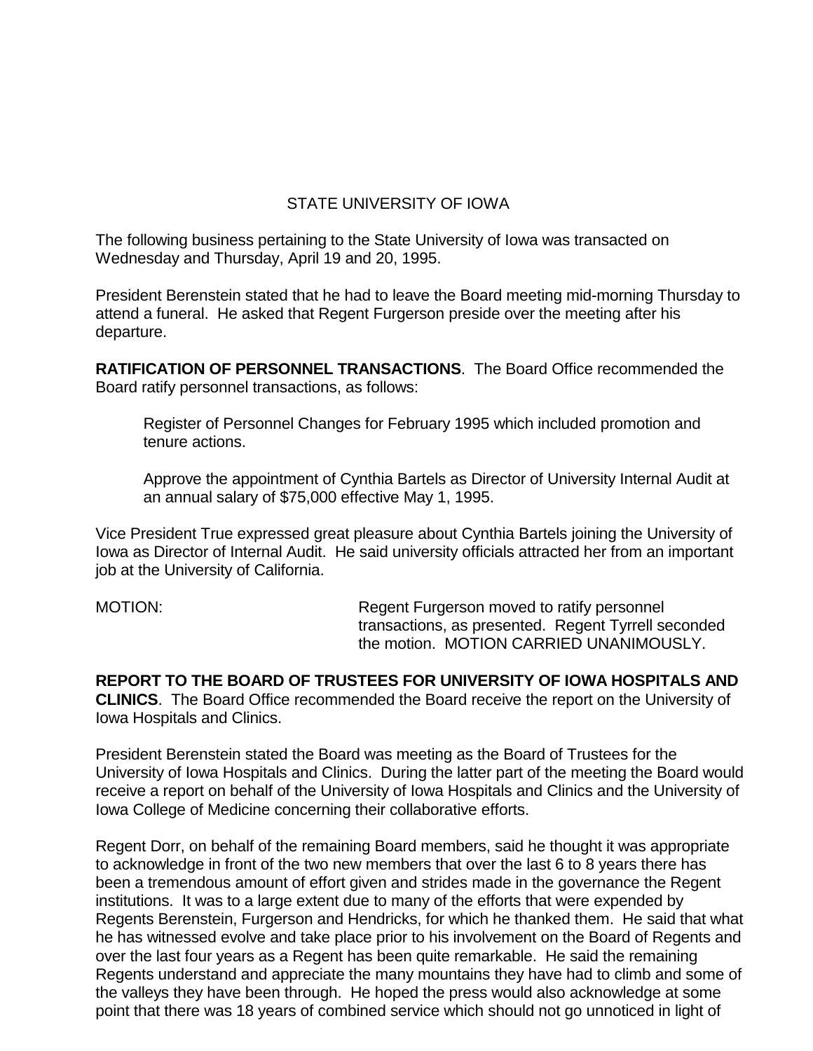## STATE UNIVERSITY OF IOWA

The following business pertaining to the State University of Iowa was transacted on Wednesday and Thursday, April 19 and 20, 1995.

President Berenstein stated that he had to leave the Board meeting mid-morning Thursday to attend a funeral. He asked that Regent Furgerson preside over the meeting after his departure.

**RATIFICATION OF PERSONNEL TRANSACTIONS**. The Board Office recommended the Board ratify personnel transactions, as follows:

> Register of Personnel Changes for February 1995 which included promotion and tenure actions.
>
> Approve the appointment of Cynthia Bartels as Director of University Internal Audit at an annual salary of $75,000 effective May 1, 1995.

Vice President True expressed great pleasure about Cynthia Bartels joining the University of Iowa as Director of Internal Audit. He said university officials attracted her from an important job at the University of California.

MOTION: Regent Furgerson moved to ratify personnel transactions, as presented. Regent Tyrrell seconded the motion. MOTION CARRIED UNANIMOUSLY.

**REPORT TO THE BOARD OF TRUSTEES FOR UNIVERSITY OF IOWA HOSPITALS AND CLINICS**. The Board Office recommended the Board receive the report on the University of Iowa Hospitals and Clinics.

President Berenstein stated the Board was meeting as the Board of Trustees for the University of Iowa Hospitals and Clinics. During the latter part of the meeting the Board would receive a report on behalf of the University of Iowa Hospitals and Clinics and the University of Iowa College of Medicine concerning their collaborative efforts.

Regent Dorr, on behalf of the remaining Board members, said he thought it was appropriate to acknowledge in front of the two new members that over the last 6 to 8 years there has been a tremendous amount of effort given and strides made in the governance the Regent institutions. It was to a large extent due to many of the efforts that were expended by Regents Berenstein, Furgerson and Hendricks, for which he thanked them. He said that what he has witnessed evolve and take place prior to his involvement on the Board of Regents and over the last four years as a Regent has been quite remarkable. He said the remaining Regents understand and appreciate the many mountains they have had to climb and some of the valleys they have been through. He hoped the press would also acknowledge at some point that there was 18 years of combined service which should not go unnoticed in light of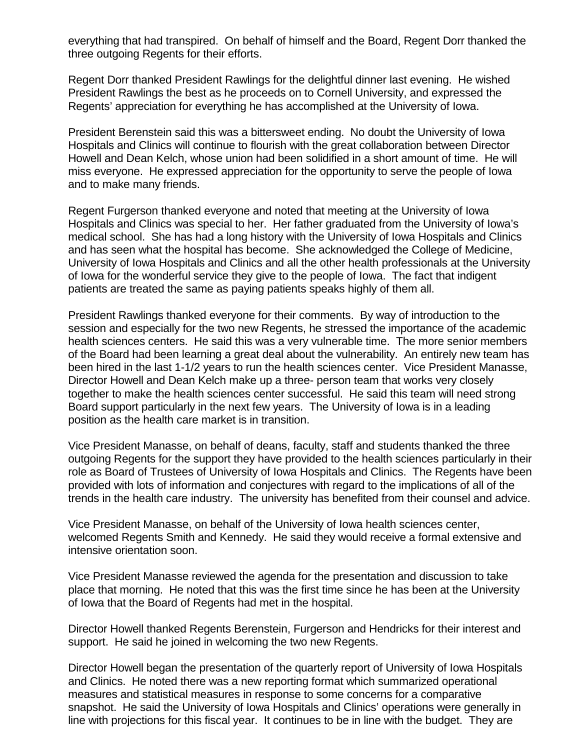everything that had transpired. On behalf of himself and the Board, Regent Dorr thanked the three outgoing Regents for their efforts.

Regent Dorr thanked President Rawlings for the delightful dinner last evening. He wished President Rawlings the best as he proceeds on to Cornell University, and expressed the Regents' appreciation for everything he has accomplished at the University of Iowa.

President Berenstein said this was a bittersweet ending. No doubt the University of Iowa Hospitals and Clinics will continue to flourish with the great collaboration between Director Howell and Dean Kelch, whose union had been solidified in a short amount of time. He will miss everyone. He expressed appreciation for the opportunity to serve the people of Iowa and to make many friends.

Regent Furgerson thanked everyone and noted that meeting at the University of Iowa Hospitals and Clinics was special to her. Her father graduated from the University of Iowa's medical school. She has had a long history with the University of Iowa Hospitals and Clinics and has seen what the hospital has become. She acknowledged the College of Medicine, University of Iowa Hospitals and Clinics and all the other health professionals at the University of Iowa for the wonderful service they give to the people of Iowa. The fact that indigent patients are treated the same as paying patients speaks highly of them all.

President Rawlings thanked everyone for their comments. By way of introduction to the session and especially for the two new Regents, he stressed the importance of the academic health sciences centers. He said this was a very vulnerable time. The more senior members of the Board had been learning a great deal about the vulnerability. An entirely new team has been hired in the last 1-1/2 years to run the health sciences center. Vice President Manasse, Director Howell and Dean Kelch make up a three- person team that works very closely together to make the health sciences center successful. He said this team will need strong Board support particularly in the next few years. The University of Iowa is in a leading position as the health care market is in transition.

Vice President Manasse, on behalf of deans, faculty, staff and students thanked the three outgoing Regents for the support they have provided to the health sciences particularly in their role as Board of Trustees of University of Iowa Hospitals and Clinics. The Regents have been provided with lots of information and conjectures with regard to the implications of all of the trends in the health care industry. The university has benefited from their counsel and advice.

Vice President Manasse, on behalf of the University of Iowa health sciences center, welcomed Regents Smith and Kennedy. He said they would receive a formal extensive and intensive orientation soon.

Vice President Manasse reviewed the agenda for the presentation and discussion to take place that morning. He noted that this was the first time since he has been at the University of Iowa that the Board of Regents had met in the hospital.

Director Howell thanked Regents Berenstein, Furgerson and Hendricks for their interest and support. He said he joined in welcoming the two new Regents.

Director Howell began the presentation of the quarterly report of University of Iowa Hospitals and Clinics. He noted there was a new reporting format which summarized operational measures and statistical measures in response to some concerns for a comparative snapshot. He said the University of Iowa Hospitals and Clinics' operations were generally in line with projections for this fiscal year. It continues to be in line with the budget. They are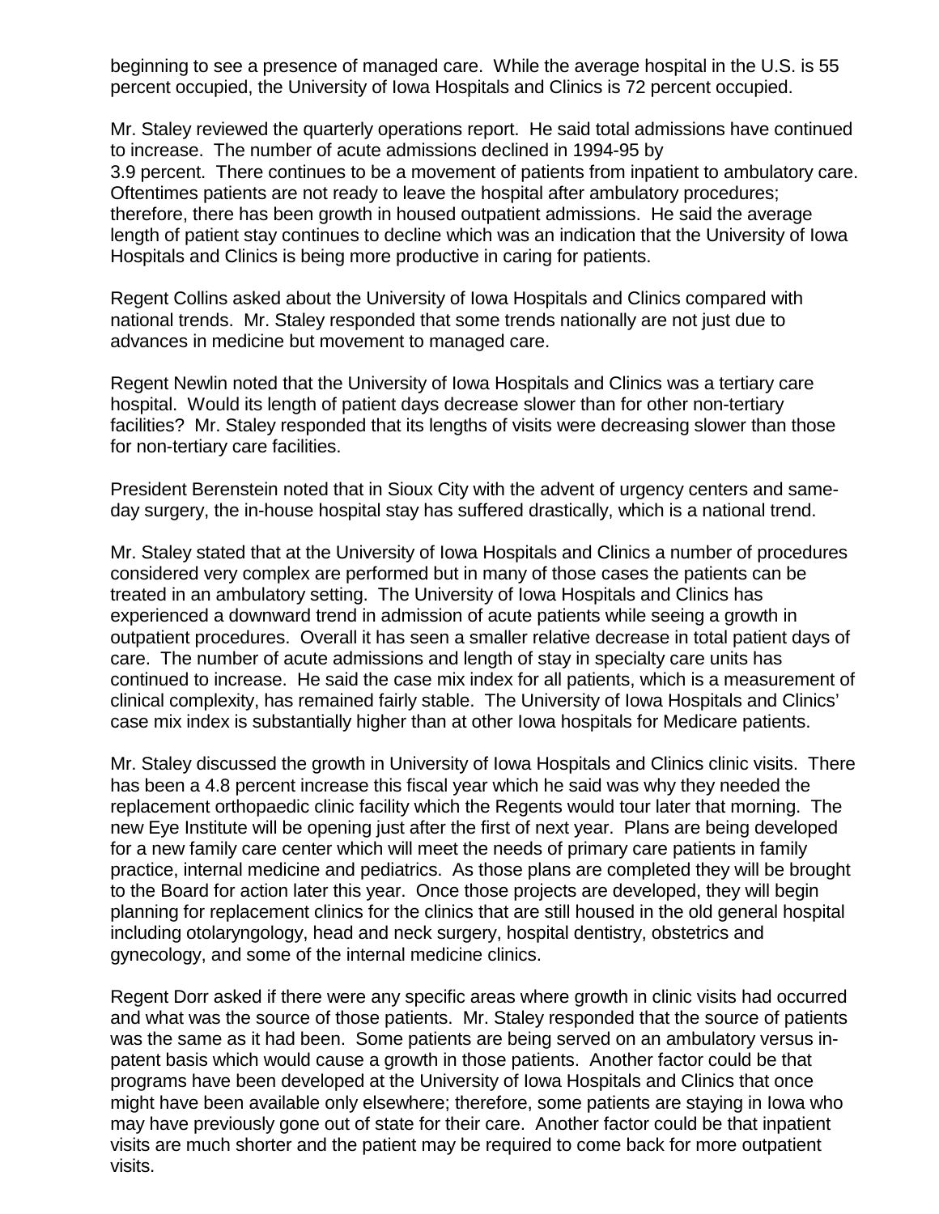beginning to see a presence of managed care. While the average hospital in the U.S. is 55 percent occupied, the University of Iowa Hospitals and Clinics is 72 percent occupied.

Mr. Staley reviewed the quarterly operations report. He said total admissions have continued to increase. The number of acute admissions declined in 1994-95 by 3.9 percent. There continues to be a movement of patients from inpatient to ambulatory care. Oftentimes patients are not ready to leave the hospital after ambulatory procedures; therefore, there has been growth in housed outpatient admissions. He said the average length of patient stay continues to decline which was an indication that the University of Iowa Hospitals and Clinics is being more productive in caring for patients.

Regent Collins asked about the University of Iowa Hospitals and Clinics compared with national trends. Mr. Staley responded that some trends nationally are not just due to advances in medicine but movement to managed care.

Regent Newlin noted that the University of Iowa Hospitals and Clinics was a tertiary care hospital. Would its length of patient days decrease slower than for other non-tertiary facilities? Mr. Staley responded that its lengths of visits were decreasing slower than those for non-tertiary care facilities.

President Berenstein noted that in Sioux City with the advent of urgency centers and same-day surgery, the in-house hospital stay has suffered drastically, which is a national trend.

Mr. Staley stated that at the University of Iowa Hospitals and Clinics a number of procedures considered very complex are performed but in many of those cases the patients can be treated in an ambulatory setting. The University of Iowa Hospitals and Clinics has experienced a downward trend in admission of acute patients while seeing a growth in outpatient procedures. Overall it has seen a smaller relative decrease in total patient days of care. The number of acute admissions and length of stay in specialty care units has continued to increase. He said the case mix index for all patients, which is a measurement of clinical complexity, has remained fairly stable. The University of Iowa Hospitals and Clinics' case mix index is substantially higher than at other Iowa hospitals for Medicare patients.

Mr. Staley discussed the growth in University of Iowa Hospitals and Clinics clinic visits. There has been a 4.8 percent increase this fiscal year which he said was why they needed the replacement orthopaedic clinic facility which the Regents would tour later that morning. The new Eye Institute will be opening just after the first of next year. Plans are being developed for a new family care center which will meet the needs of primary care patients in family practice, internal medicine and pediatrics. As those plans are completed they will be brought to the Board for action later this year. Once those projects are developed, they will begin planning for replacement clinics for the clinics that are still housed in the old general hospital including otolaryngology, head and neck surgery, hospital dentistry, obstetrics and gynecology, and some of the internal medicine clinics.

Regent Dorr asked if there were any specific areas where growth in clinic visits had occurred and what was the source of those patients. Mr. Staley responded that the source of patients was the same as it had been. Some patients are being served on an ambulatory versus in-patent basis which would cause a growth in those patients. Another factor could be that programs have been developed at the University of Iowa Hospitals and Clinics that once might have been available only elsewhere; therefore, some patients are staying in Iowa who may have previously gone out of state for their care. Another factor could be that inpatient visits are much shorter and the patient may be required to come back for more outpatient visits.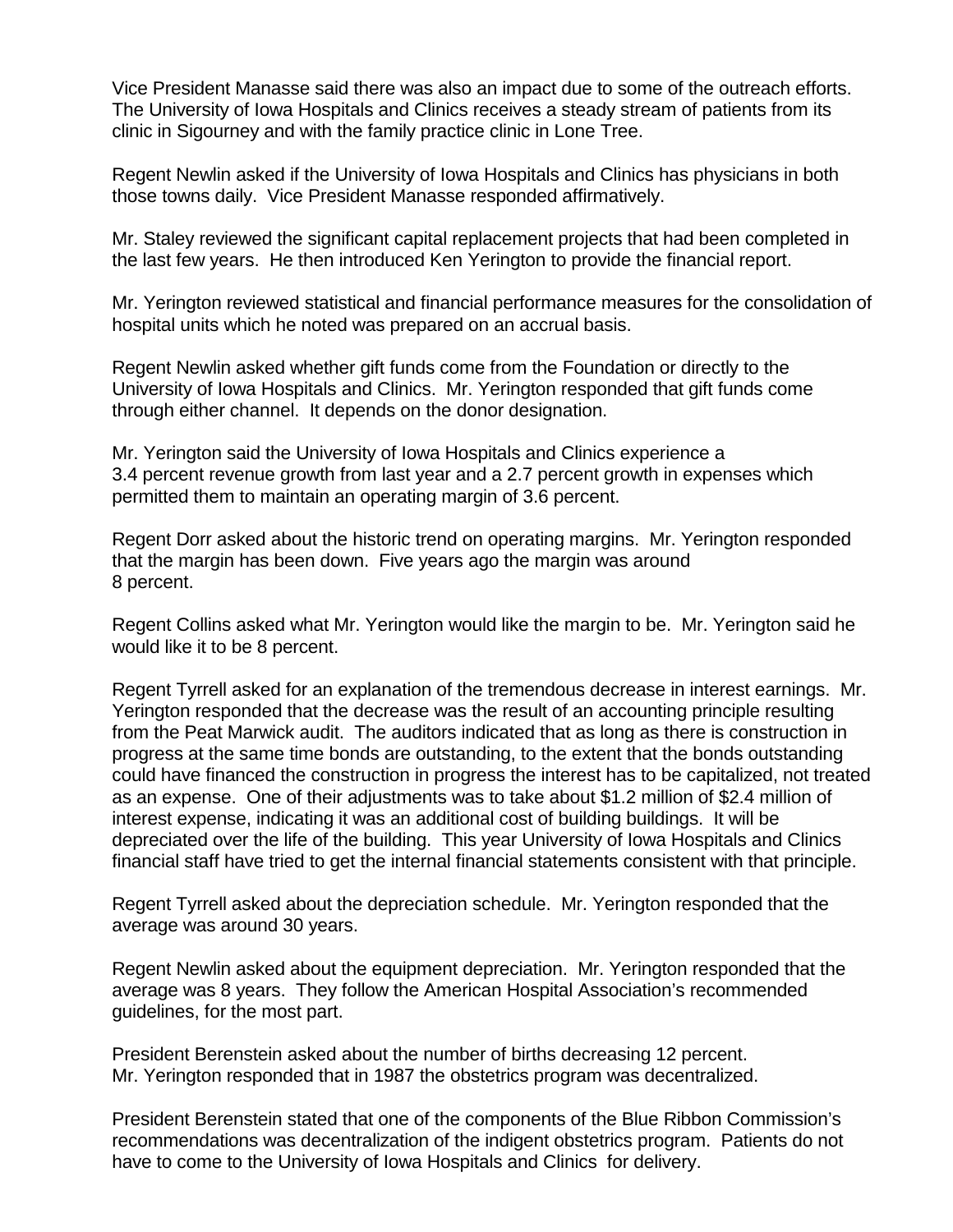Vice President Manasse said there was also an impact due to some of the outreach efforts. The University of Iowa Hospitals and Clinics receives a steady stream of patients from its clinic in Sigourney and with the family practice clinic in Lone Tree.

Regent Newlin asked if the University of Iowa Hospitals and Clinics has physicians in both those towns daily. Vice President Manasse responded affirmatively.

Mr. Staley reviewed the significant capital replacement projects that had been completed in the last few years. He then introduced Ken Yerington to provide the financial report.

Mr. Yerington reviewed statistical and financial performance measures for the consolidation of hospital units which he noted was prepared on an accrual basis.

Regent Newlin asked whether gift funds come from the Foundation or directly to the University of Iowa Hospitals and Clinics. Mr. Yerington responded that gift funds come through either channel. It depends on the donor designation.

Mr. Yerington said the University of Iowa Hospitals and Clinics experience a 3.4 percent revenue growth from last year and a 2.7 percent growth in expenses which permitted them to maintain an operating margin of 3.6 percent.

Regent Dorr asked about the historic trend on operating margins. Mr. Yerington responded that the margin has been down. Five years ago the margin was around 8 percent.

Regent Collins asked what Mr. Yerington would like the margin to be. Mr. Yerington said he would like it to be 8 percent.

Regent Tyrrell asked for an explanation of the tremendous decrease in interest earnings. Mr. Yerington responded that the decrease was the result of an accounting principle resulting from the Peat Marwick audit. The auditors indicated that as long as there is construction in progress at the same time bonds are outstanding, to the extent that the bonds outstanding could have financed the construction in progress the interest has to be capitalized, not treated as an expense. One of their adjustments was to take about $1.2 million of $2.4 million of interest expense, indicating it was an additional cost of building buildings. It will be depreciated over the life of the building. This year University of Iowa Hospitals and Clinics financial staff have tried to get the internal financial statements consistent with that principle.

Regent Tyrrell asked about the depreciation schedule. Mr. Yerington responded that the average was around 30 years.

Regent Newlin asked about the equipment depreciation. Mr. Yerington responded that the average was 8 years. They follow the American Hospital Association's recommended guidelines, for the most part.

President Berenstein asked about the number of births decreasing 12 percent. Mr. Yerington responded that in 1987 the obstetrics program was decentralized.

President Berenstein stated that one of the components of the Blue Ribbon Commission's recommendations was decentralization of the indigent obstetrics program. Patients do not have to come to the University of Iowa Hospitals and Clinics for delivery.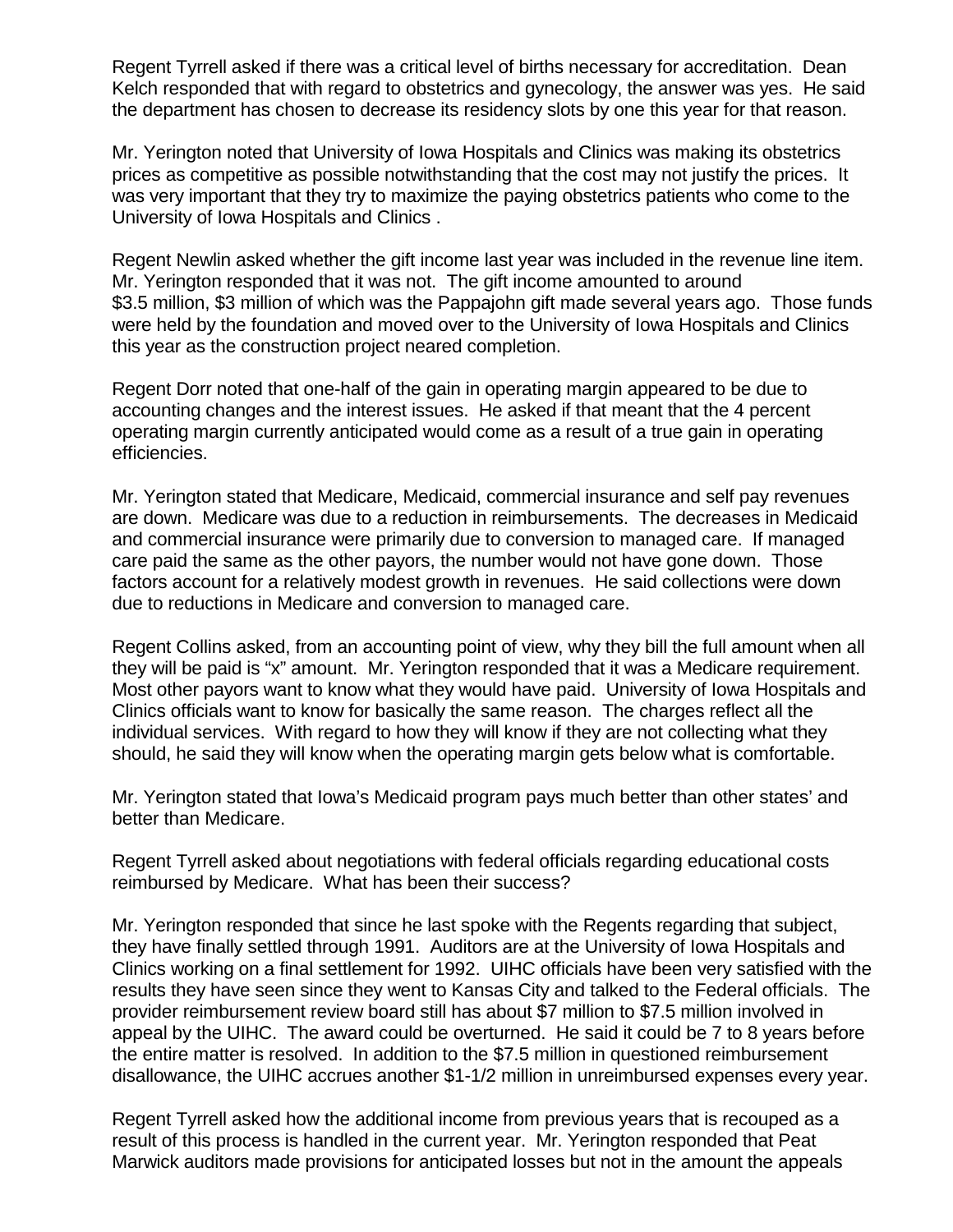Regent Tyrrell asked if there was a critical level of births necessary for accreditation. Dean Kelch responded that with regard to obstetrics and gynecology, the answer was yes. He said the department has chosen to decrease its residency slots by one this year for that reason.

Mr. Yerington noted that University of Iowa Hospitals and Clinics was making its obstetrics prices as competitive as possible notwithstanding that the cost may not justify the prices. It was very important that they try to maximize the paying obstetrics patients who come to the University of Iowa Hospitals and Clinics .

Regent Newlin asked whether the gift income last year was included in the revenue line item. Mr. Yerington responded that it was not. The gift income amounted to around $3.5 million, $3 million of which was the Pappajohn gift made several years ago. Those funds were held by the foundation and moved over to the University of Iowa Hospitals and Clinics this year as the construction project neared completion.

Regent Dorr noted that one-half of the gain in operating margin appeared to be due to accounting changes and the interest issues. He asked if that meant that the 4 percent operating margin currently anticipated would come as a result of a true gain in operating efficiencies.

Mr. Yerington stated that Medicare, Medicaid, commercial insurance and self pay revenues are down. Medicare was due to a reduction in reimbursements. The decreases in Medicaid and commercial insurance were primarily due to conversion to managed care. If managed care paid the same as the other payors, the number would not have gone down. Those factors account for a relatively modest growth in revenues. He said collections were down due to reductions in Medicare and conversion to managed care.

Regent Collins asked, from an accounting point of view, why they bill the full amount when all they will be paid is "x" amount. Mr. Yerington responded that it was a Medicare requirement. Most other payors want to know what they would have paid. University of Iowa Hospitals and Clinics officials want to know for basically the same reason. The charges reflect all the individual services. With regard to how they will know if they are not collecting what they should, he said they will know when the operating margin gets below what is comfortable.

Mr. Yerington stated that Iowa's Medicaid program pays much better than other states' and better than Medicare.

Regent Tyrrell asked about negotiations with federal officials regarding educational costs reimbursed by Medicare. What has been their success?

Mr. Yerington responded that since he last spoke with the Regents regarding that subject, they have finally settled through 1991. Auditors are at the University of Iowa Hospitals and Clinics working on a final settlement for 1992. UIHC officials have been very satisfied with the results they have seen since they went to Kansas City and talked to the Federal officials. The provider reimbursement review board still has about $7 million to $7.5 million involved in appeal by the UIHC. The award could be overturned. He said it could be 7 to 8 years before the entire matter is resolved. In addition to the $7.5 million in questioned reimbursement disallowance, the UIHC accrues another $1-1/2 million in unreimbursed expenses every year.

Regent Tyrrell asked how the additional income from previous years that is recouped as a result of this process is handled in the current year. Mr. Yerington responded that Peat Marwick auditors made provisions for anticipated losses but not in the amount the appeals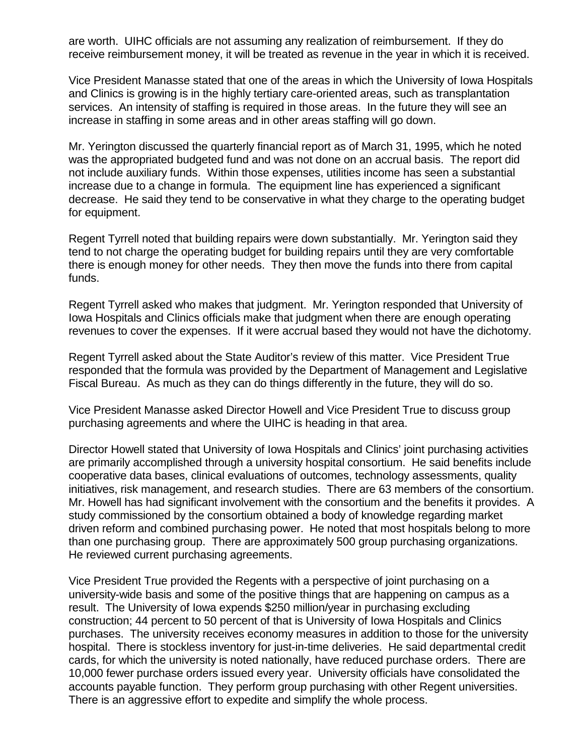are worth. UIHC officials are not assuming any realization of reimbursement. If they do receive reimbursement money, it will be treated as revenue in the year in which it is received.

Vice President Manasse stated that one of the areas in which the University of Iowa Hospitals and Clinics is growing is in the highly tertiary care-oriented areas, such as transplantation services. An intensity of staffing is required in those areas. In the future they will see an increase in staffing in some areas and in other areas staffing will go down.

Mr. Yerington discussed the quarterly financial report as of March 31, 1995, which he noted was the appropriated budgeted fund and was not done on an accrual basis. The report did not include auxiliary funds. Within those expenses, utilities income has seen a substantial increase due to a change in formula. The equipment line has experienced a significant decrease. He said they tend to be conservative in what they charge to the operating budget for equipment.

Regent Tyrrell noted that building repairs were down substantially. Mr. Yerington said they tend to not charge the operating budget for building repairs until they are very comfortable there is enough money for other needs. They then move the funds into there from capital funds.

Regent Tyrrell asked who makes that judgment. Mr. Yerington responded that University of Iowa Hospitals and Clinics officials make that judgment when there are enough operating revenues to cover the expenses. If it were accrual based they would not have the dichotomy.

Regent Tyrrell asked about the State Auditor's review of this matter. Vice President True responded that the formula was provided by the Department of Management and Legislative Fiscal Bureau. As much as they can do things differently in the future, they will do so.

Vice President Manasse asked Director Howell and Vice President True to discuss group purchasing agreements and where the UIHC is heading in that area.

Director Howell stated that University of Iowa Hospitals and Clinics' joint purchasing activities are primarily accomplished through a university hospital consortium. He said benefits include cooperative data bases, clinical evaluations of outcomes, technology assessments, quality initiatives, risk management, and research studies. There are 63 members of the consortium. Mr. Howell has had significant involvement with the consortium and the benefits it provides. A study commissioned by the consortium obtained a body of knowledge regarding market driven reform and combined purchasing power. He noted that most hospitals belong to more than one purchasing group. There are approximately 500 group purchasing organizations. He reviewed current purchasing agreements.

Vice President True provided the Regents with a perspective of joint purchasing on a university-wide basis and some of the positive things that are happening on campus as a result. The University of Iowa expends $250 million/year in purchasing excluding construction; 44 percent to 50 percent of that is University of Iowa Hospitals and Clinics purchases. The university receives economy measures in addition to those for the university hospital. There is stockless inventory for just-in-time deliveries. He said departmental credit cards, for which the university is noted nationally, have reduced purchase orders. There are 10,000 fewer purchase orders issued every year. University officials have consolidated the accounts payable function. They perform group purchasing with other Regent universities. There is an aggressive effort to expedite and simplify the whole process.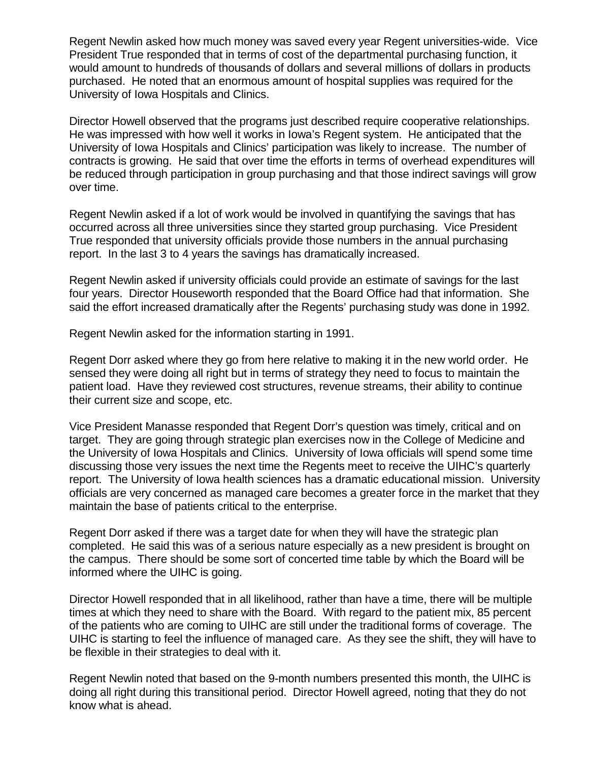Regent Newlin asked how much money was saved every year Regent universities-wide. Vice President True responded that in terms of cost of the departmental purchasing function, it would amount to hundreds of thousands of dollars and several millions of dollars in products purchased. He noted that an enormous amount of hospital supplies was required for the University of Iowa Hospitals and Clinics.

Director Howell observed that the programs just described require cooperative relationships. He was impressed with how well it works in Iowa's Regent system. He anticipated that the University of Iowa Hospitals and Clinics' participation was likely to increase. The number of contracts is growing. He said that over time the efforts in terms of overhead expenditures will be reduced through participation in group purchasing and that those indirect savings will grow over time.

Regent Newlin asked if a lot of work would be involved in quantifying the savings that has occurred across all three universities since they started group purchasing. Vice President True responded that university officials provide those numbers in the annual purchasing report. In the last 3 to 4 years the savings has dramatically increased.

Regent Newlin asked if university officials could provide an estimate of savings for the last four years. Director Houseworth responded that the Board Office had that information. She said the effort increased dramatically after the Regents' purchasing study was done in 1992.

Regent Newlin asked for the information starting in 1991.

Regent Dorr asked where they go from here relative to making it in the new world order. He sensed they were doing all right but in terms of strategy they need to focus to maintain the patient load. Have they reviewed cost structures, revenue streams, their ability to continue their current size and scope, etc.

Vice President Manasse responded that Regent Dorr's question was timely, critical and on target. They are going through strategic plan exercises now in the College of Medicine and the University of Iowa Hospitals and Clinics. University of Iowa officials will spend some time discussing those very issues the next time the Regents meet to receive the UIHC's quarterly report. The University of Iowa health sciences has a dramatic educational mission. University officials are very concerned as managed care becomes a greater force in the market that they maintain the base of patients critical to the enterprise.

Regent Dorr asked if there was a target date for when they will have the strategic plan completed. He said this was of a serious nature especially as a new president is brought on the campus. There should be some sort of concerted time table by which the Board will be informed where the UIHC is going.

Director Howell responded that in all likelihood, rather than have a time, there will be multiple times at which they need to share with the Board. With regard to the patient mix, 85 percent of the patients who are coming to UIHC are still under the traditional forms of coverage. The UIHC is starting to feel the influence of managed care. As they see the shift, they will have to be flexible in their strategies to deal with it.

Regent Newlin noted that based on the 9-month numbers presented this month, the UIHC is doing all right during this transitional period. Director Howell agreed, noting that they do not know what is ahead.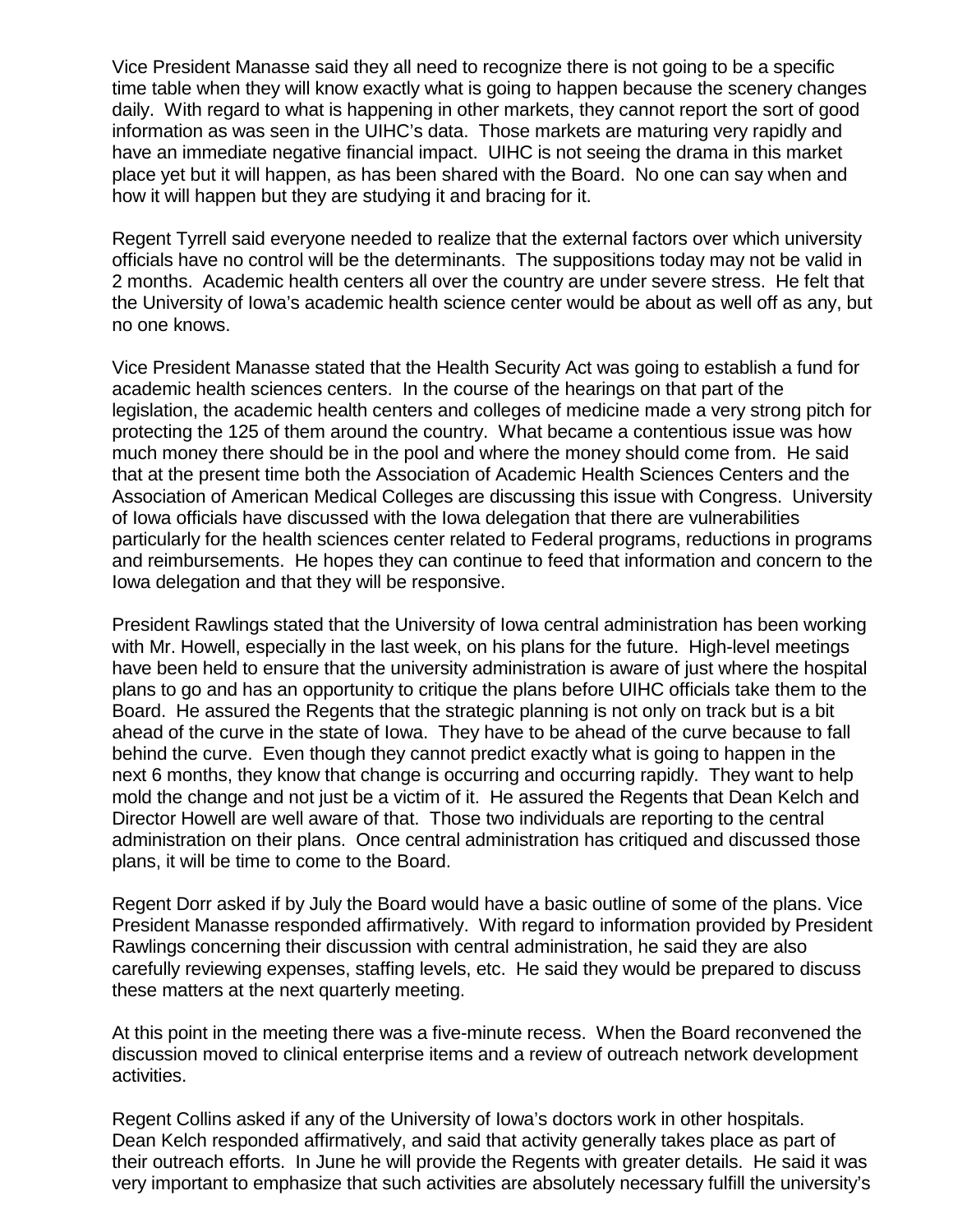Vice President Manasse said they all need to recognize there is not going to be a specific time table when they will know exactly what is going to happen because the scenery changes daily. With regard to what is happening in other markets, they cannot report the sort of good information as was seen in the UIHC's data. Those markets are maturing very rapidly and have an immediate negative financial impact. UIHC is not seeing the drama in this market place yet but it will happen, as has been shared with the Board. No one can say when and how it will happen but they are studying it and bracing for it.

Regent Tyrrell said everyone needed to realize that the external factors over which university officials have no control will be the determinants. The suppositions today may not be valid in 2 months. Academic health centers all over the country are under severe stress. He felt that the University of Iowa's academic health science center would be about as well off as any, but no one knows.

Vice President Manasse stated that the Health Security Act was going to establish a fund for academic health sciences centers. In the course of the hearings on that part of the legislation, the academic health centers and colleges of medicine made a very strong pitch for protecting the 125 of them around the country. What became a contentious issue was how much money there should be in the pool and where the money should come from. He said that at the present time both the Association of Academic Health Sciences Centers and the Association of American Medical Colleges are discussing this issue with Congress. University of Iowa officials have discussed with the Iowa delegation that there are vulnerabilities particularly for the health sciences center related to Federal programs, reductions in programs and reimbursements. He hopes they can continue to feed that information and concern to the Iowa delegation and that they will be responsive.

President Rawlings stated that the University of Iowa central administration has been working with Mr. Howell, especially in the last week, on his plans for the future. High-level meetings have been held to ensure that the university administration is aware of just where the hospital plans to go and has an opportunity to critique the plans before UIHC officials take them to the Board. He assured the Regents that the strategic planning is not only on track but is a bit ahead of the curve in the state of Iowa. They have to be ahead of the curve because to fall behind the curve. Even though they cannot predict exactly what is going to happen in the next 6 months, they know that change is occurring and occurring rapidly. They want to help mold the change and not just be a victim of it. He assured the Regents that Dean Kelch and Director Howell are well aware of that. Those two individuals are reporting to the central administration on their plans. Once central administration has critiqued and discussed those plans, it will be time to come to the Board.

Regent Dorr asked if by July the Board would have a basic outline of some of the plans. Vice President Manasse responded affirmatively. With regard to information provided by President Rawlings concerning their discussion with central administration, he said they are also carefully reviewing expenses, staffing levels, etc. He said they would be prepared to discuss these matters at the next quarterly meeting.

At this point in the meeting there was a five-minute recess. When the Board reconvened the discussion moved to clinical enterprise items and a review of outreach network development activities.

Regent Collins asked if any of the University of Iowa's doctors work in other hospitals. Dean Kelch responded affirmatively, and said that activity generally takes place as part of their outreach efforts. In June he will provide the Regents with greater details. He said it was very important to emphasize that such activities are absolutely necessary fulfill the university's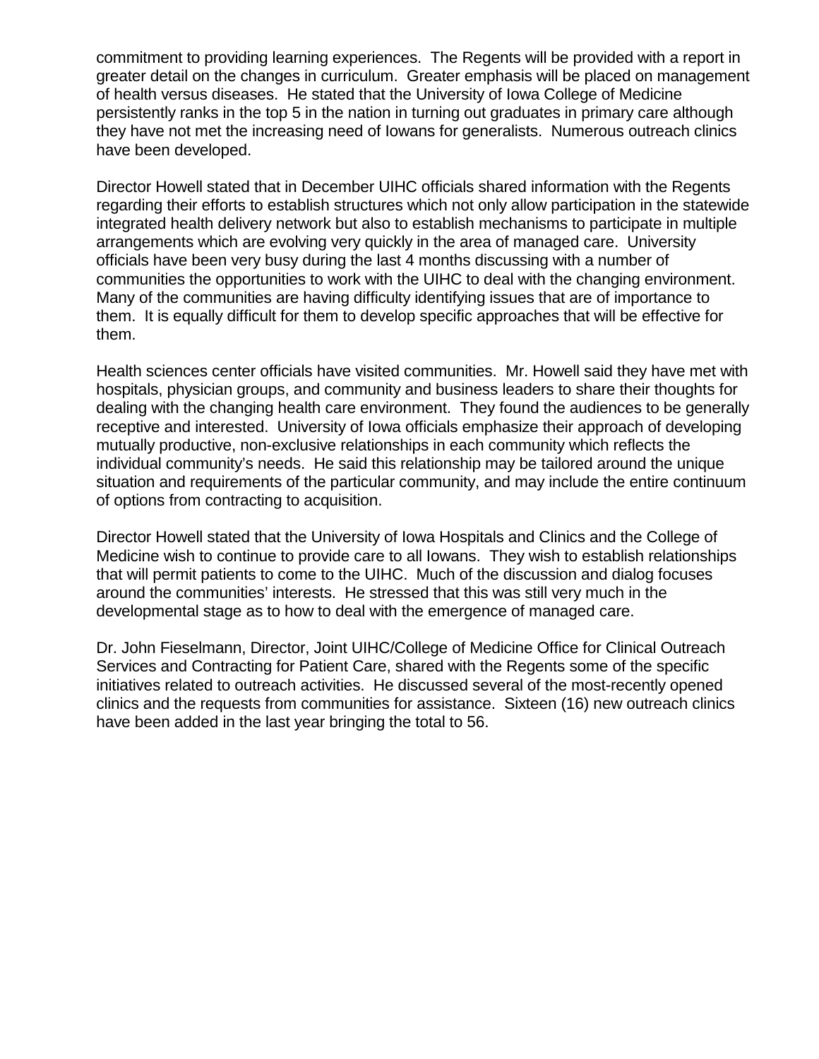commitment to providing learning experiences. The Regents will be provided with a report in greater detail on the changes in curriculum. Greater emphasis will be placed on management of health versus diseases. He stated that the University of Iowa College of Medicine persistently ranks in the top 5 in the nation in turning out graduates in primary care although they have not met the increasing need of Iowans for generalists. Numerous outreach clinics have been developed.

Director Howell stated that in December UIHC officials shared information with the Regents regarding their efforts to establish structures which not only allow participation in the statewide integrated health delivery network but also to establish mechanisms to participate in multiple arrangements which are evolving very quickly in the area of managed care. University officials have been very busy during the last 4 months discussing with a number of communities the opportunities to work with the UIHC to deal with the changing environment. Many of the communities are having difficulty identifying issues that are of importance to them. It is equally difficult for them to develop specific approaches that will be effective for them.

Health sciences center officials have visited communities. Mr. Howell said they have met with hospitals, physician groups, and community and business leaders to share their thoughts for dealing with the changing health care environment. They found the audiences to be generally receptive and interested. University of Iowa officials emphasize their approach of developing mutually productive, non-exclusive relationships in each community which reflects the individual community's needs. He said this relationship may be tailored around the unique situation and requirements of the particular community, and may include the entire continuum of options from contracting to acquisition.

Director Howell stated that the University of Iowa Hospitals and Clinics and the College of Medicine wish to continue to provide care to all Iowans. They wish to establish relationships that will permit patients to come to the UIHC. Much of the discussion and dialog focuses around the communities' interests. He stressed that this was still very much in the developmental stage as to how to deal with the emergence of managed care.

Dr. John Fieselmann, Director, Joint UIHC/College of Medicine Office for Clinical Outreach Services and Contracting for Patient Care, shared with the Regents some of the specific initiatives related to outreach activities. He discussed several of the most-recently opened clinics and the requests from communities for assistance. Sixteen (16) new outreach clinics have been added in the last year bringing the total to 56.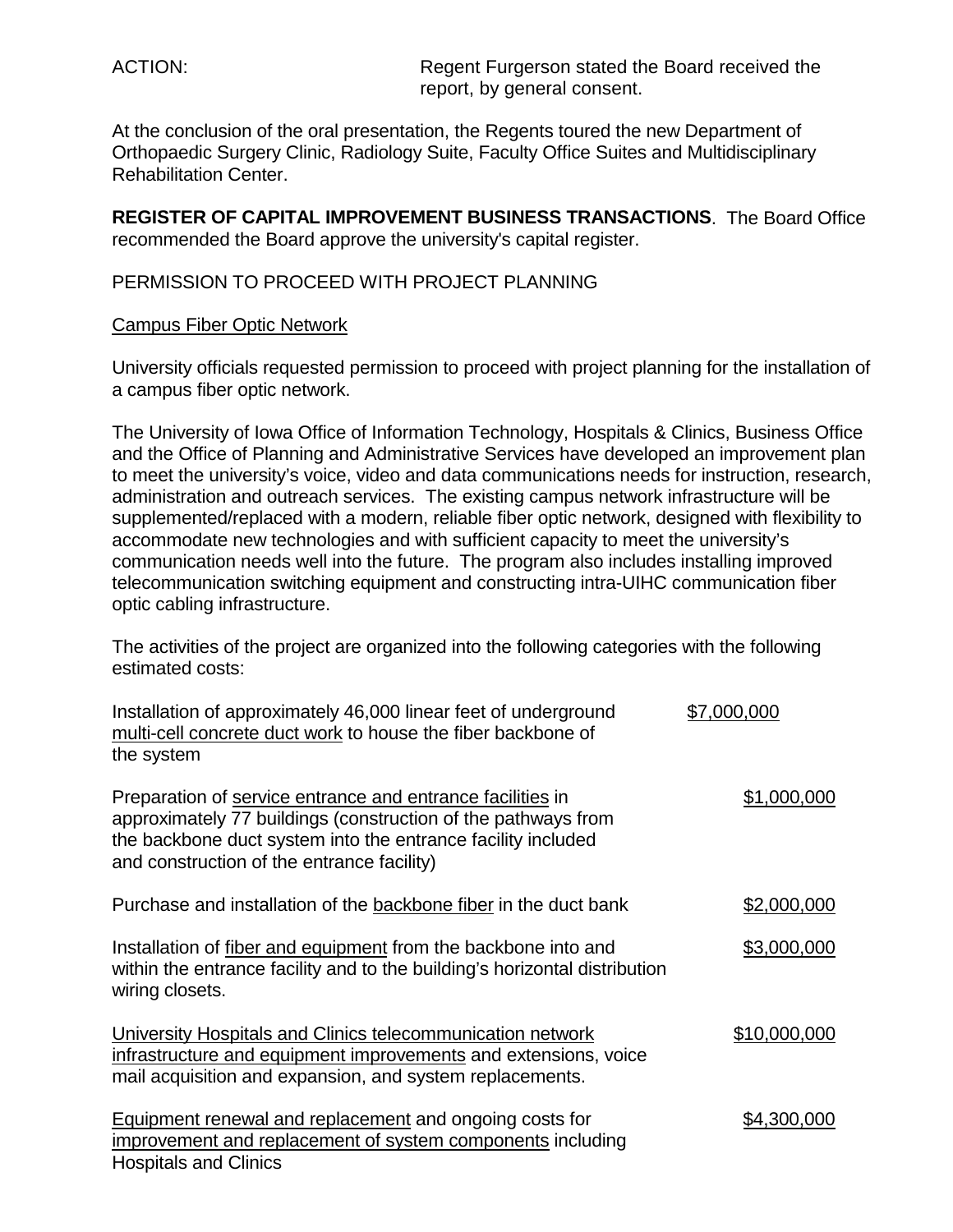ACTION: Regent Furgerson stated the Board received the report, by general consent.

At the conclusion of the oral presentation, the Regents toured the new Department of Orthopaedic Surgery Clinic, Radiology Suite, Faculty Office Suites and Multidisciplinary Rehabilitation Center.

**REGISTER OF CAPITAL IMPROVEMENT BUSINESS TRANSACTIONS**. The Board Office recommended the Board approve the university's capital register.

PERMISSION TO PROCEED WITH PROJECT PLANNING

<u>Campus Fiber Optic Network</u>

University officials requested permission to proceed with project planning for the installation of a campus fiber optic network.

The University of Iowa Office of Information Technology, Hospitals & Clinics, Business Office and the Office of Planning and Administrative Services have developed an improvement plan to meet the university's voice, video and data communications needs for instruction, research, administration and outreach services. The existing campus network infrastructure will be supplemented/replaced with a modern, reliable fiber optic network, designed with flexibility to accommodate new technologies and with sufficient capacity to meet the university's communication needs well into the future. The program also includes installing improved telecommunication switching equipment and constructing intra-UIHC communication fiber optic cabling infrastructure.

The activities of the project are organized into the following categories with the following estimated costs:

| | |
|---|---|
| Installation of approximately 46,000 linear feet of underground <u>multi-cell concrete duct work</u> to house the fiber backbone of the system | <u>$7,000,000</u> |
| Preparation of <u>service entrance and entrance facilities</u> in approximately 77 buildings (construction of the pathways from the backbone duct system into the entrance facility included and construction of the entrance facility) | <u>$1,000,000</u> |
| Purchase and installation of the <u>backbone fiber</u> in the duct bank | <u>$2,000,000</u> |
| Installation of <u>fiber and equipment</u> from the backbone into and within the entrance facility and to the building's horizontal distribution wiring closets. | <u>$3,000,000</u> |
| <u>University Hospitals and Clinics telecommunication network infrastructure and equipment improvements</u> and extensions, voice mail acquisition and expansion, and system replacements. | <u>$10,000,000</u> |
| <u>Equipment renewal and replacement</u> and ongoing costs for <u>improvement and replacement of system components</u> including Hospitals and Clinics | <u>$4,300,000</u> |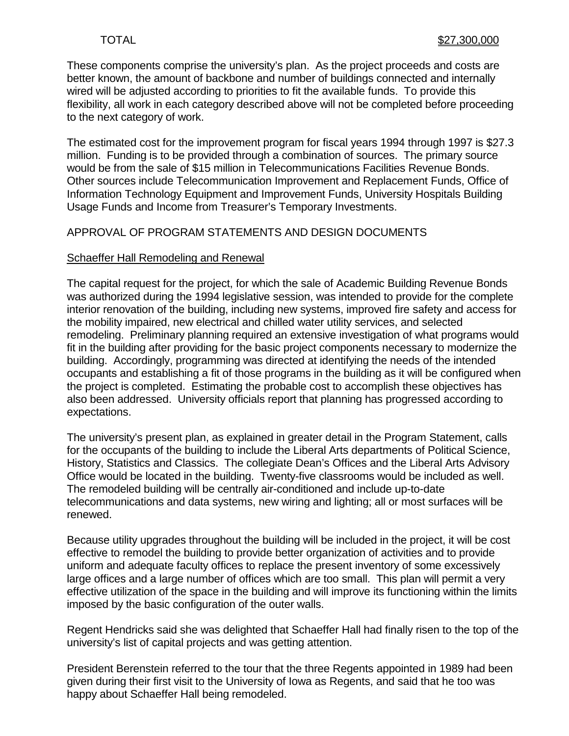| TOTAL | $27,300,000 |
|---|---|

These components comprise the university's plan. As the project proceeds and costs are better known, the amount of backbone and number of buildings connected and internally wired will be adjusted according to priorities to fit the available funds. To provide this flexibility, all work in each category described above will not be completed before proceeding to the next category of work.

The estimated cost for the improvement program for fiscal years 1994 through 1997 is $27.3 million. Funding is to be provided through a combination of sources. The primary source would be from the sale of $15 million in Telecommunications Facilities Revenue Bonds. Other sources include Telecommunication Improvement and Replacement Funds, Office of Information Technology Equipment and Improvement Funds, University Hospitals Building Usage Funds and Income from Treasurer's Temporary Investments.

APPROVAL OF PROGRAM STATEMENTS AND DESIGN DOCUMENTS

<u>Schaeffer Hall Remodeling and Renewal</u>

The capital request for the project, for which the sale of Academic Building Revenue Bonds was authorized during the 1994 legislative session, was intended to provide for the complete interior renovation of the building, including new systems, improved fire safety and access for the mobility impaired, new electrical and chilled water utility services, and selected remodeling. Preliminary planning required an extensive investigation of what programs would fit in the building after providing for the basic project components necessary to modernize the building. Accordingly, programming was directed at identifying the needs of the intended occupants and establishing a fit of those programs in the building as it will be configured when the project is completed. Estimating the probable cost to accomplish these objectives has also been addressed. University officials report that planning has progressed according to expectations.

The university's present plan, as explained in greater detail in the Program Statement, calls for the occupants of the building to include the Liberal Arts departments of Political Science, History, Statistics and Classics. The collegiate Dean's Offices and the Liberal Arts Advisory Office would be located in the building. Twenty-five classrooms would be included as well. The remodeled building will be centrally air-conditioned and include up-to-date telecommunications and data systems, new wiring and lighting; all or most surfaces will be renewed.

Because utility upgrades throughout the building will be included in the project, it will be cost effective to remodel the building to provide better organization of activities and to provide uniform and adequate faculty offices to replace the present inventory of some excessively large offices and a large number of offices which are too small. This plan will permit a very effective utilization of the space in the building and will improve its functioning within the limits imposed by the basic configuration of the outer walls.

Regent Hendricks said she was delighted that Schaeffer Hall had finally risen to the top of the university's list of capital projects and was getting attention.

President Berenstein referred to the tour that the three Regents appointed in 1989 had been given during their first visit to the University of Iowa as Regents, and said that he too was happy about Schaeffer Hall being remodeled.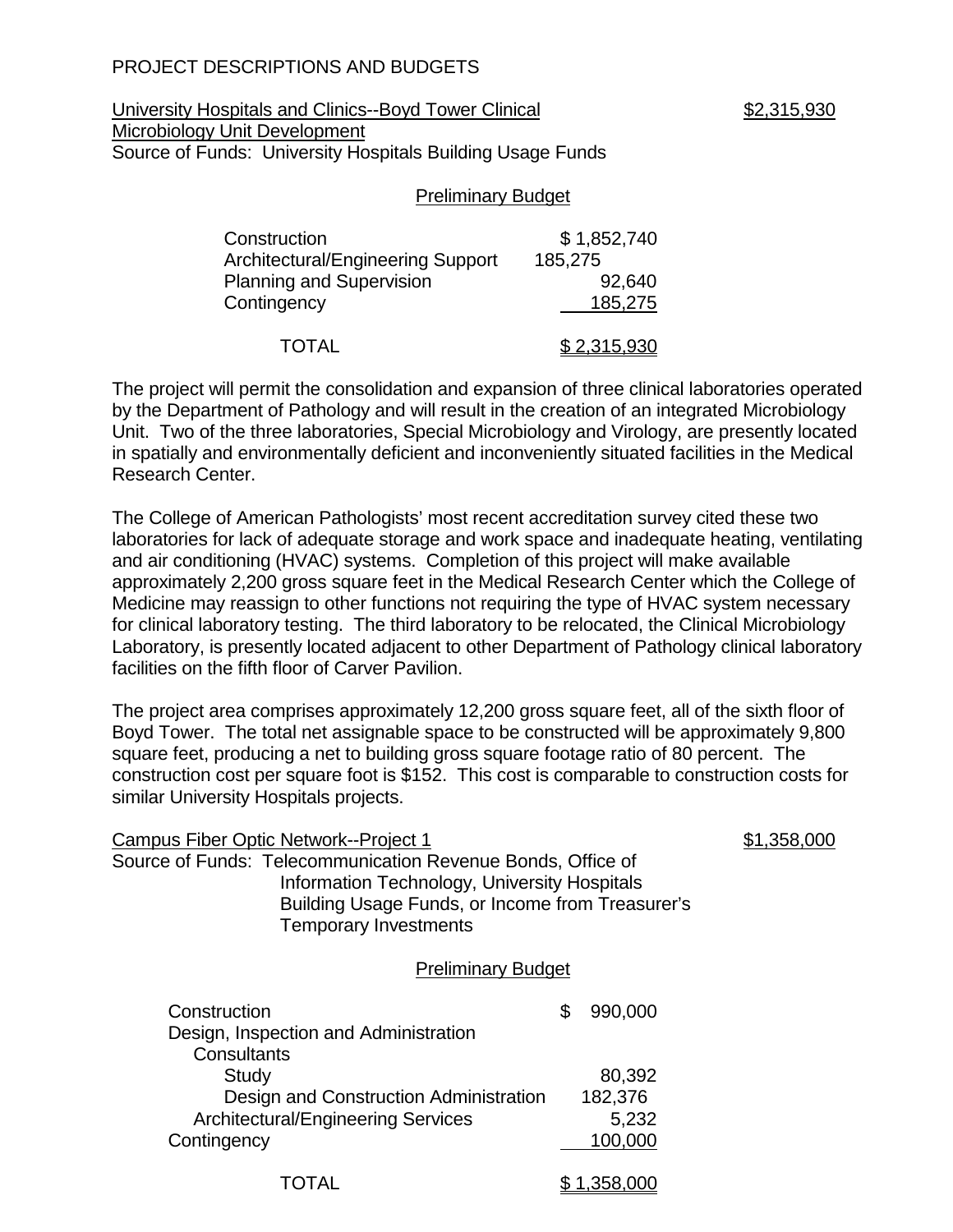PROJECT DESCRIPTIONS AND BUDGETS

University Hospitals and Clinics--Boyd Tower Clinical Microbiology Unit Development — $2,315,930

Source of Funds: University Hospitals Building Usage Funds

Preliminary Budget

| | |
|---|---|
| Construction | $ 1,852,740 |
| Architectural/Engineering Support | 185,275 |
| Planning and Supervision | 92,640 |
| Contingency | 185,275 |
| TOTAL | $ 2,315,930 |

The project will permit the consolidation and expansion of three clinical laboratories operated by the Department of Pathology and will result in the creation of an integrated Microbiology Unit. Two of the three laboratories, Special Microbiology and Virology, are presently located in spatially and environmentally deficient and inconveniently situated facilities in the Medical Research Center.

The College of American Pathologists' most recent accreditation survey cited these two laboratories for lack of adequate storage and work space and inadequate heating, ventilating and air conditioning (HVAC) systems. Completion of this project will make available approximately 2,200 gross square feet in the Medical Research Center which the College of Medicine may reassign to other functions not requiring the type of HVAC system necessary for clinical laboratory testing. The third laboratory to be relocated, the Clinical Microbiology Laboratory, is presently located adjacent to other Department of Pathology clinical laboratory facilities on the fifth floor of Carver Pavilion.

The project area comprises approximately 12,200 gross square feet, all of the sixth floor of Boyd Tower. The total net assignable space to be constructed will be approximately 9,800 square feet, producing a net to building gross square footage ratio of 80 percent. The construction cost per square foot is $152. This cost is comparable to construction costs for similar University Hospitals projects.

Campus Fiber Optic Network--Project 1 — $1,358,000

Source of Funds: Telecommunication Revenue Bonds, Office of Information Technology, University Hospitals Building Usage Funds, or Income from Treasurer's Temporary Investments

Preliminary Budget

| | |
|---|---|
| Construction | $ 990,000 |
| Design, Inspection and Administration | |
| Consultants | |
| Study | 80,392 |
| Design and Construction Administration | 182,376 |
| Architectural/Engineering Services | 5,232 |
| Contingency | 100,000 |
| TOTAL | $ 1,358,000 |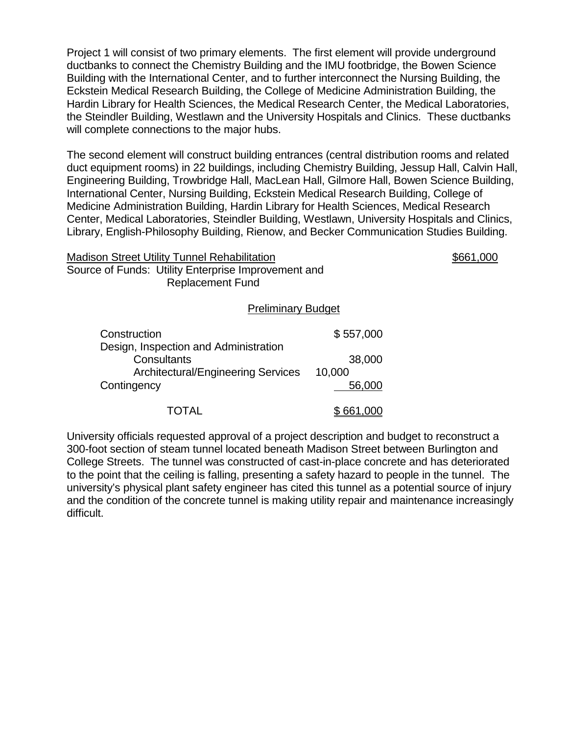Project 1 will consist of two primary elements. The first element will provide underground ductbanks to connect the Chemistry Building and the IMU footbridge, the Bowen Science Building with the International Center, and to further interconnect the Nursing Building, the Eckstein Medical Research Building, the College of Medicine Administration Building, the Hardin Library for Health Sciences, the Medical Research Center, the Medical Laboratories, the Steindler Building, Westlawn and the University Hospitals and Clinics. These ductbanks will complete connections to the major hubs.

The second element will construct building entrances (central distribution rooms and related duct equipment rooms) in 22 buildings, including Chemistry Building, Jessup Hall, Calvin Hall, Engineering Building, Trowbridge Hall, MacLean Hall, Gilmore Hall, Bowen Science Building, International Center, Nursing Building, Eckstein Medical Research Building, College of Medicine Administration Building, Hardin Library for Health Sciences, Medical Research Center, Medical Laboratories, Steindler Building, Westlawn, University Hospitals and Clinics, Library, English-Philosophy Building, Rienow, and Becker Communication Studies Building.

Madison Street Utility Tunnel Rehabilitation — $661,000

Source of Funds: Utility Enterprise Improvement and Replacement Fund

Preliminary Budget

| | |
|---|---|
| Construction | $ 557,000 |
| Design, Inspection and Administration | |
| Consultants | 38,000 |
| Architectural/Engineering Services | 10,000 |
| Contingency | 56,000 |
| TOTAL | $ 661,000 |

University officials requested approval of a project description and budget to reconstruct a 300-foot section of steam tunnel located beneath Madison Street between Burlington and College Streets. The tunnel was constructed of cast-in-place concrete and has deteriorated to the point that the ceiling is falling, presenting a safety hazard to people in the tunnel. The university's physical plant safety engineer has cited this tunnel as a potential source of injury and the condition of the concrete tunnel is making utility repair and maintenance increasingly difficult.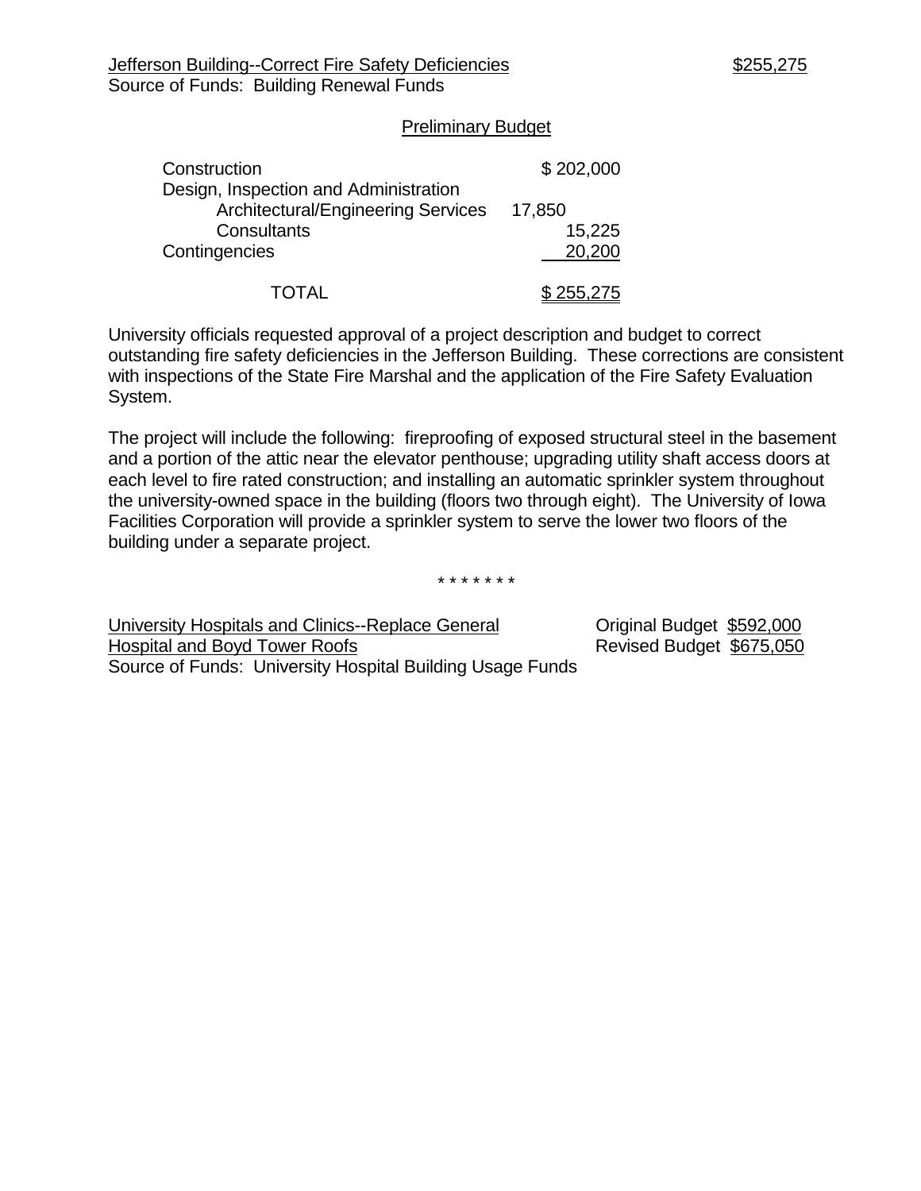Jefferson Building--Correct Fire Safety Deficiencies $255,275
Source of Funds: Building Renewal Funds

Preliminary Budget

| | |
|---|---|
| Construction | $ 202,000 |
| Design, Inspection and Administration | |
| Architectural/Engineering Services | 17,850 |
| Consultants | 15,225 |
| Contingencies | 20,200 |
| TOTAL | $ 255,275 |

University officials requested approval of a project description and budget to correct outstanding fire safety deficiencies in the Jefferson Building. These corrections are consistent with inspections of the State Fire Marshal and the application of the Fire Safety Evaluation System.

The project will include the following: fireproofing of exposed structural steel in the basement and a portion of the attic near the elevator penthouse; upgrading utility shaft access doors at each level to fire rated construction; and installing an automatic sprinkler system throughout the university-owned space in the building (floors two through eight). The University of Iowa Facilities Corporation will provide a sprinkler system to serve the lower two floors of the building under a separate project.

\* \* \* \* \* \* \*

University Hospitals and Clinics--Replace General Hospital and Boyd Tower Roofs
Original Budget $592,000
Revised Budget $675,050
Source of Funds: University Hospital Building Usage Funds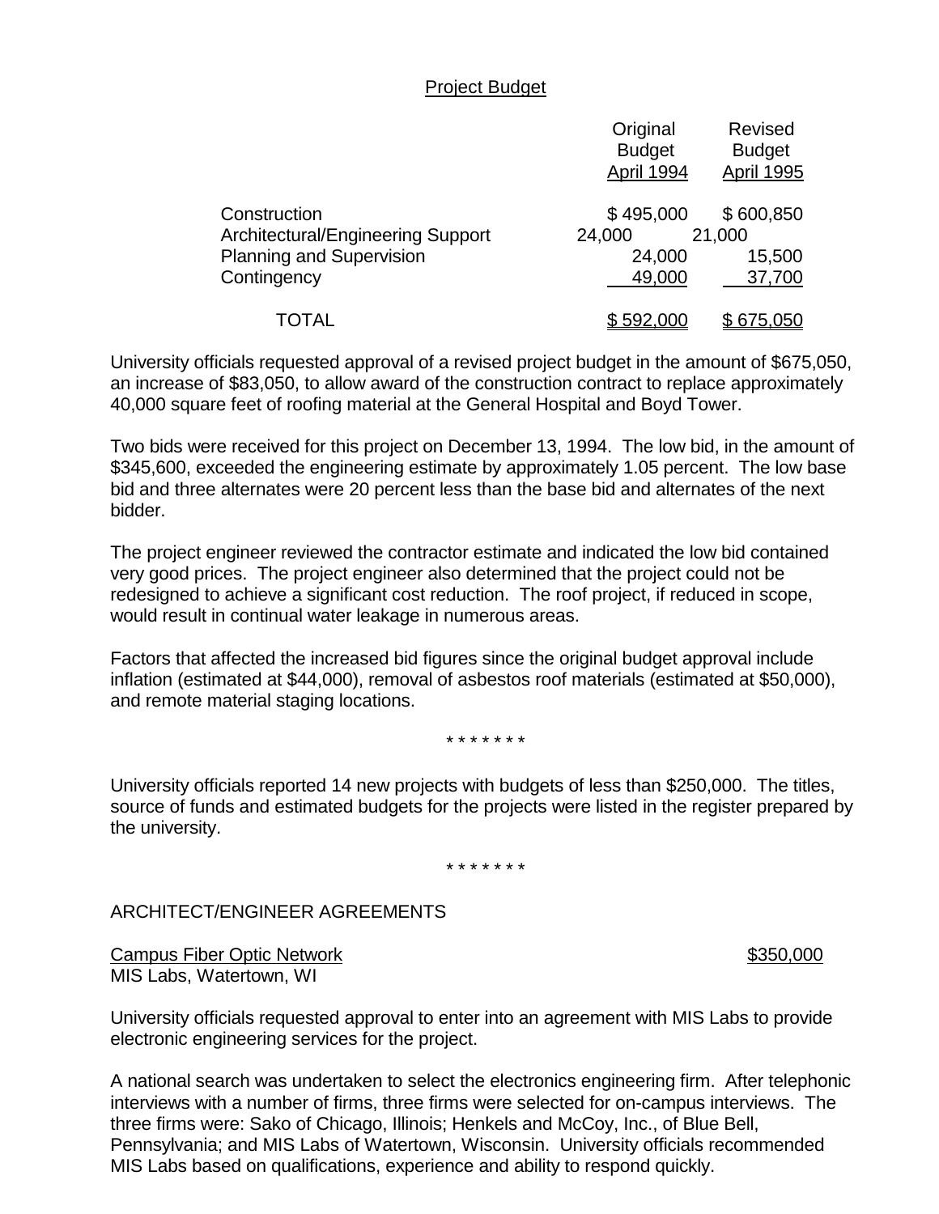Project Budget

| | Original Budget April 1994 | Revised Budget April 1995 |
|---|---|---|
| Construction | $ 495,000 | $ 600,850 |
| Architectural/Engineering Support | 24,000 | 21,000 |
| Planning and Supervision | 24,000 | 15,500 |
| Contingency | 49,000 | 37,700 |
| TOTAL | $ 592,000 | $ 675,050 |

University officials requested approval of a revised project budget in the amount of $675,050, an increase of $83,050, to allow award of the construction contract to replace approximately 40,000 square feet of roofing material at the General Hospital and Boyd Tower.

Two bids were received for this project on December 13, 1994. The low bid, in the amount of $345,600, exceeded the engineering estimate by approximately 1.05 percent. The low base bid and three alternates were 20 percent less than the base bid and alternates of the next bidder.

The project engineer reviewed the contractor estimate and indicated the low bid contained very good prices. The project engineer also determined that the project could not be redesigned to achieve a significant cost reduction. The roof project, if reduced in scope, would result in continual water leakage in numerous areas.

Factors that affected the increased bid figures since the original budget approval include inflation (estimated at $44,000), removal of asbestos roof materials (estimated at $50,000), and remote material staging locations.

\* \* \* \* \* \* \*

University officials reported 14 new projects with budgets of less than $250,000. The titles, source of funds and estimated budgets for the projects were listed in the register prepared by the university.

\* \* \* \* \* \* \*

ARCHITECT/ENGINEER AGREEMENTS

Campus Fiber Optic Network — $350,000
MIS Labs, Watertown, WI

University officials requested approval to enter into an agreement with MIS Labs to provide electronic engineering services for the project.

A national search was undertaken to select the electronics engineering firm. After telephonic interviews with a number of firms, three firms were selected for on-campus interviews. The three firms were: Sako of Chicago, Illinois; Henkels and McCoy, Inc., of Blue Bell, Pennsylvania; and MIS Labs of Watertown, Wisconsin. University officials recommended MIS Labs based on qualifications, experience and ability to respond quickly.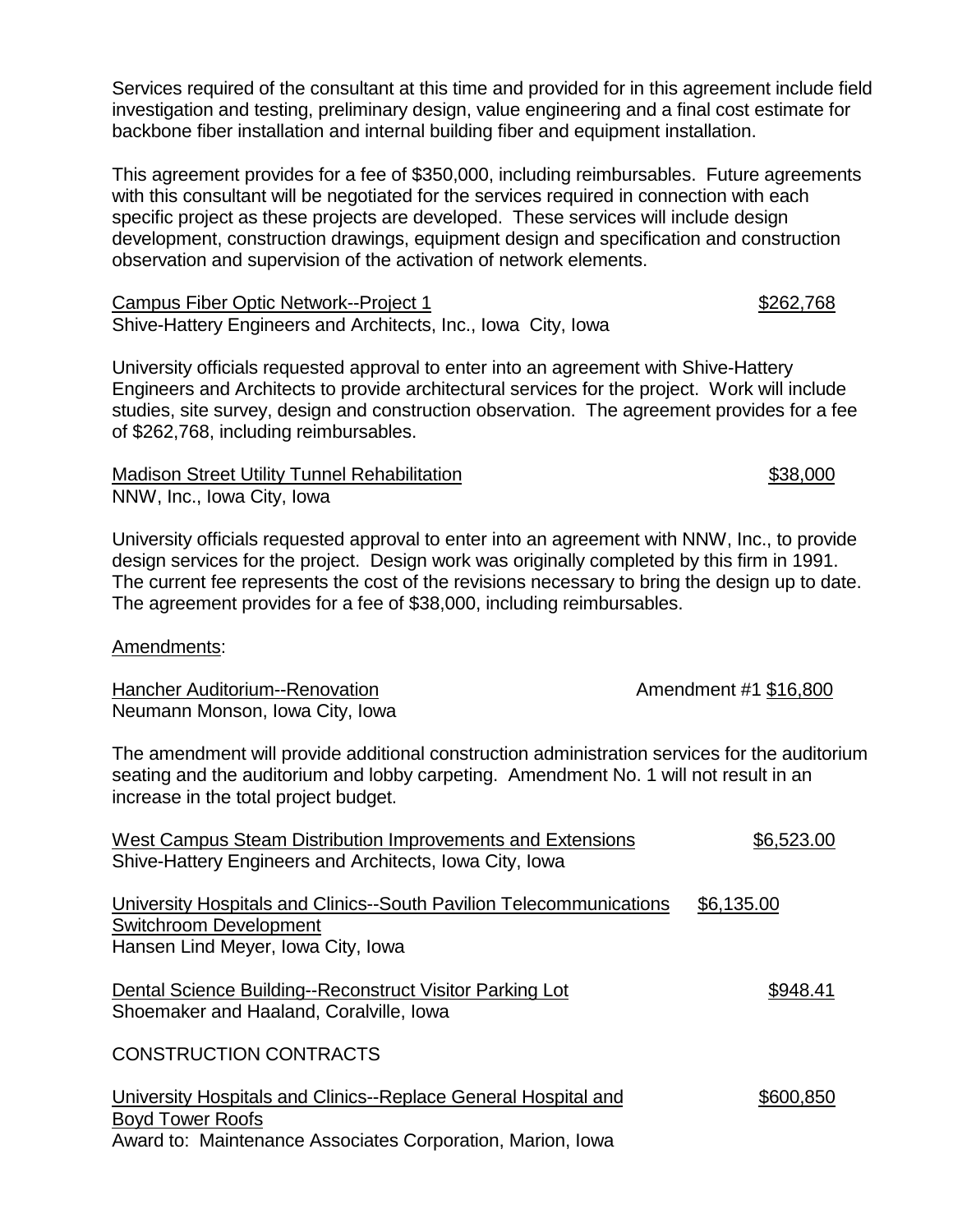Services required of the consultant at this time and provided for in this agreement include field investigation and testing, preliminary design, value engineering and a final cost estimate for backbone fiber installation and internal building fiber and equipment installation.

This agreement provides for a fee of $350,000, including reimbursables. Future agreements with this consultant will be negotiated for the services required in connection with each specific project as these projects are developed. These services will include design development, construction drawings, equipment design and specification and construction observation and supervision of the activation of network elements.

<u>Campus Fiber Optic Network--Project 1</u> <u>$262,768</u>
Shive-Hattery Engineers and Architects, Inc., Iowa City, Iowa

University officials requested approval to enter into an agreement with Shive-Hattery Engineers and Architects to provide architectural services for the project. Work will include studies, site survey, design and construction observation. The agreement provides for a fee of $262,768, including reimbursables.

<u>Madison Street Utility Tunnel Rehabilitation</u> <u>$38,000</u>
NNW, Inc., Iowa City, Iowa

University officials requested approval to enter into an agreement with NNW, Inc., to provide design services for the project. Design work was originally completed by this firm in 1991. The current fee represents the cost of the revisions necessary to bring the design up to date. The agreement provides for a fee of $38,000, including reimbursables.

<u>Amendments</u>:

<u>Hancher Auditorium--Renovation</u> Amendment #1 <u>$16,800</u>
Neumann Monson, Iowa City, Iowa

The amendment will provide additional construction administration services for the auditorium seating and the auditorium and lobby carpeting. Amendment No. 1 will not result in an increase in the total project budget.

<u>West Campus Steam Distribution Improvements and Extensions</u> <u>$6,523.00</u>
Shive-Hattery Engineers and Architects, Iowa City, Iowa

<u>University Hospitals and Clinics--South Pavilion Telecommunications Switchroom Development</u> <u>$6,135.00</u>
Hansen Lind Meyer, Iowa City, Iowa

<u>Dental Science Building--Reconstruct Visitor Parking Lot</u> <u>$948.41</u>
Shoemaker and Haaland, Coralville, Iowa

CONSTRUCTION CONTRACTS

<u>University Hospitals and Clinics--Replace General Hospital and Boyd Tower Roofs</u> <u>$600,850</u>
Award to: Maintenance Associates Corporation, Marion, Iowa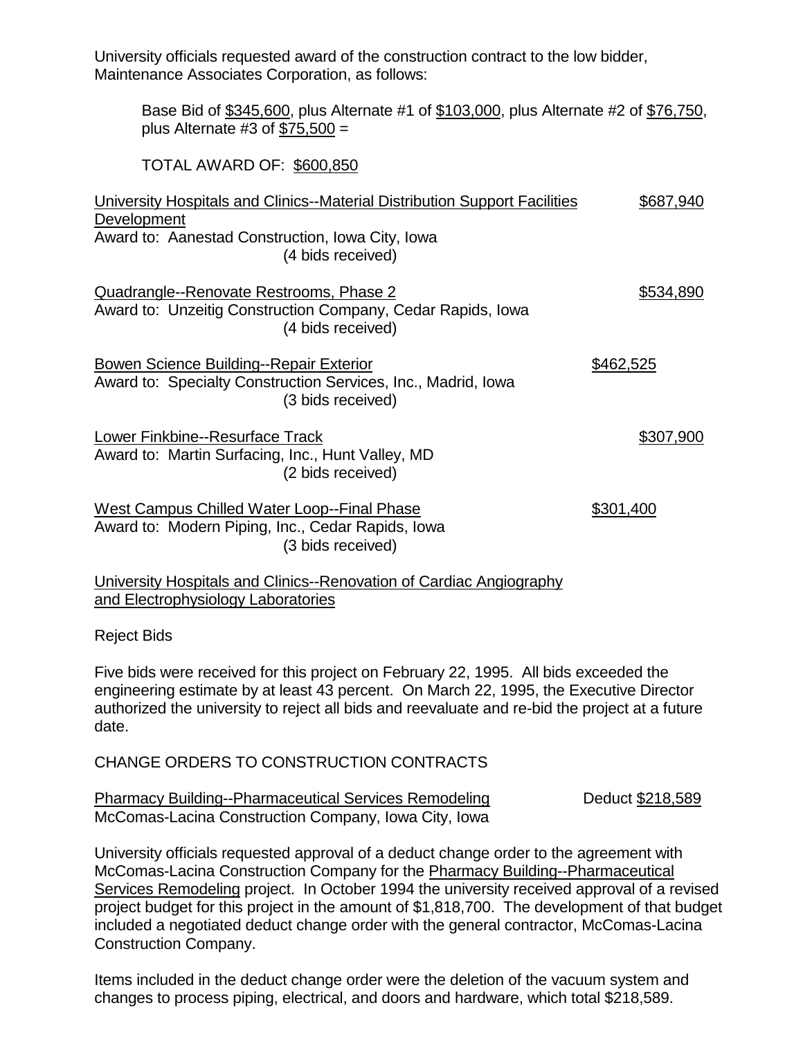University officials requested award of the construction contract to the low bidder, Maintenance Associates Corporation, as follows:

> Base Bid of $345,600, plus Alternate #1 of $103,000, plus Alternate #2 of $76,750, plus Alternate #3 of $75,500 =
>
> TOTAL AWARD OF: $600,850

University Hospitals and Clinics--Material Distribution Support Facilities Development — $687,940
Award to: Aanestad Construction, Iowa City, Iowa
(4 bids received)

Quadrangle--Renovate Restrooms, Phase 2 — $534,890
Award to: Unzeitig Construction Company, Cedar Rapids, Iowa
(4 bids received)

Bowen Science Building--Repair Exterior — $462,525
Award to: Specialty Construction Services, Inc., Madrid, Iowa
(3 bids received)

Lower Finkbine--Resurface Track — $307,900
Award to: Martin Surfacing, Inc., Hunt Valley, MD
(2 bids received)

West Campus Chilled Water Loop--Final Phase — $301,400
Award to: Modern Piping, Inc., Cedar Rapids, Iowa
(3 bids received)

University Hospitals and Clinics--Renovation of Cardiac Angiography and Electrophysiology Laboratories

Reject Bids

Five bids were received for this project on February 22, 1995. All bids exceeded the engineering estimate by at least 43 percent. On March 22, 1995, the Executive Director authorized the university to reject all bids and reevaluate and re-bid the project at a future date.

CHANGE ORDERS TO CONSTRUCTION CONTRACTS

Pharmacy Building--Pharmaceutical Services Remodeling — Deduct $218,589
McComas-Lacina Construction Company, Iowa City, Iowa

University officials requested approval of a deduct change order to the agreement with McComas-Lacina Construction Company for the Pharmacy Building--Pharmaceutical Services Remodeling project. In October 1994 the university received approval of a revised project budget for this project in the amount of $1,818,700. The development of that budget included a negotiated deduct change order with the general contractor, McComas-Lacina Construction Company.

Items included in the deduct change order were the deletion of the vacuum system and changes to process piping, electrical, and doors and hardware, which total $218,589.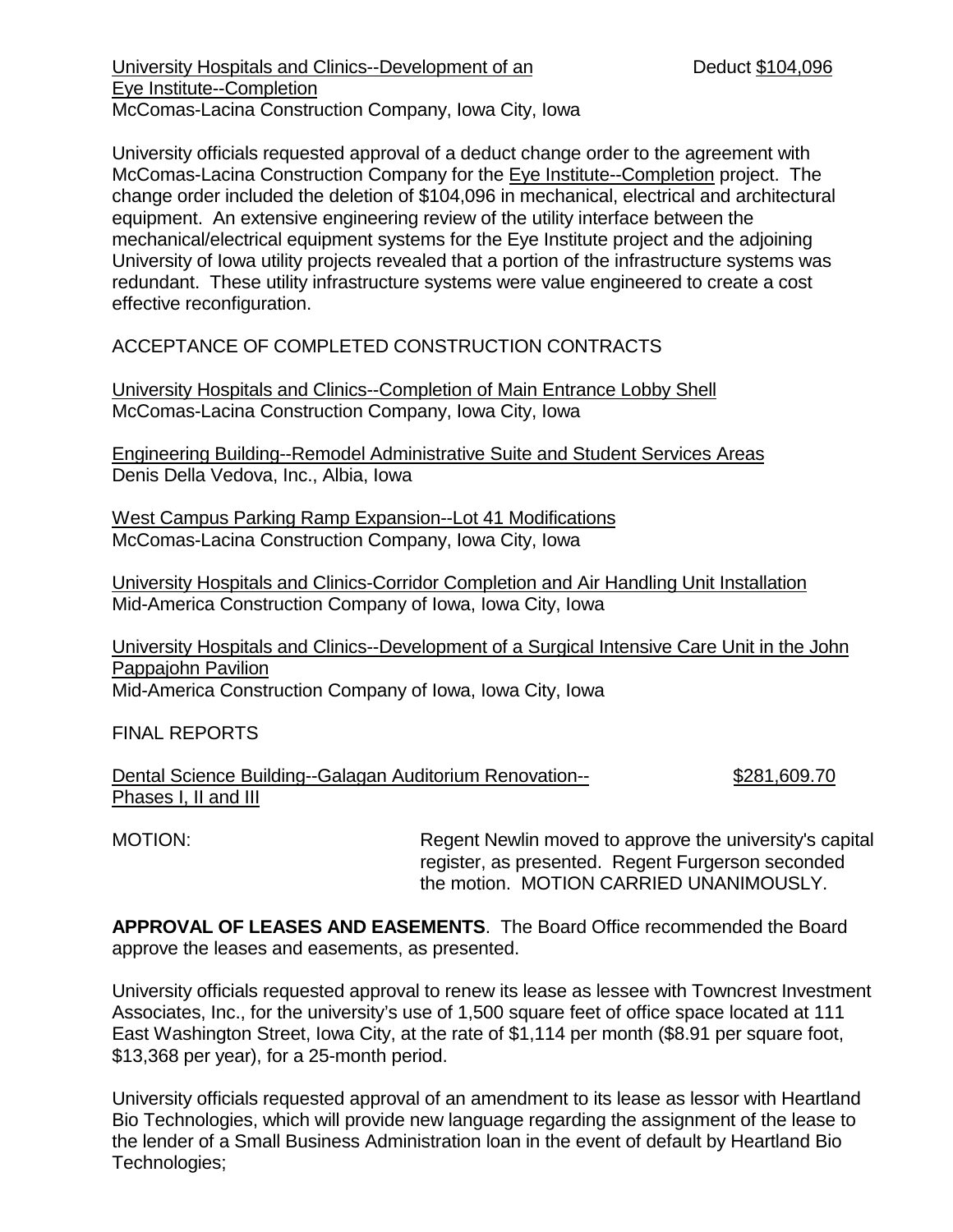University Hospitals and Clinics--Development of an Eye Institute--Completion — Deduct $104,096
McComas-Lacina Construction Company, Iowa City, Iowa

University officials requested approval of a deduct change order to the agreement with McComas-Lacina Construction Company for the Eye Institute--Completion project. The change order included the deletion of $104,096 in mechanical, electrical and architectural equipment. An extensive engineering review of the utility interface between the mechanical/electrical equipment systems for the Eye Institute project and the adjoining University of Iowa utility projects revealed that a portion of the infrastructure systems was redundant. These utility infrastructure systems were value engineered to create a cost effective reconfiguration.

ACCEPTANCE OF COMPLETED CONSTRUCTION CONTRACTS

University Hospitals and Clinics--Completion of Main Entrance Lobby Shell
McComas-Lacina Construction Company, Iowa City, Iowa

Engineering Building--Remodel Administrative Suite and Student Services Areas
Denis Della Vedova, Inc., Albia, Iowa

West Campus Parking Ramp Expansion--Lot 41 Modifications
McComas-Lacina Construction Company, Iowa City, Iowa

University Hospitals and Clinics-Corridor Completion and Air Handling Unit Installation
Mid-America Construction Company of Iowa, Iowa City, Iowa

University Hospitals and Clinics--Development of a Surgical Intensive Care Unit in the John Pappajohn Pavilion
Mid-America Construction Company of Iowa, Iowa City, Iowa

FINAL REPORTS

Dental Science Building--Galagan Auditorium Renovation--Phases I, II and III — $281,609.70

MOTION: Regent Newlin moved to approve the university's capital register, as presented. Regent Furgerson seconded the motion. MOTION CARRIED UNANIMOUSLY.

**APPROVAL OF LEASES AND EASEMENTS**. The Board Office recommended the Board approve the leases and easements, as presented.

University officials requested approval to renew its lease as lessee with Towncrest Investment Associates, Inc., for the university's use of 1,500 square feet of office space located at 111 East Washington Street, Iowa City, at the rate of $1,114 per month ($8.91 per square foot, $13,368 per year), for a 25-month period.

University officials requested approval of an amendment to its lease as lessor with Heartland Bio Technologies, which will provide new language regarding the assignment of the lease to the lender of a Small Business Administration loan in the event of default by Heartland Bio Technologies;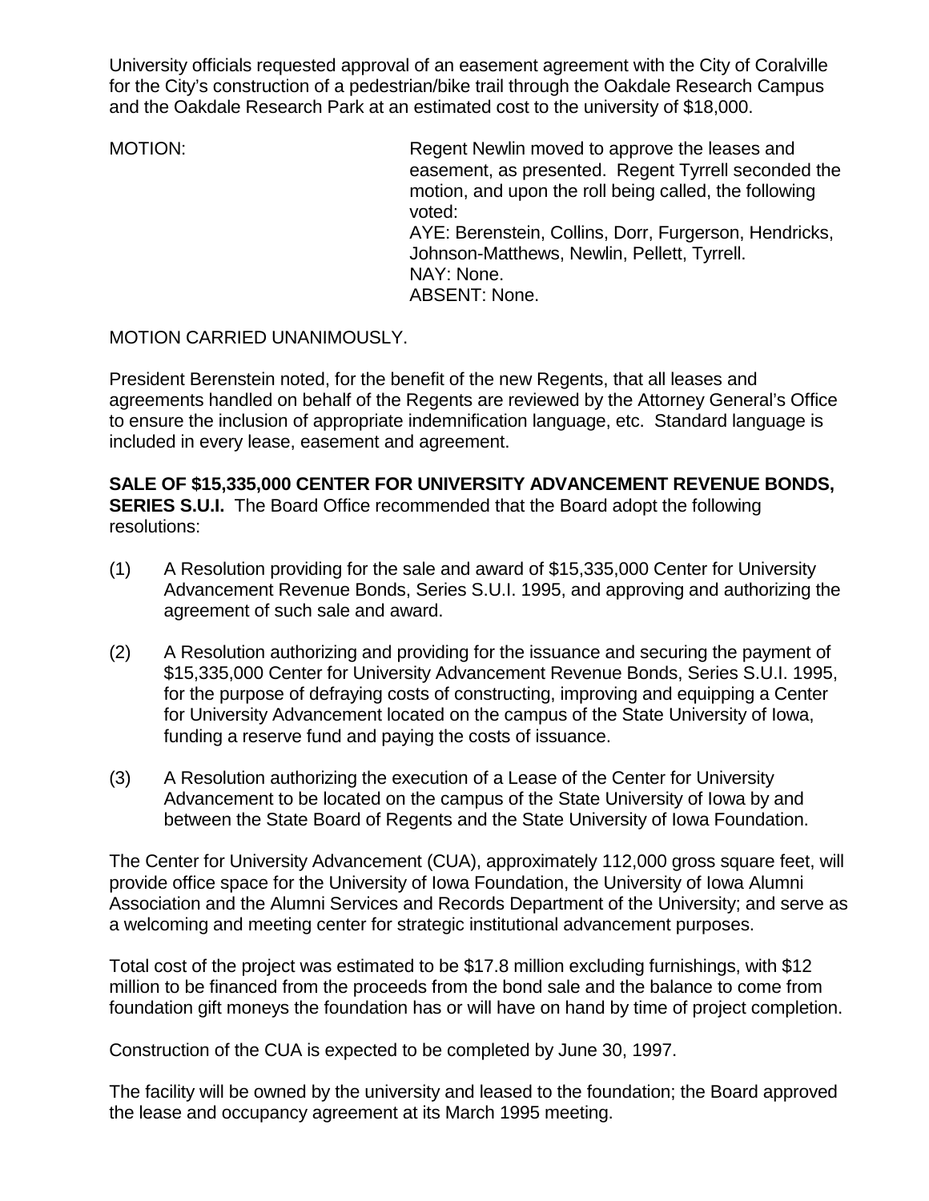University officials requested approval of an easement agreement with the City of Coralville for the City's construction of a pedestrian/bike trail through the Oakdale Research Campus and the Oakdale Research Park at an estimated cost to the university of $18,000.

MOTION: Regent Newlin moved to approve the leases and easement, as presented. Regent Tyrrell seconded the motion, and upon the roll being called, the following voted:
AYE: Berenstein, Collins, Dorr, Furgerson, Hendricks, Johnson-Matthews, Newlin, Pellett, Tyrrell.
NAY: None.
ABSENT: None.

MOTION CARRIED UNANIMOUSLY.

President Berenstein noted, for the benefit of the new Regents, that all leases and agreements handled on behalf of the Regents are reviewed by the Attorney General's Office to ensure the inclusion of appropriate indemnification language, etc. Standard language is included in every lease, easement and agreement.

**SALE OF $15,335,000 CENTER FOR UNIVERSITY ADVANCEMENT REVENUE BONDS, SERIES S.U.I.** The Board Office recommended that the Board adopt the following resolutions:

(1) A Resolution providing for the sale and award of $15,335,000 Center for University Advancement Revenue Bonds, Series S.U.I. 1995, and approving and authorizing the agreement of such sale and award.

(2) A Resolution authorizing and providing for the issuance and securing the payment of $15,335,000 Center for University Advancement Revenue Bonds, Series S.U.I. 1995, for the purpose of defraying costs of constructing, improving and equipping a Center for University Advancement located on the campus of the State University of Iowa, funding a reserve fund and paying the costs of issuance.

(3) A Resolution authorizing the execution of a Lease of the Center for University Advancement to be located on the campus of the State University of Iowa by and between the State Board of Regents and the State University of Iowa Foundation.

The Center for University Advancement (CUA), approximately 112,000 gross square feet, will provide office space for the University of Iowa Foundation, the University of Iowa Alumni Association and the Alumni Services and Records Department of the University; and serve as a welcoming and meeting center for strategic institutional advancement purposes.

Total cost of the project was estimated to be $17.8 million excluding furnishings, with $12 million to be financed from the proceeds from the bond sale and the balance to come from foundation gift moneys the foundation has or will have on hand by time of project completion.

Construction of the CUA is expected to be completed by June 30, 1997.

The facility will be owned by the university and leased to the foundation; the Board approved the lease and occupancy agreement at its March 1995 meeting.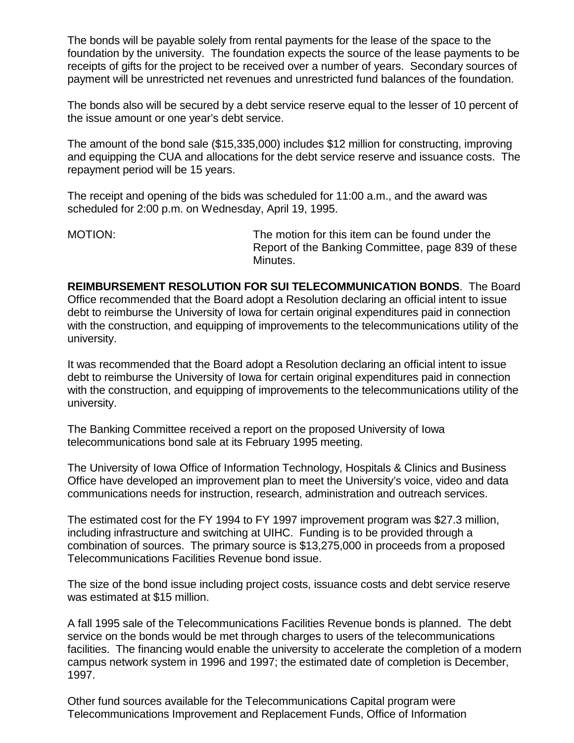The bonds will be payable solely from rental payments for the lease of the space to the foundation by the university. The foundation expects the source of the lease payments to be receipts of gifts for the project to be received over a number of years. Secondary sources of payment will be unrestricted net revenues and unrestricted fund balances of the foundation.

The bonds also will be secured by a debt service reserve equal to the lesser of 10 percent of the issue amount or one year's debt service.

The amount of the bond sale ($15,335,000) includes $12 million for constructing, improving and equipping the CUA and allocations for the debt service reserve and issuance costs. The repayment period will be 15 years.

The receipt and opening of the bids was scheduled for 11:00 a.m., and the award was scheduled for 2:00 p.m. on Wednesday, April 19, 1995.

MOTION: The motion for this item can be found under the Report of the Banking Committee, page 839 of these Minutes.

**REIMBURSEMENT RESOLUTION FOR SUI TELECOMMUNICATION BONDS**. The Board Office recommended that the Board adopt a Resolution declaring an official intent to issue debt to reimburse the University of Iowa for certain original expenditures paid in connection with the construction, and equipping of improvements to the telecommunications utility of the university.

It was recommended that the Board adopt a Resolution declaring an official intent to issue debt to reimburse the University of Iowa for certain original expenditures paid in connection with the construction, and equipping of improvements to the telecommunications utility of the university.

The Banking Committee received a report on the proposed University of Iowa telecommunications bond sale at its February 1995 meeting.

The University of Iowa Office of Information Technology, Hospitals & Clinics and Business Office have developed an improvement plan to meet the University's voice, video and data communications needs for instruction, research, administration and outreach services.

The estimated cost for the FY 1994 to FY 1997 improvement program was $27.3 million, including infrastructure and switching at UIHC. Funding is to be provided through a combination of sources. The primary source is $13,275,000 in proceeds from a proposed Telecommunications Facilities Revenue bond issue.

The size of the bond issue including project costs, issuance costs and debt service reserve was estimated at $15 million.

A fall 1995 sale of the Telecommunications Facilities Revenue bonds is planned. The debt service on the bonds would be met through charges to users of the telecommunications facilities. The financing would enable the university to accelerate the completion of a modern campus network system in 1996 and 1997; the estimated date of completion is December, 1997.

Other fund sources available for the Telecommunications Capital program were Telecommunications Improvement and Replacement Funds, Office of Information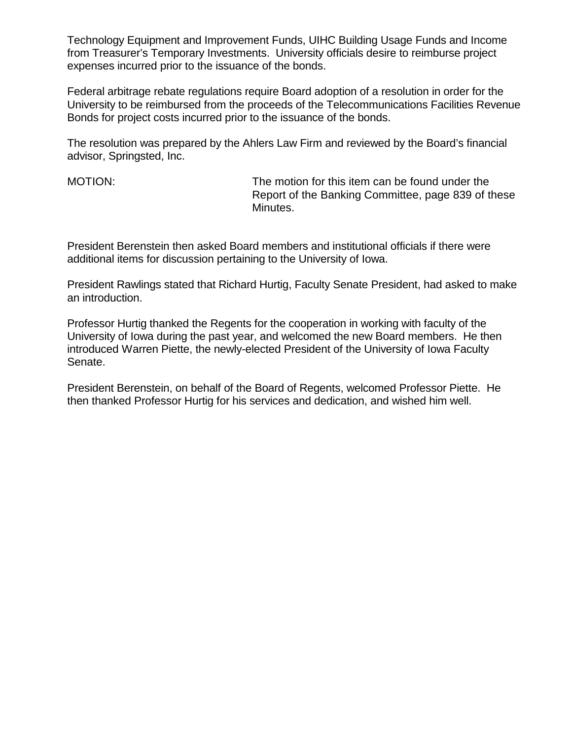Technology Equipment and Improvement Funds, UIHC Building Usage Funds and Income from Treasurer's Temporary Investments. University officials desire to reimburse project expenses incurred prior to the issuance of the bonds.

Federal arbitrage rebate regulations require Board adoption of a resolution in order for the University to be reimbursed from the proceeds of the Telecommunications Facilities Revenue Bonds for project costs incurred prior to the issuance of the bonds.

The resolution was prepared by the Ahlers Law Firm and reviewed by the Board's financial advisor, Springsted, Inc.

MOTION: The motion for this item can be found under the Report of the Banking Committee, page 839 of these Minutes.

President Berenstein then asked Board members and institutional officials if there were additional items for discussion pertaining to the University of Iowa.

President Rawlings stated that Richard Hurtig, Faculty Senate President, had asked to make an introduction.

Professor Hurtig thanked the Regents for the cooperation in working with faculty of the University of Iowa during the past year, and welcomed the new Board members. He then introduced Warren Piette, the newly-elected President of the University of Iowa Faculty Senate.

President Berenstein, on behalf of the Board of Regents, welcomed Professor Piette. He then thanked Professor Hurtig for his services and dedication, and wished him well.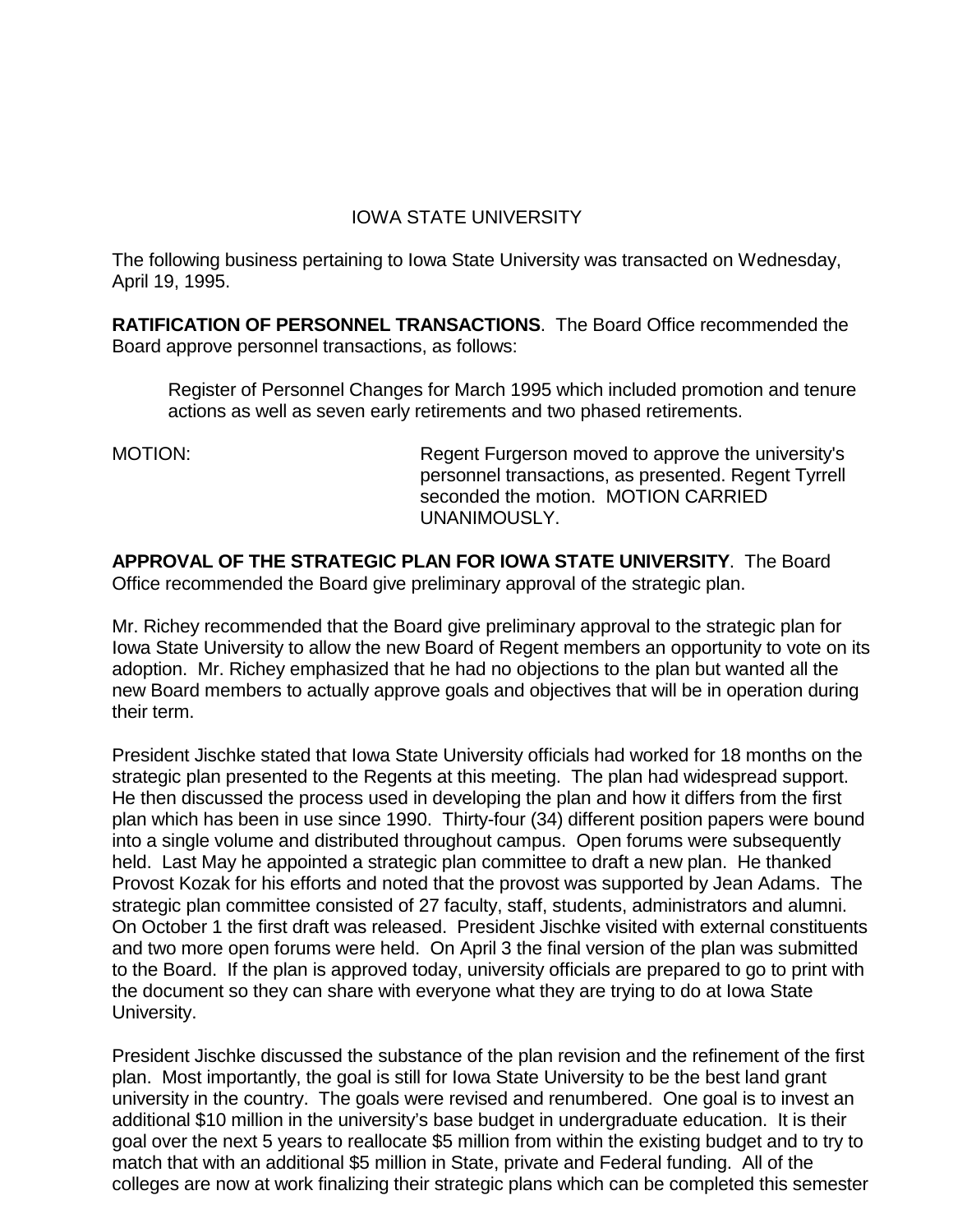## IOWA STATE UNIVERSITY

The following business pertaining to Iowa State University was transacted on Wednesday, April 19, 1995.

**RATIFICATION OF PERSONNEL TRANSACTIONS**. The Board Office recommended the Board approve personnel transactions, as follows:

> Register of Personnel Changes for March 1995 which included promotion and tenure actions as well as seven early retirements and two phased retirements.

MOTION: Regent Furgerson moved to approve the university's personnel transactions, as presented. Regent Tyrrell seconded the motion. MOTION CARRIED UNANIMOUSLY.

**APPROVAL OF THE STRATEGIC PLAN FOR IOWA STATE UNIVERSITY**. The Board Office recommended the Board give preliminary approval of the strategic plan.

Mr. Richey recommended that the Board give preliminary approval to the strategic plan for Iowa State University to allow the new Board of Regent members an opportunity to vote on its adoption. Mr. Richey emphasized that he had no objections to the plan but wanted all the new Board members to actually approve goals and objectives that will be in operation during their term.

President Jischke stated that Iowa State University officials had worked for 18 months on the strategic plan presented to the Regents at this meeting. The plan had widespread support. He then discussed the process used in developing the plan and how it differs from the first plan which has been in use since 1990. Thirty-four (34) different position papers were bound into a single volume and distributed throughout campus. Open forums were subsequently held. Last May he appointed a strategic plan committee to draft a new plan. He thanked Provost Kozak for his efforts and noted that the provost was supported by Jean Adams. The strategic plan committee consisted of 27 faculty, staff, students, administrators and alumni. On October 1 the first draft was released. President Jischke visited with external constituents and two more open forums were held. On April 3 the final version of the plan was submitted to the Board. If the plan is approved today, university officials are prepared to go to print with the document so they can share with everyone what they are trying to do at Iowa State University.

President Jischke discussed the substance of the plan revision and the refinement of the first plan. Most importantly, the goal is still for Iowa State University to be the best land grant university in the country. The goals were revised and renumbered. One goal is to invest an additional $10 million in the university's base budget in undergraduate education. It is their goal over the next 5 years to reallocate $5 million from within the existing budget and to try to match that with an additional $5 million in State, private and Federal funding. All of the colleges are now at work finalizing their strategic plans which can be completed this semester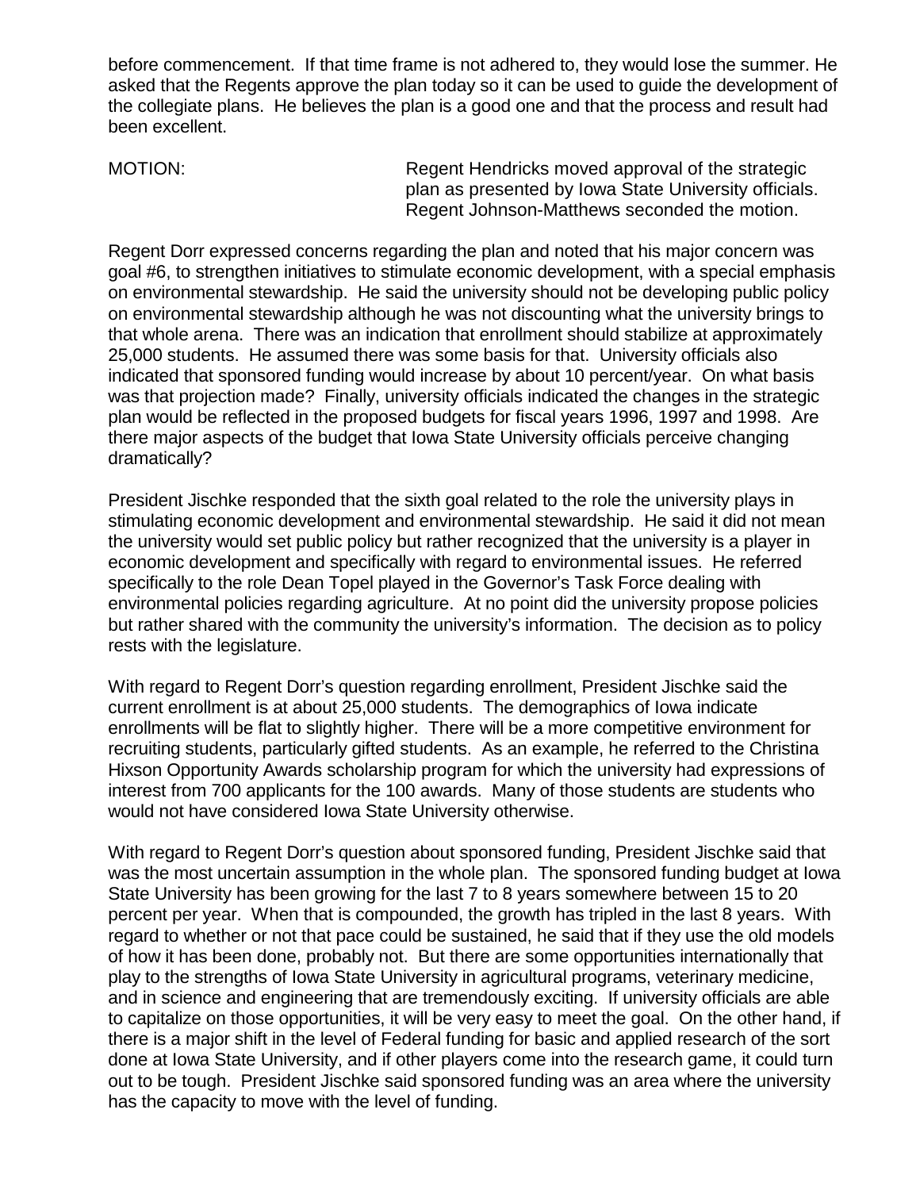before commencement. If that time frame is not adhered to, they would lose the summer. He asked that the Regents approve the plan today so it can be used to guide the development of the collegiate plans. He believes the plan is a good one and that the process and result had been excellent.

MOTION: Regent Hendricks moved approval of the strategic plan as presented by Iowa State University officials. Regent Johnson-Matthews seconded the motion.

Regent Dorr expressed concerns regarding the plan and noted that his major concern was goal #6, to strengthen initiatives to stimulate economic development, with a special emphasis on environmental stewardship. He said the university should not be developing public policy on environmental stewardship although he was not discounting what the university brings to that whole arena. There was an indication that enrollment should stabilize at approximately 25,000 students. He assumed there was some basis for that. University officials also indicated that sponsored funding would increase by about 10 percent/year. On what basis was that projection made? Finally, university officials indicated the changes in the strategic plan would be reflected in the proposed budgets for fiscal years 1996, 1997 and 1998. Are there major aspects of the budget that Iowa State University officials perceive changing dramatically?

President Jischke responded that the sixth goal related to the role the university plays in stimulating economic development and environmental stewardship. He said it did not mean the university would set public policy but rather recognized that the university is a player in economic development and specifically with regard to environmental issues. He referred specifically to the role Dean Topel played in the Governor's Task Force dealing with environmental policies regarding agriculture. At no point did the university propose policies but rather shared with the community the university's information. The decision as to policy rests with the legislature.

With regard to Regent Dorr's question regarding enrollment, President Jischke said the current enrollment is at about 25,000 students. The demographics of Iowa indicate enrollments will be flat to slightly higher. There will be a more competitive environment for recruiting students, particularly gifted students. As an example, he referred to the Christina Hixson Opportunity Awards scholarship program for which the university had expressions of interest from 700 applicants for the 100 awards. Many of those students are students who would not have considered Iowa State University otherwise.

With regard to Regent Dorr's question about sponsored funding, President Jischke said that was the most uncertain assumption in the whole plan. The sponsored funding budget at Iowa State University has been growing for the last 7 to 8 years somewhere between 15 to 20 percent per year. When that is compounded, the growth has tripled in the last 8 years. With regard to whether or not that pace could be sustained, he said that if they use the old models of how it has been done, probably not. But there are some opportunities internationally that play to the strengths of Iowa State University in agricultural programs, veterinary medicine, and in science and engineering that are tremendously exciting. If university officials are able to capitalize on those opportunities, it will be very easy to meet the goal. On the other hand, if there is a major shift in the level of Federal funding for basic and applied research of the sort done at Iowa State University, and if other players come into the research game, it could turn out to be tough. President Jischke said sponsored funding was an area where the university has the capacity to move with the level of funding.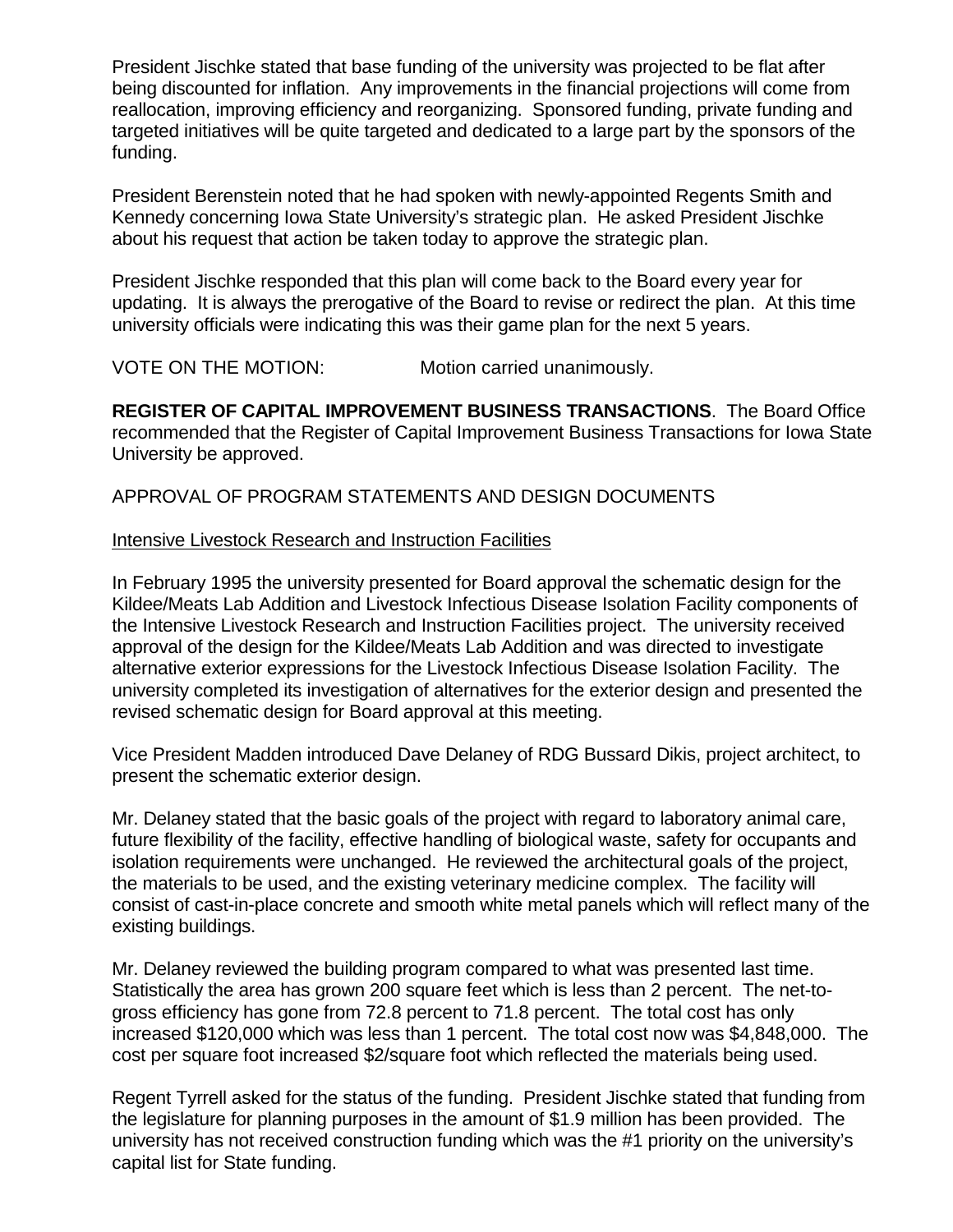President Jischke stated that base funding of the university was projected to be flat after being discounted for inflation. Any improvements in the financial projections will come from reallocation, improving efficiency and reorganizing. Sponsored funding, private funding and targeted initiatives will be quite targeted and dedicated to a large part by the sponsors of the funding.

President Berenstein noted that he had spoken with newly-appointed Regents Smith and Kennedy concerning Iowa State University's strategic plan. He asked President Jischke about his request that action be taken today to approve the strategic plan.

President Jischke responded that this plan will come back to the Board every year for updating. It is always the prerogative of the Board to revise or redirect the plan. At this time university officials were indicating this was their game plan for the next 5 years.

VOTE ON THE MOTION: Motion carried unanimously.

**REGISTER OF CAPITAL IMPROVEMENT BUSINESS TRANSACTIONS**. The Board Office recommended that the Register of Capital Improvement Business Transactions for Iowa State University be approved.

APPROVAL OF PROGRAM STATEMENTS AND DESIGN DOCUMENTS

Intensive Livestock Research and Instruction Facilities

In February 1995 the university presented for Board approval the schematic design for the Kildee/Meats Lab Addition and Livestock Infectious Disease Isolation Facility components of the Intensive Livestock Research and Instruction Facilities project. The university received approval of the design for the Kildee/Meats Lab Addition and was directed to investigate alternative exterior expressions for the Livestock Infectious Disease Isolation Facility. The university completed its investigation of alternatives for the exterior design and presented the revised schematic design for Board approval at this meeting.

Vice President Madden introduced Dave Delaney of RDG Bussard Dikis, project architect, to present the schematic exterior design.

Mr. Delaney stated that the basic goals of the project with regard to laboratory animal care, future flexibility of the facility, effective handling of biological waste, safety for occupants and isolation requirements were unchanged. He reviewed the architectural goals of the project, the materials to be used, and the existing veterinary medicine complex. The facility will consist of cast-in-place concrete and smooth white metal panels which will reflect many of the existing buildings.

Mr. Delaney reviewed the building program compared to what was presented last time. Statistically the area has grown 200 square feet which is less than 2 percent. The net-to-gross efficiency has gone from 72.8 percent to 71.8 percent. The total cost has only increased $120,000 which was less than 1 percent. The total cost now was $4,848,000. The cost per square foot increased $2/square foot which reflected the materials being used.

Regent Tyrrell asked for the status of the funding. President Jischke stated that funding from the legislature for planning purposes in the amount of $1.9 million has been provided. The university has not received construction funding which was the #1 priority on the university's capital list for State funding.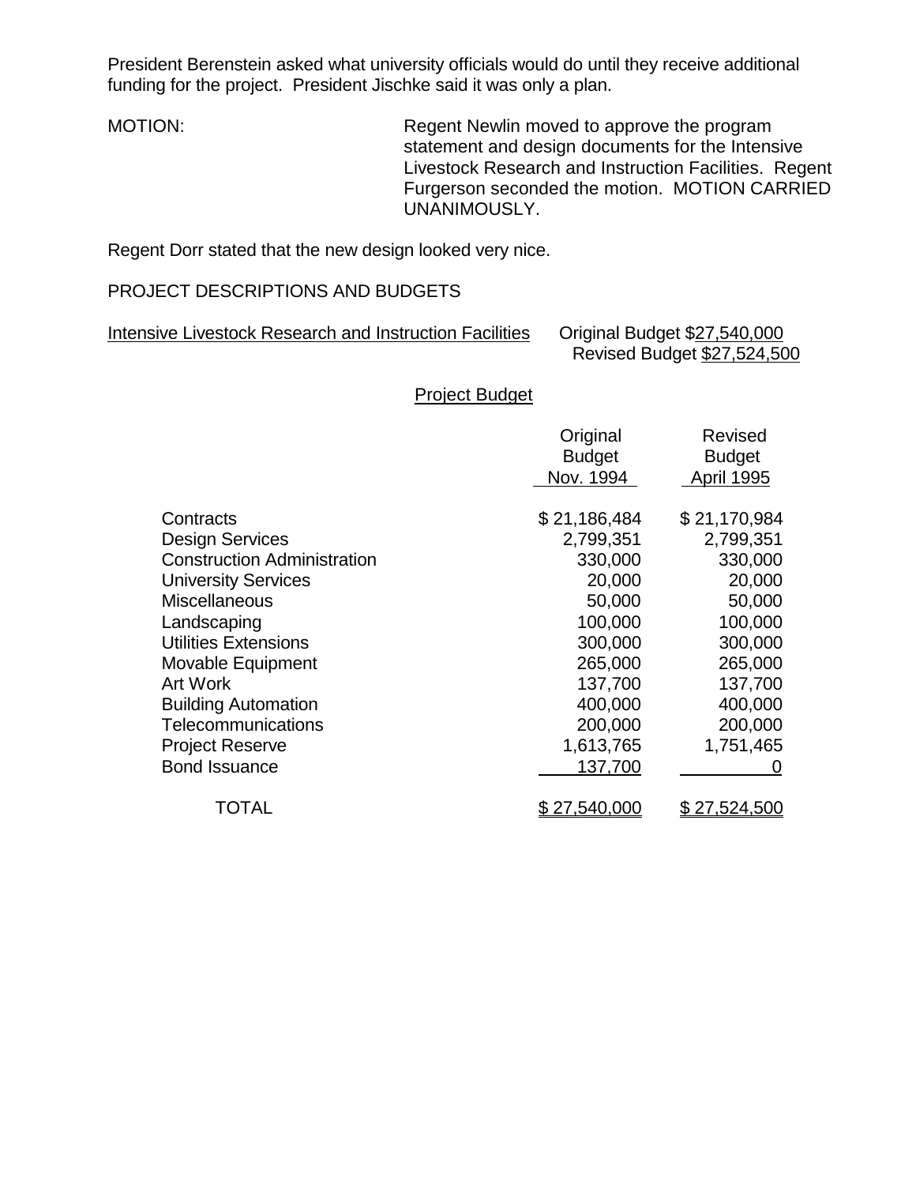President Berenstein asked what university officials would do until they receive additional funding for the project. President Jischke said it was only a plan.

MOTION: Regent Newlin moved to approve the program statement and design documents for the Intensive Livestock Research and Instruction Facilities. Regent Furgerson seconded the motion. MOTION CARRIED UNANIMOUSLY.

Regent Dorr stated that the new design looked very nice.

PROJECT DESCRIPTIONS AND BUDGETS

Intensive Livestock Research and Instruction Facilities — Original Budget $27,540,000; Revised Budget $27,524,500

Project Budget

| | Original Budget Nov. 1994 | Revised Budget April 1995 |
|---|---|---|
| Contracts | $ 21,186,484 | $ 21,170,984 |
| Design Services | 2,799,351 | 2,799,351 |
| Construction Administration | 330,000 | 330,000 |
| University Services | 20,000 | 20,000 |
| Miscellaneous | 50,000 | 50,000 |
| Landscaping | 100,000 | 100,000 |
| Utilities Extensions | 300,000 | 300,000 |
| Movable Equipment | 265,000 | 265,000 |
| Art Work | 137,700 | 137,700 |
| Building Automation | 400,000 | 400,000 |
| Telecommunications | 200,000 | 200,000 |
| Project Reserve | 1,613,765 | 1,751,465 |
| Bond Issuance | 137,700 | 0 |
| TOTAL | $ 27,540,000 | $ 27,524,500 |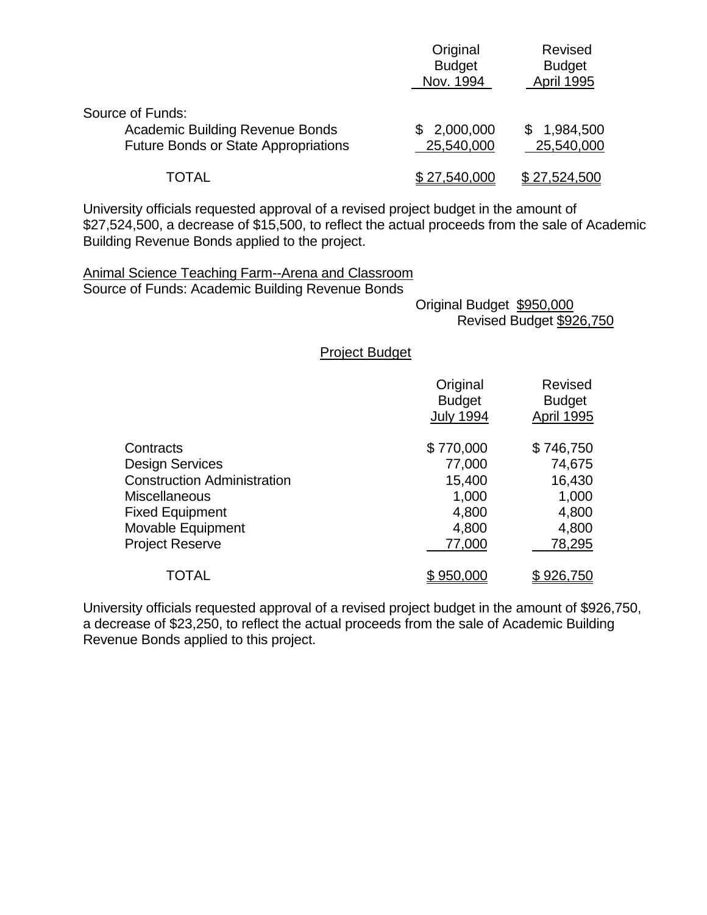| | Original Budget Nov. 1994 | Revised Budget April 1995 |
|---|---|---|
| Source of Funds: | | |
| Academic Building Revenue Bonds | $ 2,000,000 | $ 1,984,500 |
| Future Bonds or State Appropriations | 25,540,000 | 25,540,000 |
| TOTAL | $ 27,540,000 | $ 27,524,500 |

University officials requested approval of a revised project budget in the amount of $27,524,500, a decrease of $15,500, to reflect the actual proceeds from the sale of Academic Building Revenue Bonds applied to the project.

Animal Science Teaching Farm--Arena and Classroom
Source of Funds: Academic Building Revenue Bonds

Original Budget $950,000
Revised Budget $926,750

Project Budget

| | Original Budget July 1994 | Revised Budget April 1995 |
|---|---|---|
| Contracts | $ 770,000 | $ 746,750 |
| Design Services | 77,000 | 74,675 |
| Construction Administration | 15,400 | 16,430 |
| Miscellaneous | 1,000 | 1,000 |
| Fixed Equipment | 4,800 | 4,800 |
| Movable Equipment | 4,800 | 4,800 |
| Project Reserve | 77,000 | 78,295 |
| TOTAL | $ 950,000 | $ 926,750 |

University officials requested approval of a revised project budget in the amount of $926,750, a decrease of $23,250, to reflect the actual proceeds from the sale of Academic Building Revenue Bonds applied to this project.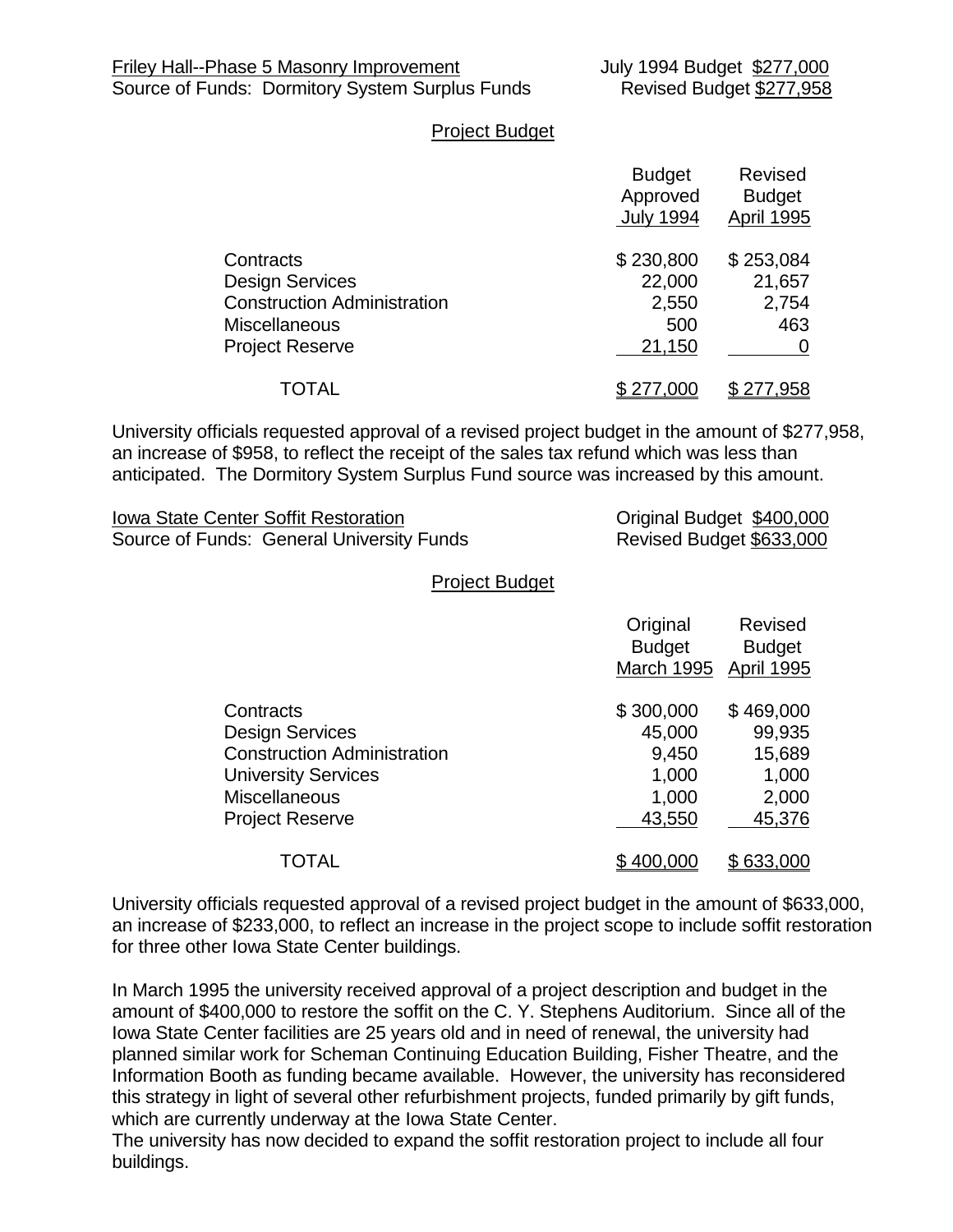Friley Hall--Phase 5 Masonry Improvement | July 1994 Budget $277,000
Source of Funds: Dormitory System Surplus Funds | Revised Budget $277,958

Project Budget

| | Budget Approved July 1994 | Revised Budget April 1995 |
|---|---|---|
| Contracts | $ 230,800 | $ 253,084 |
| Design Services | 22,000 | 21,657 |
| Construction Administration | 2,550 | 2,754 |
| Miscellaneous | 500 | 463 |
| Project Reserve | 21,150 | 0 |
| TOTAL | $ 277,000 | $ 277,958 |

University officials requested approval of a revised project budget in the amount of $277,958, an increase of $958, to reflect the receipt of the sales tax refund which was less than anticipated. The Dormitory System Surplus Fund source was increased by this amount.

Iowa State Center Soffit Restoration | Original Budget $400,000
Source of Funds: General University Funds | Revised Budget $633,000

Project Budget

| | Original Budget March 1995 | Revised Budget April 1995 |
|---|---|---|
| Contracts | $ 300,000 | $ 469,000 |
| Design Services | 45,000 | 99,935 |
| Construction Administration | 9,450 | 15,689 |
| University Services | 1,000 | 1,000 |
| Miscellaneous | 1,000 | 2,000 |
| Project Reserve | 43,550 | 45,376 |
| TOTAL | $ 400,000 | $ 633,000 |

University officials requested approval of a revised project budget in the amount of $633,000, an increase of $233,000, to reflect an increase in the project scope to include soffit restoration for three other Iowa State Center buildings.

In March 1995 the university received approval of a project description and budget in the amount of $400,000 to restore the soffit on the C. Y. Stephens Auditorium. Since all of the Iowa State Center facilities are 25 years old and in need of renewal, the university had planned similar work for Scheman Continuing Education Building, Fisher Theatre, and the Information Booth as funding became available. However, the university has reconsidered this strategy in light of several other refurbishment projects, funded primarily by gift funds, which are currently underway at the Iowa State Center.
The university has now decided to expand the soffit restoration project to include all four buildings.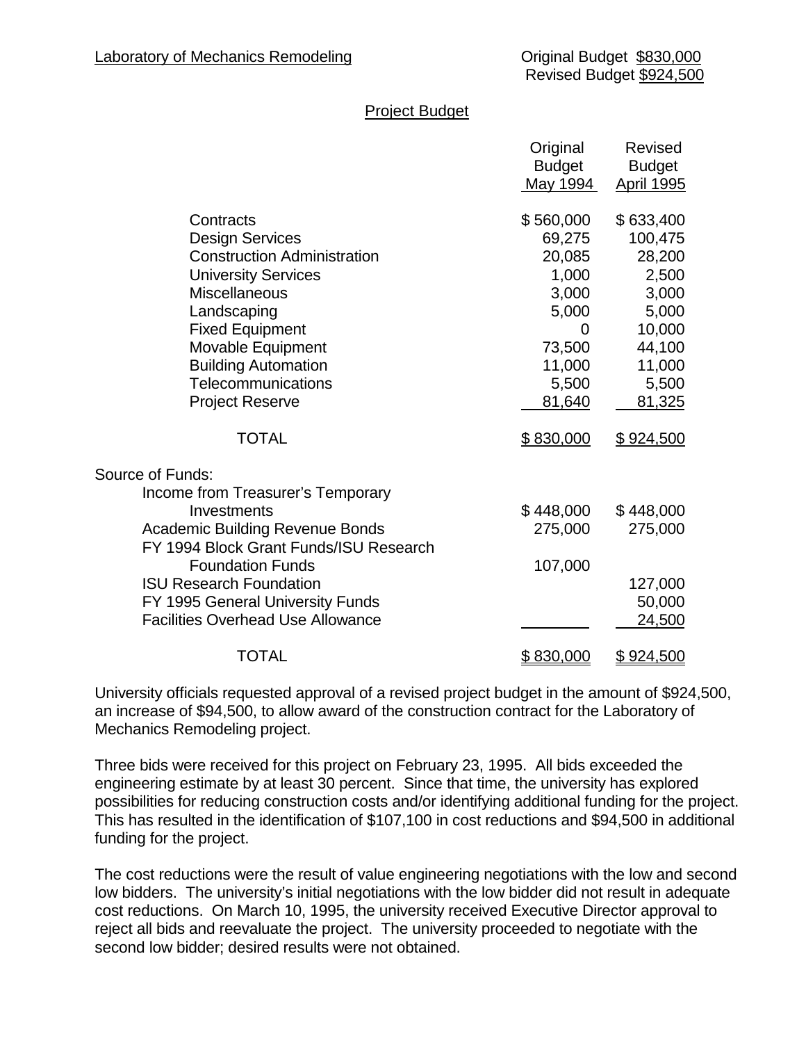Laboratory of Mechanics Remodeling

Original Budget $830,000
Revised Budget $924,500

## Project Budget

| | Original Budget May 1994 | Revised Budget April 1995 |
|---|---|---|
| Contracts | $ 560,000 | $ 633,400 |
| Design Services | 69,275 | 100,475 |
| Construction Administration | 20,085 | 28,200 |
| University Services | 1,000 | 2,500 |
| Miscellaneous | 3,000 | 3,000 |
| Landscaping | 5,000 | 5,000 |
| Fixed Equipment | 0 | 10,000 |
| Movable Equipment | 73,500 | 44,100 |
| Building Automation | 11,000 | 11,000 |
| Telecommunications | 5,500 | 5,500 |
| Project Reserve | 81,640 | 81,325 |
| TOTAL | $ 830,000 | $ 924,500 |
| Source of Funds: | | |
| Income from Treasurer's Temporary Investments | $ 448,000 | $ 448,000 |
| Academic Building Revenue Bonds | 275,000 | 275,000 |
| FY 1994 Block Grant Funds/ISU Research Foundation Funds | 107,000 | |
| ISU Research Foundation | | 127,000 |
| FY 1995 General University Funds | | 50,000 |
| Facilities Overhead Use Allowance | | 24,500 |
| TOTAL | $ 830,000 | $ 924,500 |

University officials requested approval of a revised project budget in the amount of $924,500, an increase of $94,500, to allow award of the construction contract for the Laboratory of Mechanics Remodeling project.

Three bids were received for this project on February 23, 1995. All bids exceeded the engineering estimate by at least 30 percent. Since that time, the university has explored possibilities for reducing construction costs and/or identifying additional funding for the project. This has resulted in the identification of $107,100 in cost reductions and $94,500 in additional funding for the project.

The cost reductions were the result of value engineering negotiations with the low and second low bidders. The university's initial negotiations with the low bidder did not result in adequate cost reductions. On March 10, 1995, the university received Executive Director approval to reject all bids and reevaluate the project. The university proceeded to negotiate with the second low bidder; desired results were not obtained.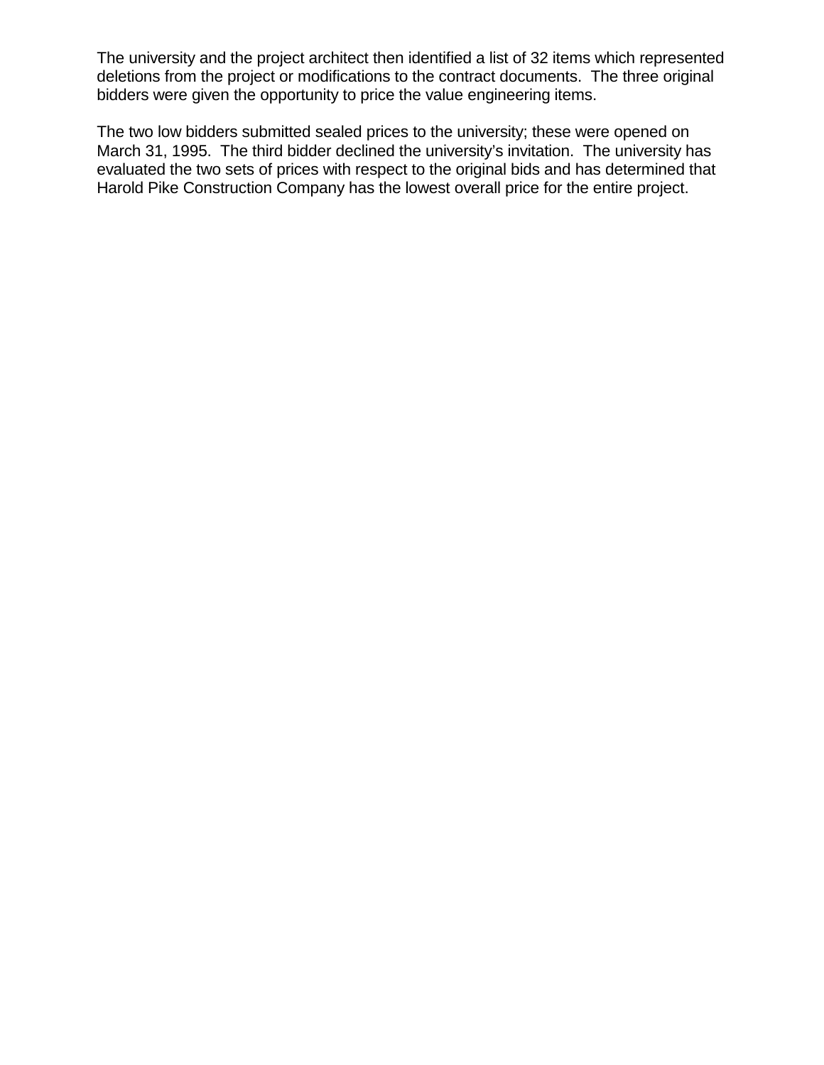The university and the project architect then identified a list of 32 items which represented deletions from the project or modifications to the contract documents. The three original bidders were given the opportunity to price the value engineering items.

The two low bidders submitted sealed prices to the university; these were opened on March 31, 1995. The third bidder declined the university's invitation. The university has evaluated the two sets of prices with respect to the original bids and has determined that Harold Pike Construction Company has the lowest overall price for the entire project.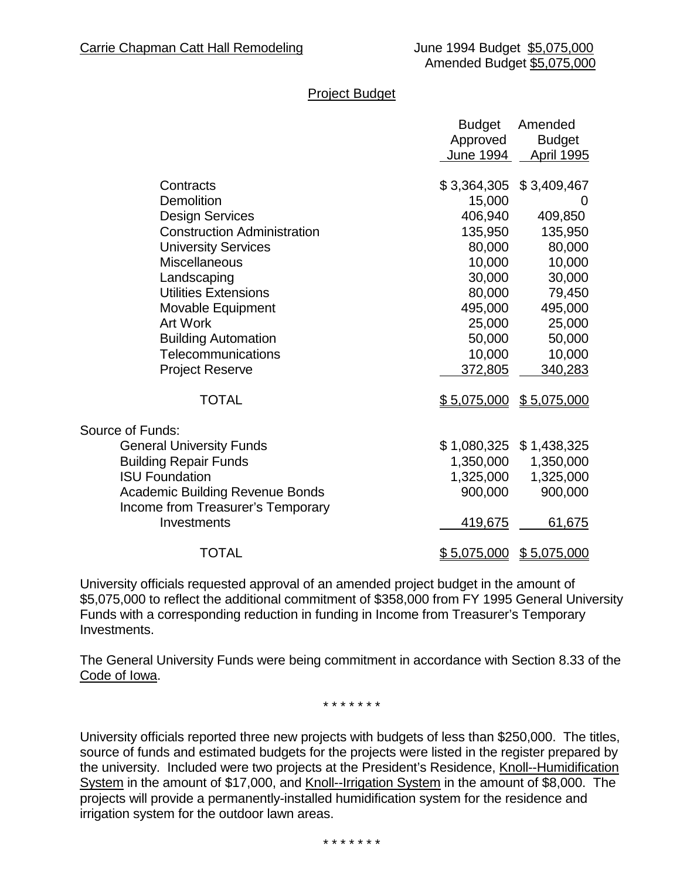Carrie Chapman Catt Hall Remodeling

June 1994 Budget $5,075,000
Amended Budget $5,075,000

Project Budget

| | Budget Approved June 1994 | Amended Budget April 1995 |
|---|---|---|
| Contracts | $ 3,364,305 | $ 3,409,467 |
| Demolition | 15,000 | 0 |
| Design Services | 406,940 | 409,850 |
| Construction Administration | 135,950 | 135,950 |
| University Services | 80,000 | 80,000 |
| Miscellaneous | 10,000 | 10,000 |
| Landscaping | 30,000 | 30,000 |
| Utilities Extensions | 80,000 | 79,450 |
| Movable Equipment | 495,000 | 495,000 |
| Art Work | 25,000 | 25,000 |
| Building Automation | 50,000 | 50,000 |
| Telecommunications | 10,000 | 10,000 |
| Project Reserve | 372,805 | 340,283 |
| TOTAL | $ 5,075,000 | $ 5,075,000 |
| Source of Funds: | | |
| General University Funds | $ 1,080,325 | $ 1,438,325 |
| Building Repair Funds | 1,350,000 | 1,350,000 |
| ISU Foundation | 1,325,000 | 1,325,000 |
| Academic Building Revenue Bonds | 900,000 | 900,000 |
| Income from Treasurer's Temporary Investments | 419,675 | 61,675 |
| TOTAL | $ 5,075,000 | $ 5,075,000 |

University officials requested approval of an amended project budget in the amount of $5,075,000 to reflect the additional commitment of $358,000 from FY 1995 General University Funds with a corresponding reduction in funding in Income from Treasurer's Temporary Investments.

The General University Funds were being commitment in accordance with Section 8.33 of the Code of Iowa.

\* \* \* \* \* \* \*

University officials reported three new projects with budgets of less than $250,000. The titles, source of funds and estimated budgets for the projects were listed in the register prepared by the university. Included were two projects at the President's Residence, Knoll--Humidification System in the amount of $17,000, and Knoll--Irrigation System in the amount of $8,000. The projects will provide a permanently-installed humidification system for the residence and irrigation system for the outdoor lawn areas.

\* \* \* \* \* \* \*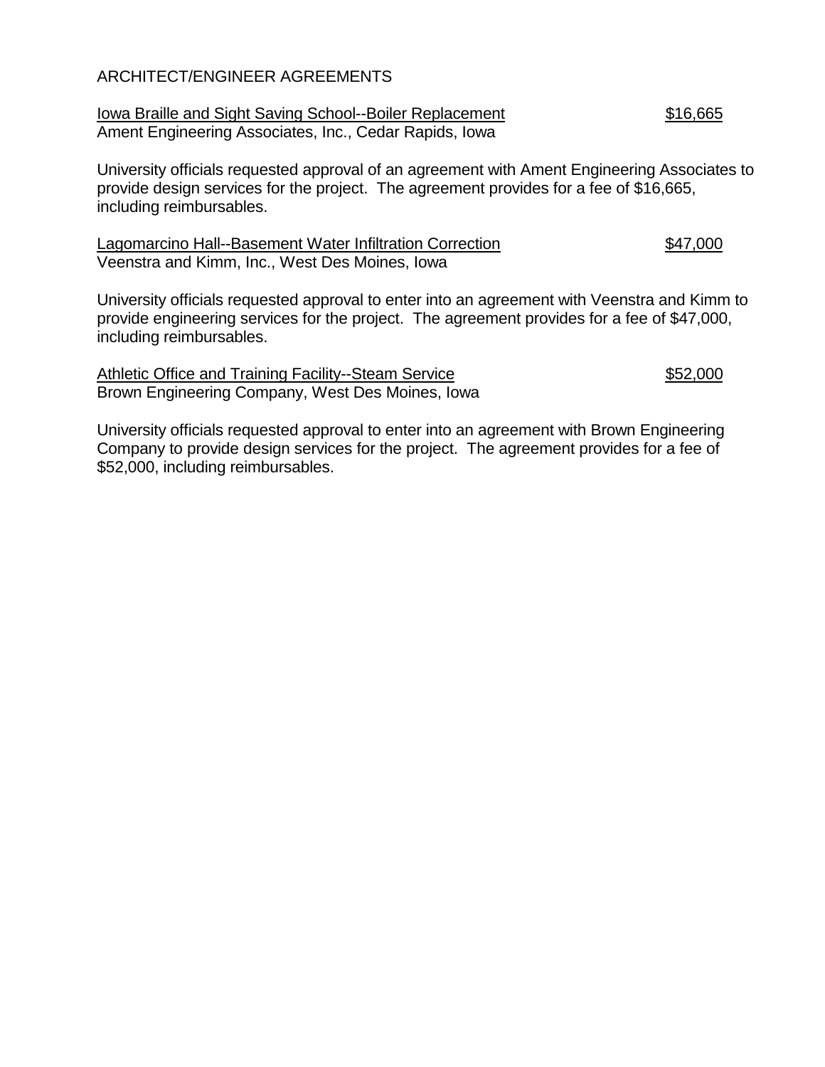ARCHITECT/ENGINEER AGREEMENTS

<u>Iowa Braille and Sight Saving School--Boiler Replacement</u> <u>$16,665</u>
Ament Engineering Associates, Inc., Cedar Rapids, Iowa

University officials requested approval of an agreement with Ament Engineering Associates to provide design services for the project. The agreement provides for a fee of $16,665, including reimbursables.

<u>Lagomarcino Hall--Basement Water Infiltration Correction</u> <u>$47,000</u>
Veenstra and Kimm, Inc., West Des Moines, Iowa

University officials requested approval to enter into an agreement with Veenstra and Kimm to provide engineering services for the project. The agreement provides for a fee of $47,000, including reimbursables.

<u>Athletic Office and Training Facility--Steam Service</u> <u>$52,000</u>
Brown Engineering Company, West Des Moines, Iowa

University officials requested approval to enter into an agreement with Brown Engineering Company to provide design services for the project. The agreement provides for a fee of $52,000, including reimbursables.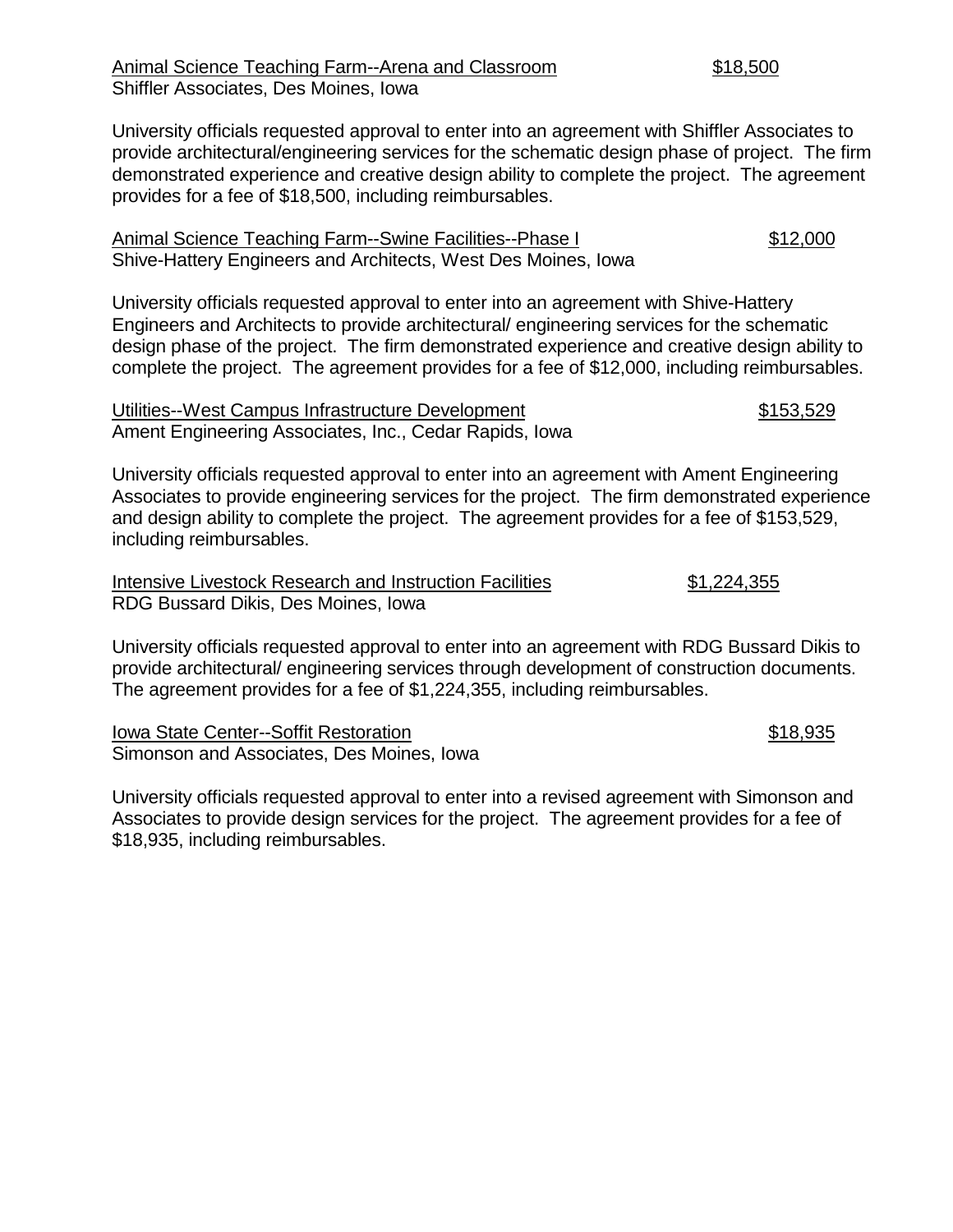Animal Science Teaching Farm--Arena and Classroom $18,500
Shiffler Associates, Des Moines, Iowa

University officials requested approval to enter into an agreement with Shiffler Associates to provide architectural/engineering services for the schematic design phase of project. The firm demonstrated experience and creative design ability to complete the project. The agreement provides for a fee of $18,500, including reimbursables.

Animal Science Teaching Farm--Swine Facilities--Phase I $12,000
Shive-Hattery Engineers and Architects, West Des Moines, Iowa

University officials requested approval to enter into an agreement with Shive-Hattery Engineers and Architects to provide architectural/ engineering services for the schematic design phase of the project. The firm demonstrated experience and creative design ability to complete the project. The agreement provides for a fee of $12,000, including reimbursables.

Utilities--West Campus Infrastructure Development $153,529
Ament Engineering Associates, Inc., Cedar Rapids, Iowa

University officials requested approval to enter into an agreement with Ament Engineering Associates to provide engineering services for the project. The firm demonstrated experience and design ability to complete the project. The agreement provides for a fee of $153,529, including reimbursables.

Intensive Livestock Research and Instruction Facilities $1,224,355
RDG Bussard Dikis, Des Moines, Iowa

University officials requested approval to enter into an agreement with RDG Bussard Dikis to provide architectural/ engineering services through development of construction documents. The agreement provides for a fee of $1,224,355, including reimbursables.

Iowa State Center--Soffit Restoration $18,935
Simonson and Associates, Des Moines, Iowa

University officials requested approval to enter into a revised agreement with Simonson and Associates to provide design services for the project. The agreement provides for a fee of $18,935, including reimbursables.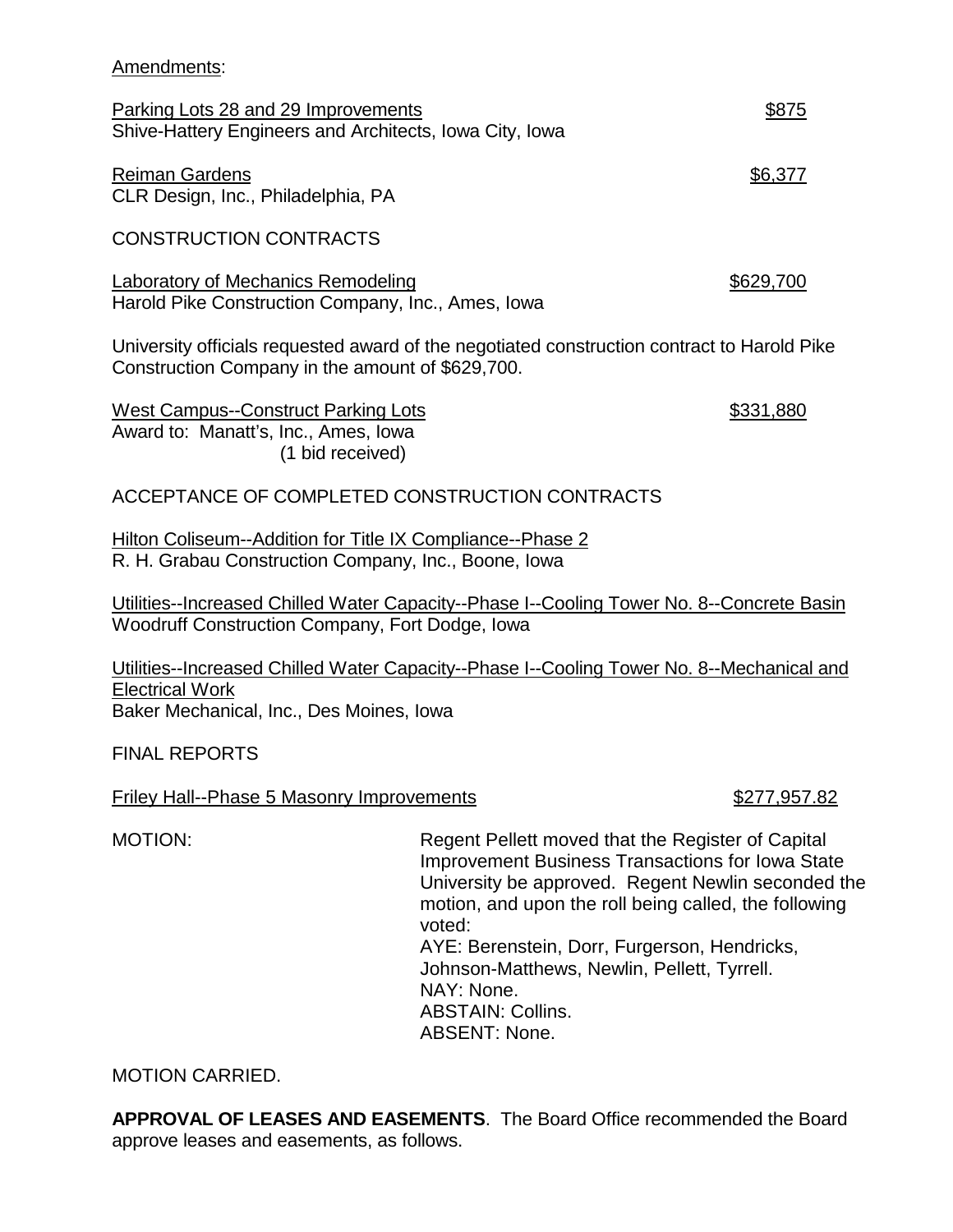Amendments:

Parking Lots 28 and 29 Improvements — $875
Shive-Hattery Engineers and Architects, Iowa City, Iowa

Reiman Gardens — $6,377
CLR Design, Inc., Philadelphia, PA

CONSTRUCTION CONTRACTS

Laboratory of Mechanics Remodeling — $629,700
Harold Pike Construction Company, Inc., Ames, Iowa

University officials requested award of the negotiated construction contract to Harold Pike Construction Company in the amount of $629,700.

West Campus--Construct Parking Lots — $331,880
Award to: Manatt's, Inc., Ames, Iowa
(1 bid received)

ACCEPTANCE OF COMPLETED CONSTRUCTION CONTRACTS

Hilton Coliseum--Addition for Title IX Compliance--Phase 2
R. H. Grabau Construction Company, Inc., Boone, Iowa

Utilities--Increased Chilled Water Capacity--Phase I--Cooling Tower No. 8--Concrete Basin
Woodruff Construction Company, Fort Dodge, Iowa

Utilities--Increased Chilled Water Capacity--Phase I--Cooling Tower No. 8--Mechanical and Electrical Work
Baker Mechanical, Inc., Des Moines, Iowa

FINAL REPORTS

Friley Hall--Phase 5 Masonry Improvements — $277,957.82

MOTION: Regent Pellett moved that the Register of Capital Improvement Business Transactions for Iowa State University be approved. Regent Newlin seconded the motion, and upon the roll being called, the following voted:
AYE: Berenstein, Dorr, Furgerson, Hendricks, Johnson-Matthews, Newlin, Pellett, Tyrrell.
NAY: None.
ABSTAIN: Collins.
ABSENT: None.

MOTION CARRIED.

**APPROVAL OF LEASES AND EASEMENTS**. The Board Office recommended the Board approve leases and easements, as follows.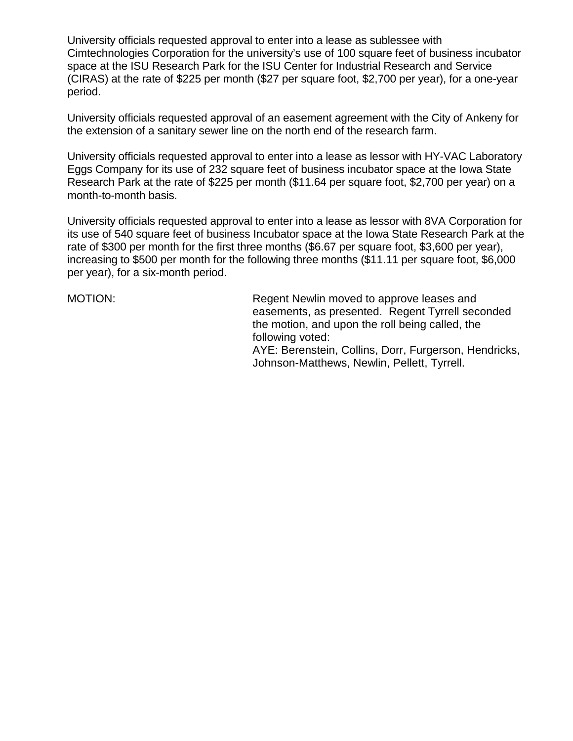University officials requested approval to enter into a lease as sublessee with Cimtechnologies Corporation for the university's use of 100 square feet of business incubator space at the ISU Research Park for the ISU Center for Industrial Research and Service (CIRAS) at the rate of $225 per month ($27 per square foot, $2,700 per year), for a one-year period.

University officials requested approval of an easement agreement with the City of Ankeny for the extension of a sanitary sewer line on the north end of the research farm.

University officials requested approval to enter into a lease as lessor with HY-VAC Laboratory Eggs Company for its use of 232 square feet of business incubator space at the Iowa State Research Park at the rate of $225 per month ($11.64 per square foot, $2,700 per year) on a month-to-month basis.

University officials requested approval to enter into a lease as lessor with 8VA Corporation for its use of 540 square feet of business Incubator space at the Iowa State Research Park at the rate of $300 per month for the first three months ($6.67 per square foot, $3,600 per year), increasing to $500 per month for the following three months ($11.11 per square foot, $6,000 per year), for a six-month period.

MOTION: Regent Newlin moved to approve leases and easements, as presented. Regent Tyrrell seconded the motion, and upon the roll being called, the following voted:
AYE: Berenstein, Collins, Dorr, Furgerson, Hendricks, Johnson-Matthews, Newlin, Pellett, Tyrrell.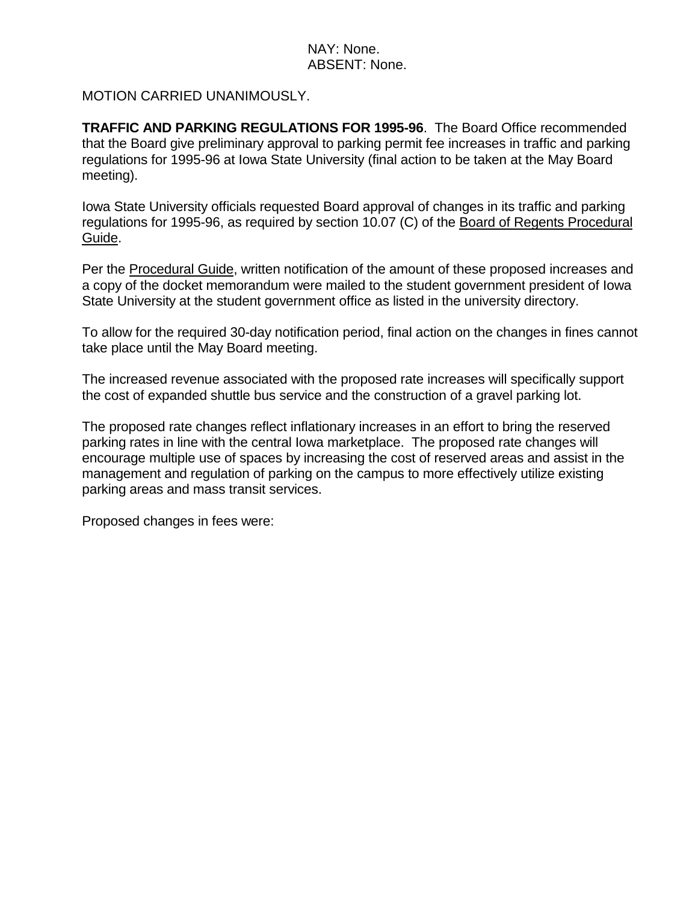NAY: None.
ABSENT: None.

MOTION CARRIED UNANIMOUSLY.

**TRAFFIC AND PARKING REGULATIONS FOR 1995-96**. The Board Office recommended that the Board give preliminary approval to parking permit fee increases in traffic and parking regulations for 1995-96 at Iowa State University (final action to be taken at the May Board meeting).

Iowa State University officials requested Board approval of changes in its traffic and parking regulations for 1995-96, as required by section 10.07 (C) of the Board of Regents Procedural Guide.

Per the Procedural Guide, written notification of the amount of these proposed increases and a copy of the docket memorandum were mailed to the student government president of Iowa State University at the student government office as listed in the university directory.

To allow for the required 30-day notification period, final action on the changes in fines cannot take place until the May Board meeting.

The increased revenue associated with the proposed rate increases will specifically support the cost of expanded shuttle bus service and the construction of a gravel parking lot.

The proposed rate changes reflect inflationary increases in an effort to bring the reserved parking rates in line with the central Iowa marketplace. The proposed rate changes will encourage multiple use of spaces by increasing the cost of reserved areas and assist in the management and regulation of parking on the campus to more effectively utilize existing parking areas and mass transit services.

Proposed changes in fees were: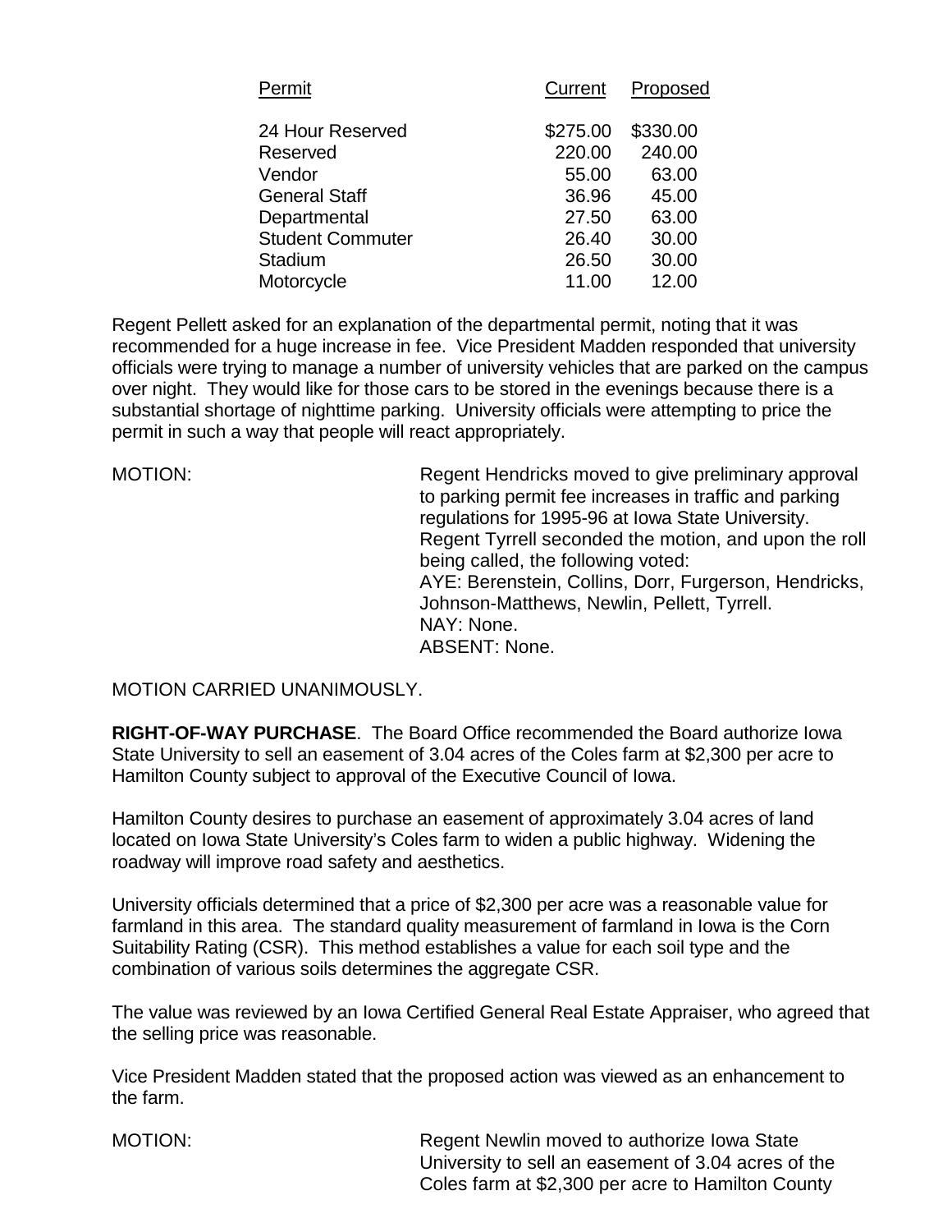| Permit | Current | Proposed |
|---|---|---|
| 24 Hour Reserved | $275.00 | $330.00 |
| Reserved | 220.00 | 240.00 |
| Vendor | 55.00 | 63.00 |
| General Staff | 36.96 | 45.00 |
| Departmental | 27.50 | 63.00 |
| Student Commuter | 26.40 | 30.00 |
| Stadium | 26.50 | 30.00 |
| Motorcycle | 11.00 | 12.00 |

Regent Pellett asked for an explanation of the departmental permit, noting that it was recommended for a huge increase in fee. Vice President Madden responded that university officials were trying to manage a number of university vehicles that are parked on the campus over night. They would like for those cars to be stored in the evenings because there is a substantial shortage of nighttime parking. University officials were attempting to price the permit in such a way that people will react appropriately.

MOTION: Regent Hendricks moved to give preliminary approval to parking permit fee increases in traffic and parking regulations for 1995-96 at Iowa State University. Regent Tyrrell seconded the motion, and upon the roll being called, the following voted:
AYE: Berenstein, Collins, Dorr, Furgerson, Hendricks, Johnson-Matthews, Newlin, Pellett, Tyrrell.
NAY: None.
ABSENT: None.

MOTION CARRIED UNANIMOUSLY.

**RIGHT-OF-WAY PURCHASE**. The Board Office recommended the Board authorize Iowa State University to sell an easement of 3.04 acres of the Coles farm at $2,300 per acre to Hamilton County subject to approval of the Executive Council of Iowa.

Hamilton County desires to purchase an easement of approximately 3.04 acres of land located on Iowa State University's Coles farm to widen a public highway. Widening the roadway will improve road safety and aesthetics.

University officials determined that a price of $2,300 per acre was a reasonable value for farmland in this area. The standard quality measurement of farmland in Iowa is the Corn Suitability Rating (CSR). This method establishes a value for each soil type and the combination of various soils determines the aggregate CSR.

The value was reviewed by an Iowa Certified General Real Estate Appraiser, who agreed that the selling price was reasonable.

Vice President Madden stated that the proposed action was viewed as an enhancement to the farm.

MOTION: Regent Newlin moved to authorize Iowa State University to sell an easement of 3.04 acres of the Coles farm at $2,300 per acre to Hamilton County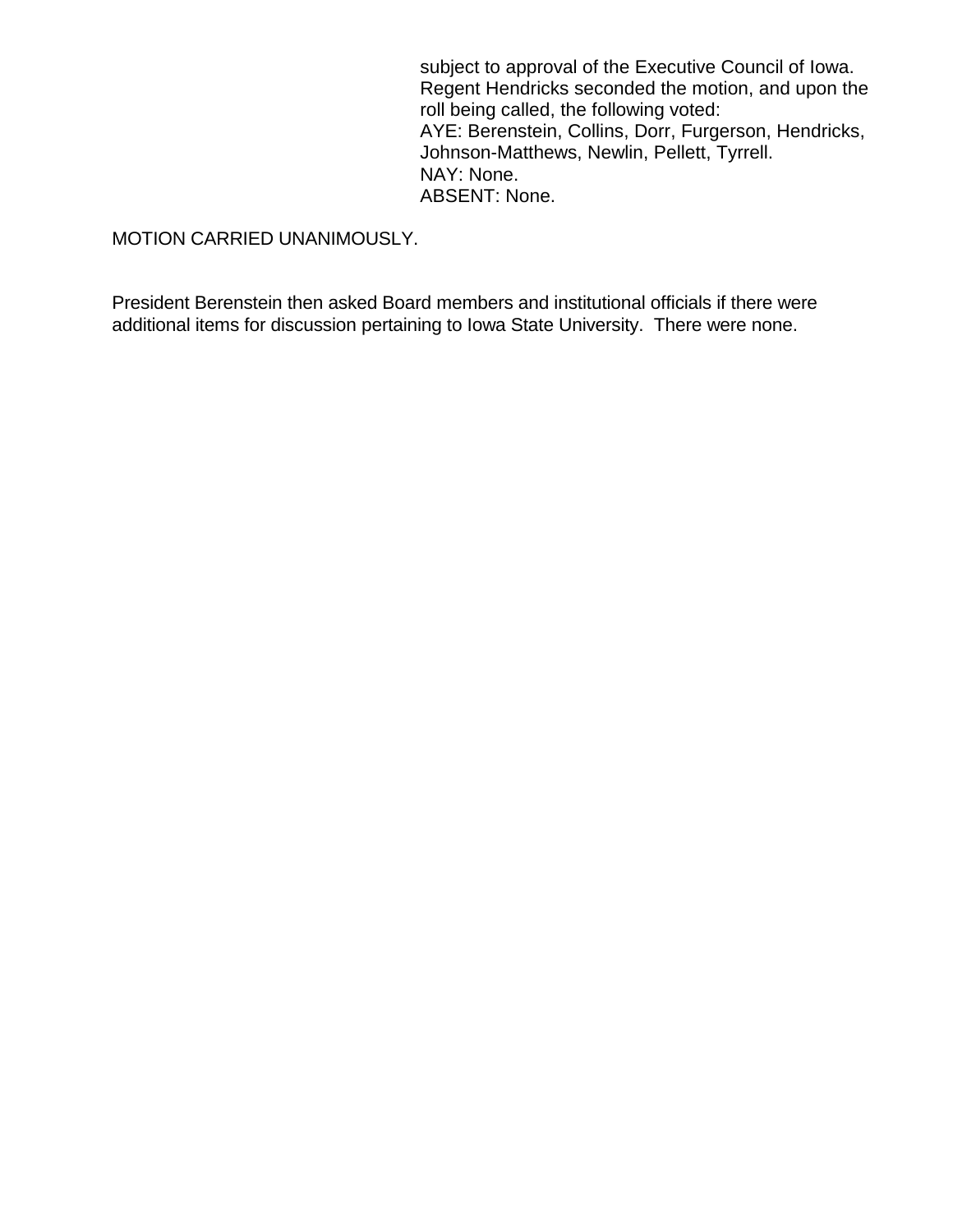subject to approval of the Executive Council of Iowa. Regent Hendricks seconded the motion, and upon the roll being called, the following voted:
AYE: Berenstein, Collins, Dorr, Furgerson, Hendricks, Johnson-Matthews, Newlin, Pellett, Tyrrell.
NAY: None.
ABSENT: None.

MOTION CARRIED UNANIMOUSLY.

President Berenstein then asked Board members and institutional officials if there were additional items for discussion pertaining to Iowa State University. There were none.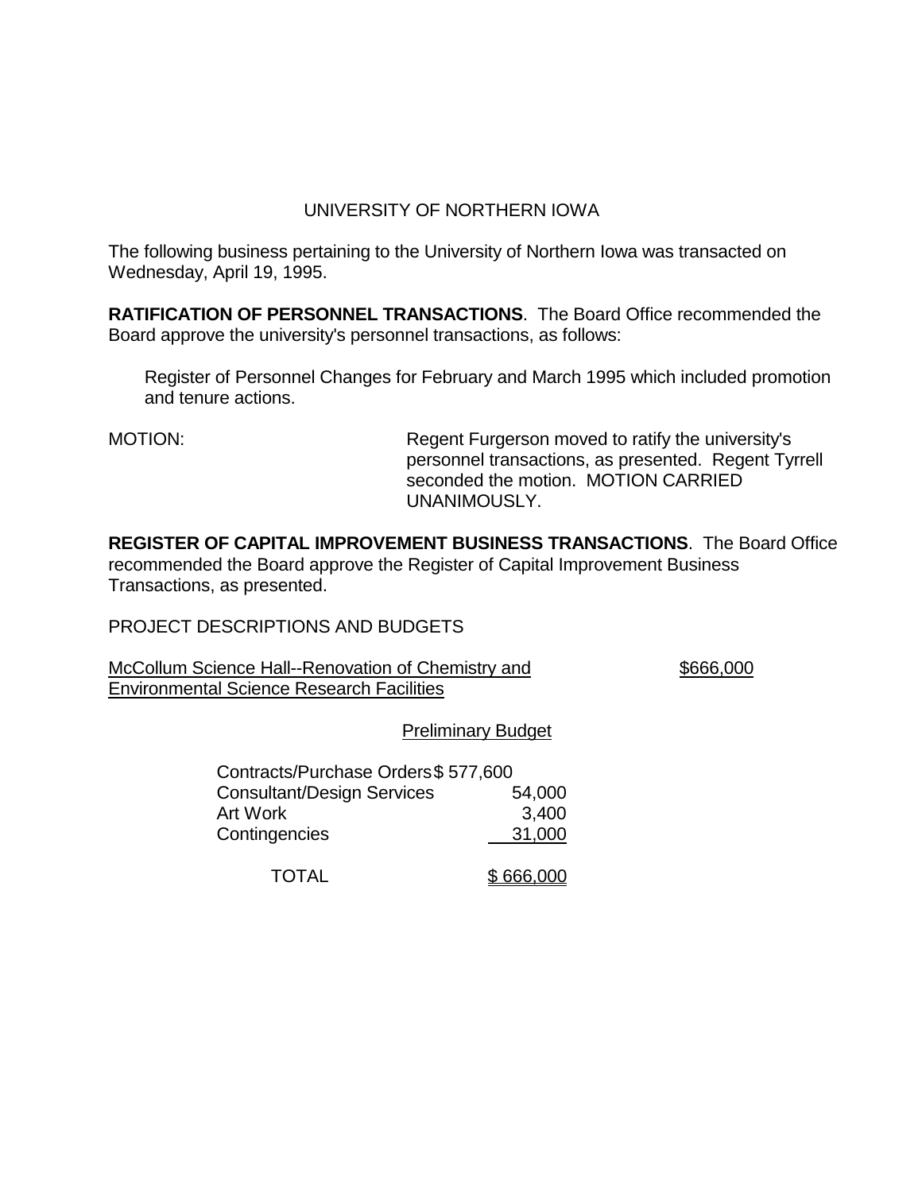UNIVERSITY OF NORTHERN IOWA

The following business pertaining to the University of Northern Iowa was transacted on Wednesday, April 19, 1995.

**RATIFICATION OF PERSONNEL TRANSACTIONS**. The Board Office recommended the Board approve the university's personnel transactions, as follows:

Register of Personnel Changes for February and March 1995 which included promotion and tenure actions.

MOTION: Regent Furgerson moved to ratify the university's personnel transactions, as presented. Regent Tyrrell seconded the motion. MOTION CARRIED UNANIMOUSLY.

**REGISTER OF CAPITAL IMPROVEMENT BUSINESS TRANSACTIONS**. The Board Office recommended the Board approve the Register of Capital Improvement Business Transactions, as presented.

PROJECT DESCRIPTIONS AND BUDGETS

McCollum Science Hall--Renovation of Chemistry and Environmental Science Research Facilities $666,000

Preliminary Budget

| | |
|---|---|
| Contracts/Purchase Orders | $ 577,600 |
| Consultant/Design Services | 54,000 |
| Art Work | 3,400 |
| Contingencies | 31,000 |
| TOTAL | $ 666,000 |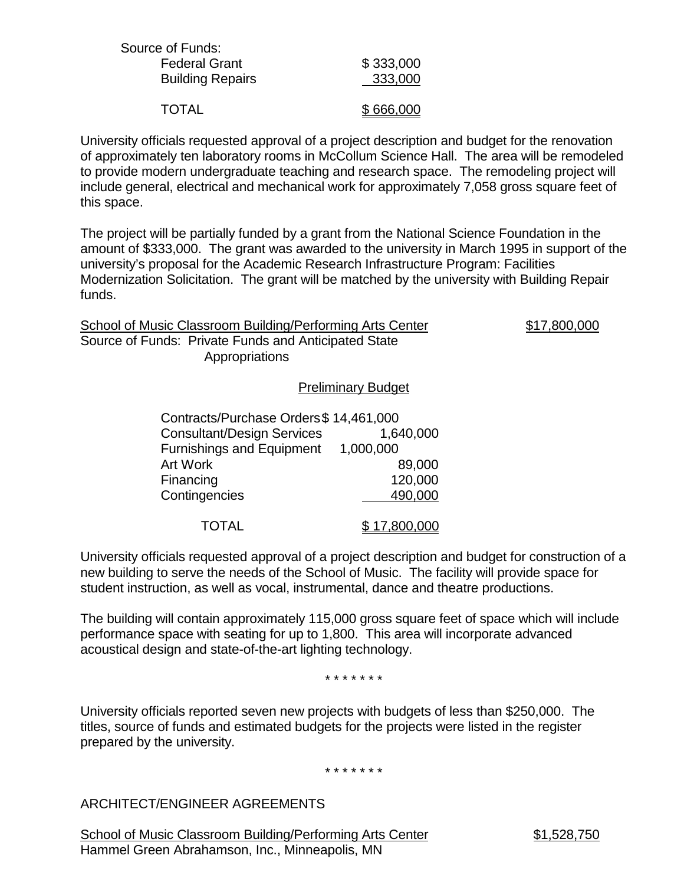Source of Funds:

| | |
|---|---|
| Federal Grant | $ 333,000 |
| Building Repairs | 333,000 |
| TOTAL | $ 666,000 |

University officials requested approval of a project description and budget for the renovation of approximately ten laboratory rooms in McCollum Science Hall. The area will be remodeled to provide modern undergraduate teaching and research space. The remodeling project will include general, electrical and mechanical work for approximately 7,058 gross square feet of this space.

The project will be partially funded by a grant from the National Science Foundation in the amount of $333,000. The grant was awarded to the university in March 1995 in support of the university's proposal for the Academic Research Infrastructure Program: Facilities Modernization Solicitation. The grant will be matched by the university with Building Repair funds.

School of Music Classroom Building/Performing Arts Center — $17,800,000

Source of Funds: Private Funds and Anticipated State Appropriations

Preliminary Budget

| | |
|---|---|
| Contracts/Purchase Orders | $ 14,461,000 |
| Consultant/Design Services | 1,640,000 |
| Furnishings and Equipment | 1,000,000 |
| Art Work | 89,000 |
| Financing | 120,000 |
| Contingencies | 490,000 |
| TOTAL | $ 17,800,000 |

University officials requested approval of a project description and budget for construction of a new building to serve the needs of the School of Music. The facility will provide space for student instruction, as well as vocal, instrumental, dance and theatre productions.

The building will contain approximately 115,000 gross square feet of space which will include performance space with seating for up to 1,800. This area will incorporate advanced acoustical design and state-of-the-art lighting technology.

* * * * * * *

University officials reported seven new projects with budgets of less than $250,000. The titles, source of funds and estimated budgets for the projects were listed in the register prepared by the university.

* * * * * * *

ARCHITECT/ENGINEER AGREEMENTS

School of Music Classroom Building/Performing Arts Center — $1,528,750

Hammel Green Abrahamson, Inc., Minneapolis, MN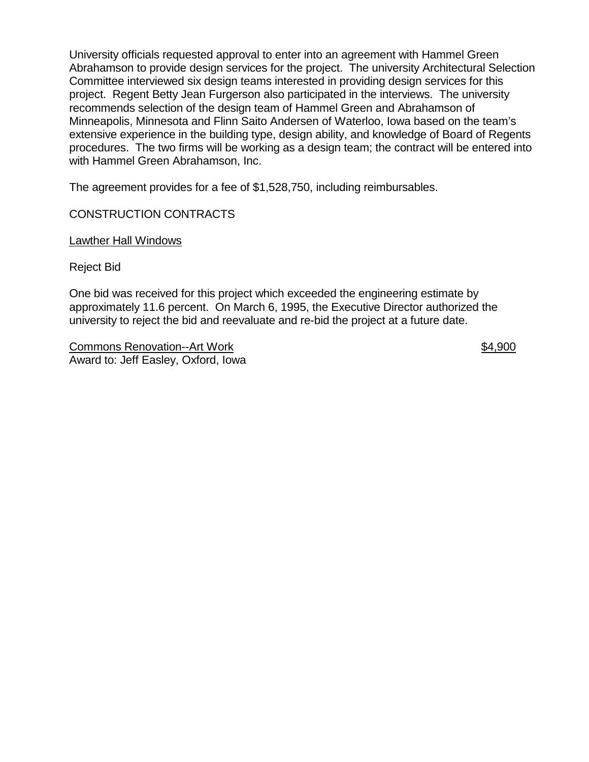University officials requested approval to enter into an agreement with Hammel Green Abrahamson to provide design services for the project. The university Architectural Selection Committee interviewed six design teams interested in providing design services for this project. Regent Betty Jean Furgerson also participated in the interviews. The university recommends selection of the design team of Hammel Green and Abrahamson of Minneapolis, Minnesota and Flinn Saito Andersen of Waterloo, Iowa based on the team's extensive experience in the building type, design ability, and knowledge of Board of Regents procedures. The two firms will be working as a design team; the contract will be entered into with Hammel Green Abrahamson, Inc.

The agreement provides for a fee of $1,528,750, including reimbursables.

CONSTRUCTION CONTRACTS

Lawther Hall Windows

Reject Bid

One bid was received for this project which exceeded the engineering estimate by approximately 11.6 percent. On March 6, 1995, the Executive Director authorized the university to reject the bid and reevaluate and re-bid the project at a future date.

Commons Renovation--Art Work $4,900
Award to: Jeff Easley, Oxford, Iowa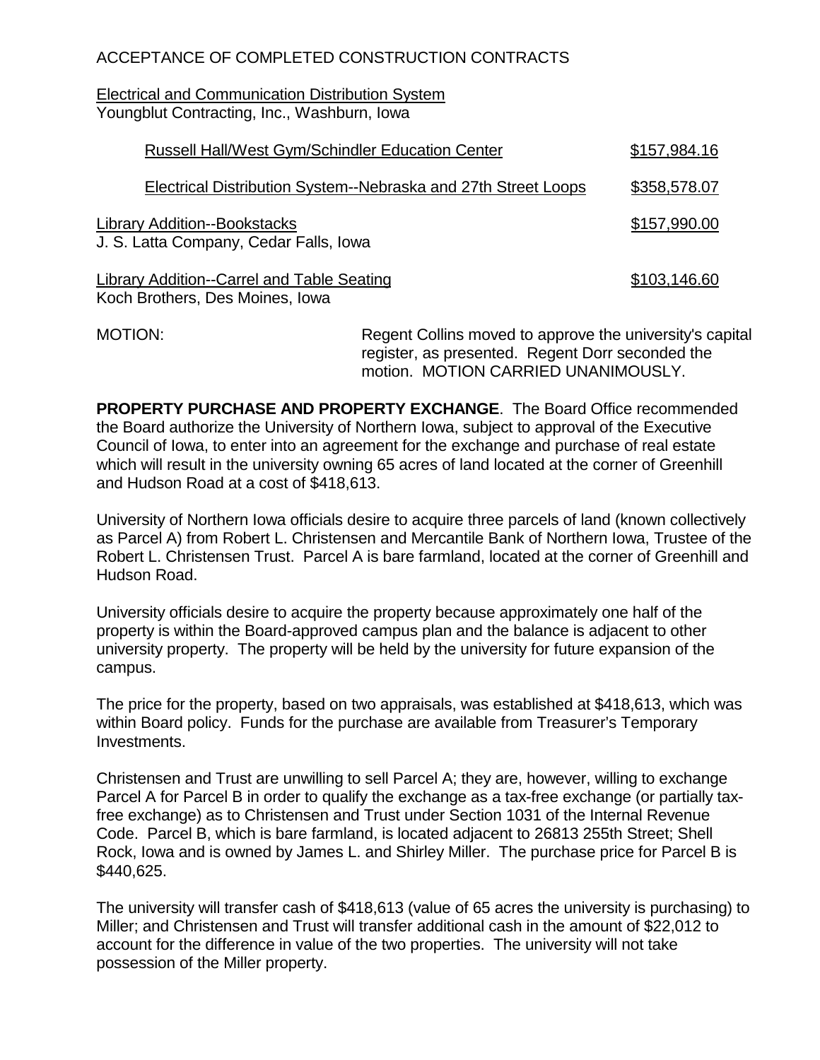ACCEPTANCE OF COMPLETED CONSTRUCTION CONTRACTS

Electrical and Communication Distribution System
Youngblut Contracting, Inc., Washburn, Iowa

| | |
|---|---|
| Russell Hall/West Gym/Schindler Education Center | $157,984.16 |
| Electrical Distribution System--Nebraska and 27th Street Loops | $358,578.07 |
| Library Addition--Bookstacks<br>J. S. Latta Company, Cedar Falls, Iowa | $157,990.00 |
| Library Addition--Carrel and Table Seating<br>Koch Brothers, Des Moines, Iowa | $103,146.60 |

MOTION: Regent Collins moved to approve the university's capital register, as presented. Regent Dorr seconded the motion. MOTION CARRIED UNANIMOUSLY.

**PROPERTY PURCHASE AND PROPERTY EXCHANGE**. The Board Office recommended the Board authorize the University of Northern Iowa, subject to approval of the Executive Council of Iowa, to enter into an agreement for the exchange and purchase of real estate which will result in the university owning 65 acres of land located at the corner of Greenhill and Hudson Road at a cost of $418,613.

University of Northern Iowa officials desire to acquire three parcels of land (known collectively as Parcel A) from Robert L. Christensen and Mercantile Bank of Northern Iowa, Trustee of the Robert L. Christensen Trust. Parcel A is bare farmland, located at the corner of Greenhill and Hudson Road.

University officials desire to acquire the property because approximately one half of the property is within the Board-approved campus plan and the balance is adjacent to other university property. The property will be held by the university for future expansion of the campus.

The price for the property, based on two appraisals, was established at $418,613, which was within Board policy. Funds for the purchase are available from Treasurer's Temporary Investments.

Christensen and Trust are unwilling to sell Parcel A; they are, however, willing to exchange Parcel A for Parcel B in order to qualify the exchange as a tax-free exchange (or partially tax-free exchange) as to Christensen and Trust under Section 1031 of the Internal Revenue Code. Parcel B, which is bare farmland, is located adjacent to 26813 255th Street; Shell Rock, Iowa and is owned by James L. and Shirley Miller. The purchase price for Parcel B is $440,625.

The university will transfer cash of $418,613 (value of 65 acres the university is purchasing) to Miller; and Christensen and Trust will transfer additional cash in the amount of $22,012 to account for the difference in value of the two properties. The university will not take possession of the Miller property.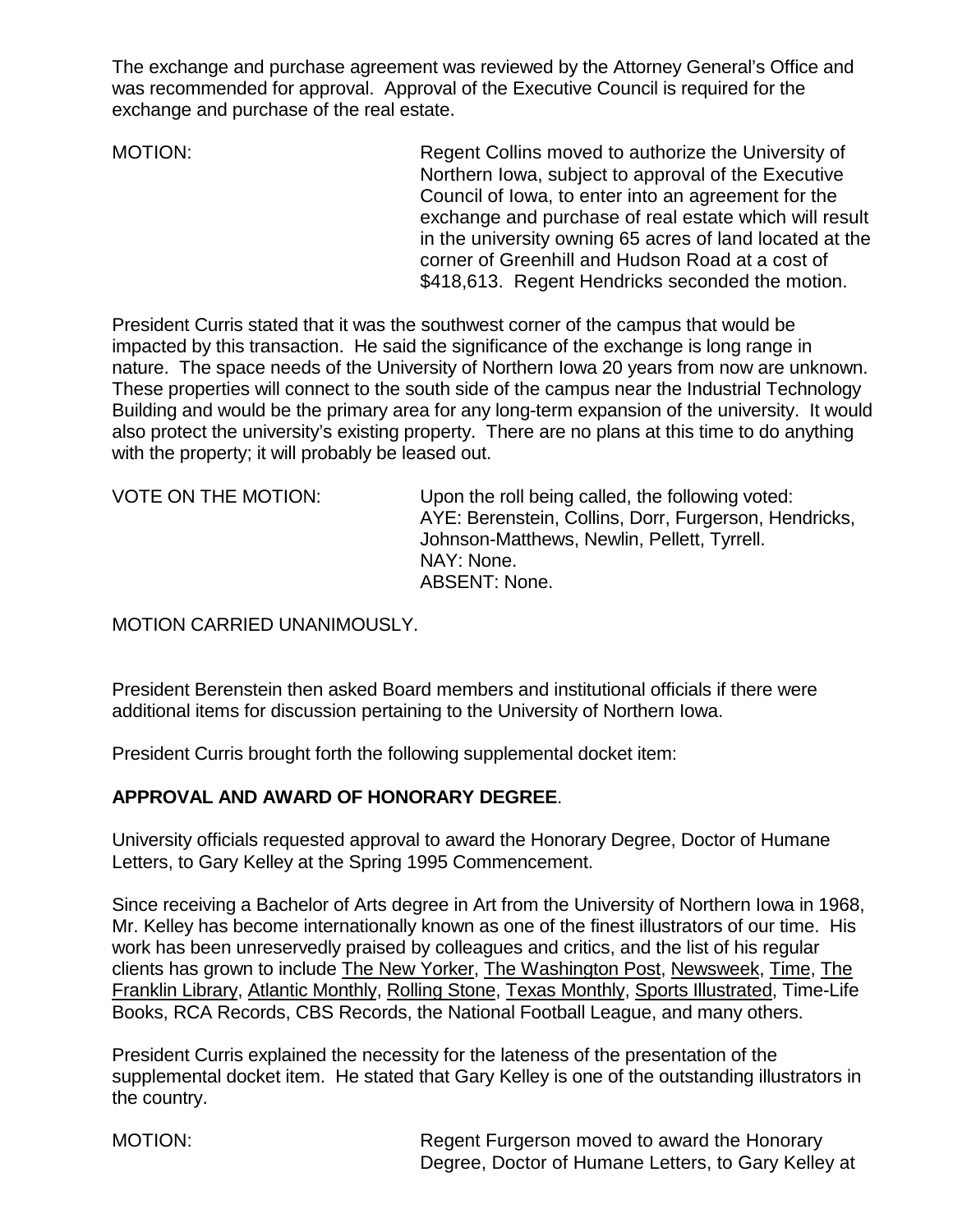The exchange and purchase agreement was reviewed by the Attorney General's Office and was recommended for approval. Approval of the Executive Council is required for the exchange and purchase of the real estate.

MOTION: Regent Collins moved to authorize the University of Northern Iowa, subject to approval of the Executive Council of Iowa, to enter into an agreement for the exchange and purchase of real estate which will result in the university owning 65 acres of land located at the corner of Greenhill and Hudson Road at a cost of $418,613. Regent Hendricks seconded the motion.

President Curris stated that it was the southwest corner of the campus that would be impacted by this transaction. He said the significance of the exchange is long range in nature. The space needs of the University of Northern Iowa 20 years from now are unknown. These properties will connect to the south side of the campus near the Industrial Technology Building and would be the primary area for any long-term expansion of the university. It would also protect the university's existing property. There are no plans at this time to do anything with the property; it will probably be leased out.

VOTE ON THE MOTION: Upon the roll being called, the following voted:
AYE: Berenstein, Collins, Dorr, Furgerson, Hendricks, Johnson-Matthews, Newlin, Pellett, Tyrrell.
NAY: None.
ABSENT: None.

MOTION CARRIED UNANIMOUSLY.

President Berenstein then asked Board members and institutional officials if there were additional items for discussion pertaining to the University of Northern Iowa.

President Curris brought forth the following supplemental docket item:

**APPROVAL AND AWARD OF HONORARY DEGREE**.

University officials requested approval to award the Honorary Degree, Doctor of Humane Letters, to Gary Kelley at the Spring 1995 Commencement.

Since receiving a Bachelor of Arts degree in Art from the University of Northern Iowa in 1968, Mr. Kelley has become internationally known as one of the finest illustrators of our time. His work has been unreservedly praised by colleagues and critics, and the list of his regular clients has grown to include The New Yorker, The Washington Post, Newsweek, Time, The Franklin Library, Atlantic Monthly, Rolling Stone, Texas Monthly, Sports Illustrated, Time-Life Books, RCA Records, CBS Records, the National Football League, and many others.

President Curris explained the necessity for the lateness of the presentation of the supplemental docket item. He stated that Gary Kelley is one of the outstanding illustrators in the country.

MOTION: Regent Furgerson moved to award the Honorary Degree, Doctor of Humane Letters, to Gary Kelley at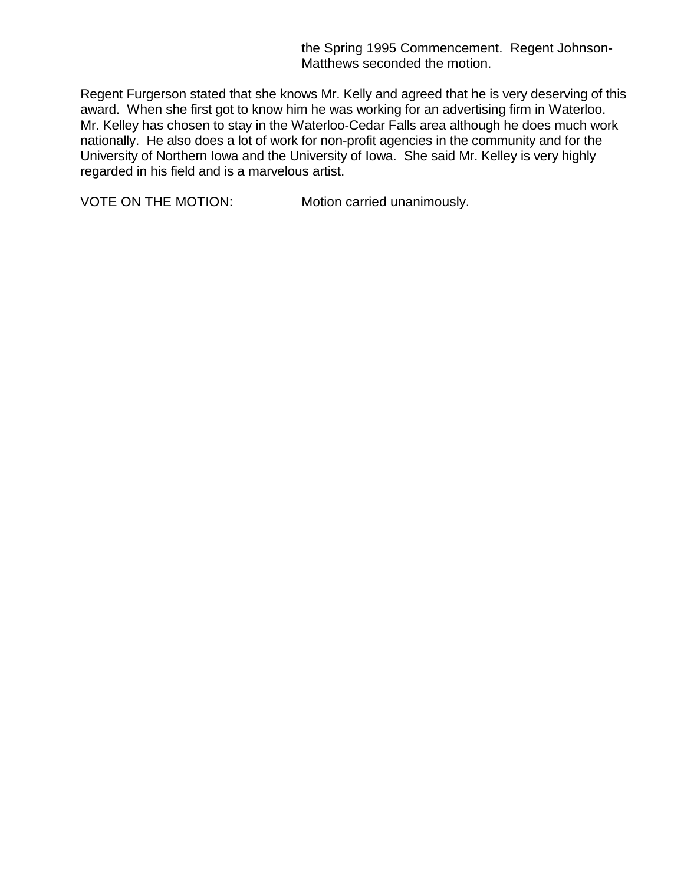the Spring 1995 Commencement. Regent Johnson-Matthews seconded the motion.

Regent Furgerson stated that she knows Mr. Kelly and agreed that he is very deserving of this award. When she first got to know him he was working for an advertising firm in Waterloo. Mr. Kelley has chosen to stay in the Waterloo-Cedar Falls area although he does much work nationally. He also does a lot of work for non-profit agencies in the community and for the University of Northern Iowa and the University of Iowa. She said Mr. Kelley is very highly regarded in his field and is a marvelous artist.

VOTE ON THE MOTION: Motion carried unanimously.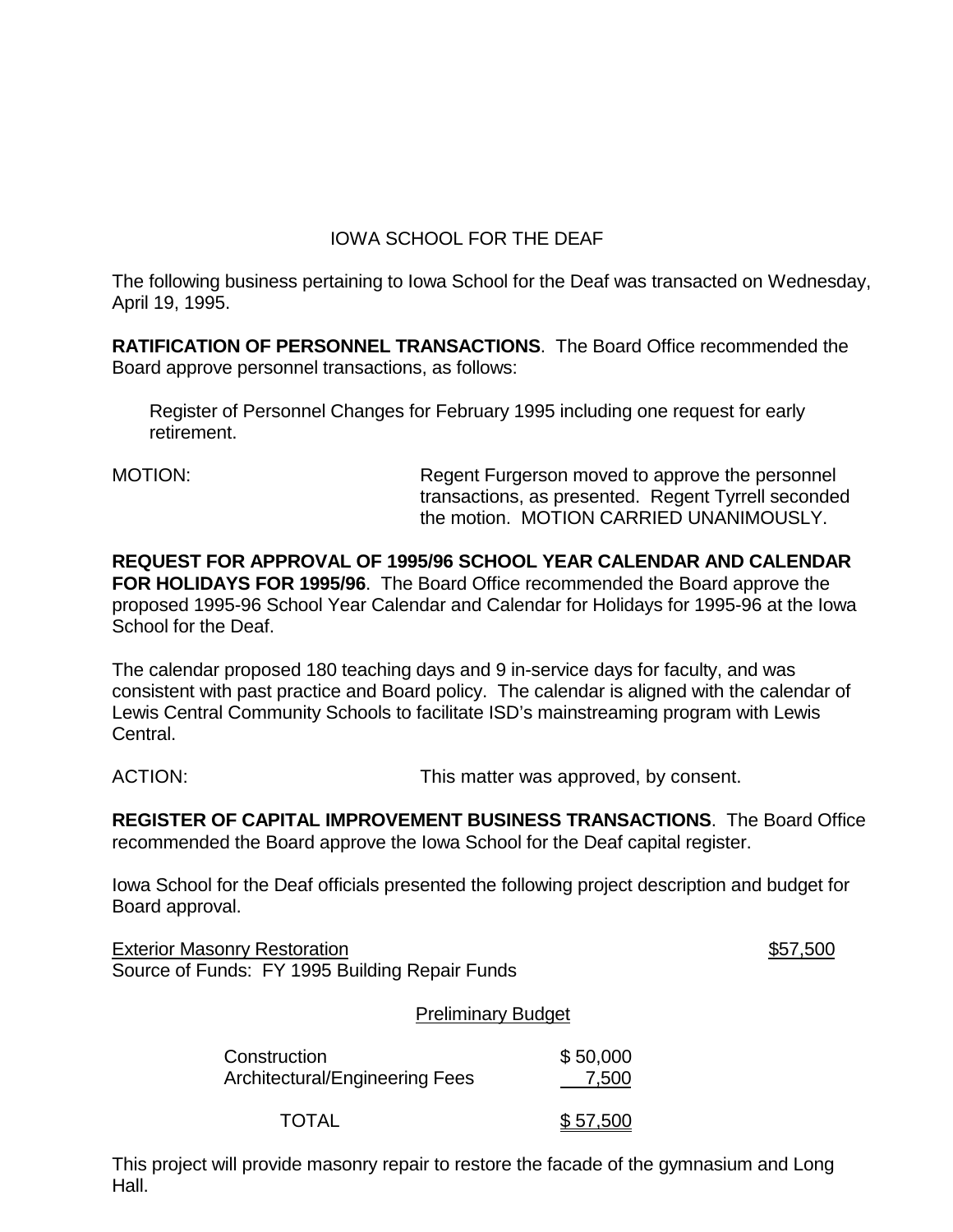## IOWA SCHOOL FOR THE DEAF

The following business pertaining to Iowa School for the Deaf was transacted on Wednesday, April 19, 1995.

**RATIFICATION OF PERSONNEL TRANSACTIONS**. The Board Office recommended the Board approve personnel transactions, as follows:

Register of Personnel Changes for February 1995 including one request for early retirement.

MOTION: Regent Furgerson moved to approve the personnel transactions, as presented. Regent Tyrrell seconded the motion. MOTION CARRIED UNANIMOUSLY.

**REQUEST FOR APPROVAL OF 1995/96 SCHOOL YEAR CALENDAR AND CALENDAR FOR HOLIDAYS FOR 1995/96**. The Board Office recommended the Board approve the proposed 1995-96 School Year Calendar and Calendar for Holidays for 1995-96 at the Iowa School for the Deaf.

The calendar proposed 180 teaching days and 9 in-service days for faculty, and was consistent with past practice and Board policy. The calendar is aligned with the calendar of Lewis Central Community Schools to facilitate ISD's mainstreaming program with Lewis Central.

ACTION: This matter was approved, by consent.

**REGISTER OF CAPITAL IMPROVEMENT BUSINESS TRANSACTIONS**. The Board Office recommended the Board approve the Iowa School for the Deaf capital register.

Iowa School for the Deaf officials presented the following project description and budget for Board approval.

Exterior Masonry Restoration $57,500
Source of Funds: FY 1995 Building Repair Funds

Preliminary Budget

| | |
|---|---|
| Construction | $ 50,000 |
| Architectural/Engineering Fees | 7,500 |
| TOTAL | $ 57,500 |

This project will provide masonry repair to restore the facade of the gymnasium and Long Hall.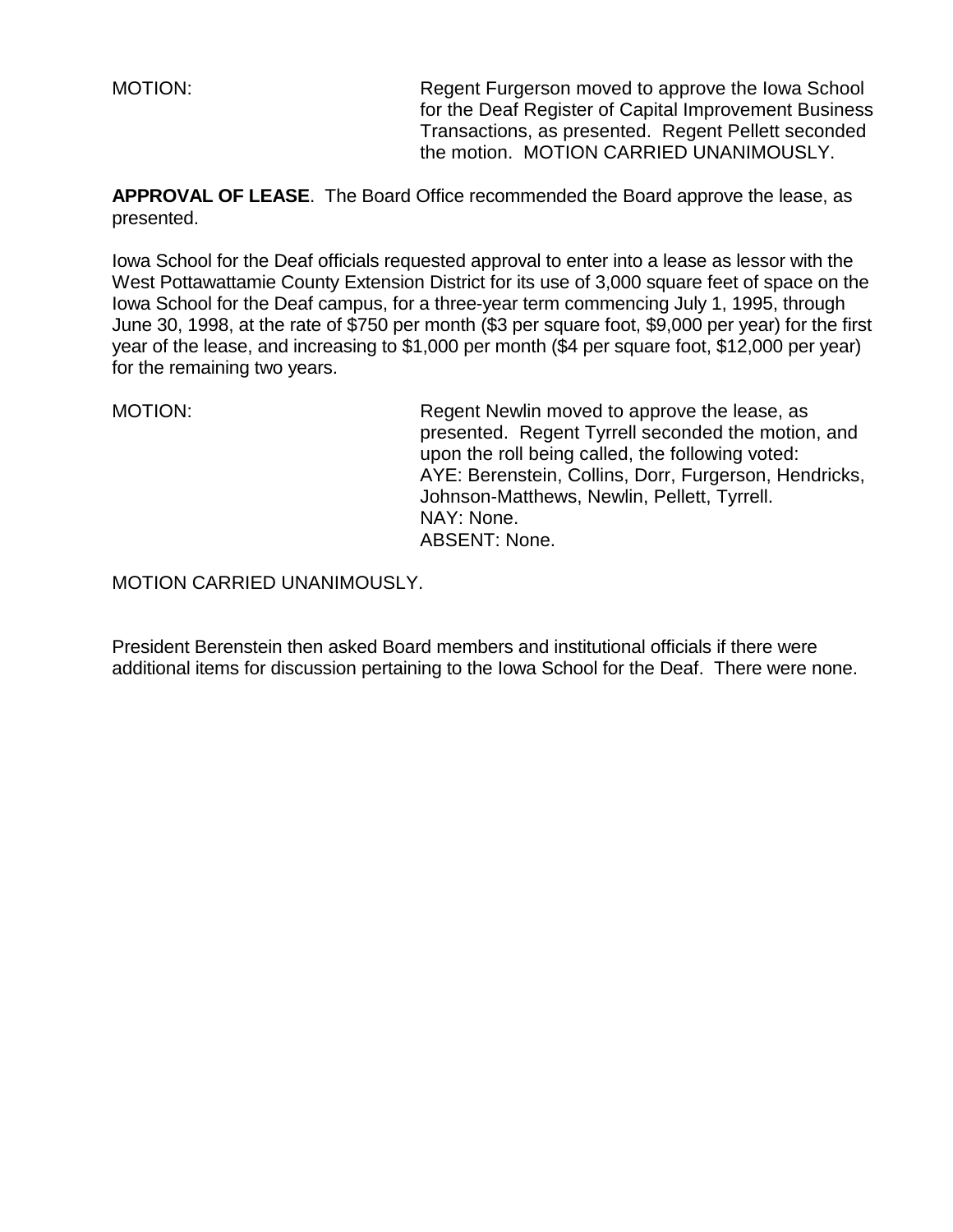MOTION: Regent Furgerson moved to approve the Iowa School for the Deaf Register of Capital Improvement Business Transactions, as presented. Regent Pellett seconded the motion. MOTION CARRIED UNANIMOUSLY.

**APPROVAL OF LEASE**. The Board Office recommended the Board approve the lease, as presented.

Iowa School for the Deaf officials requested approval to enter into a lease as lessor with the West Pottawattamie County Extension District for its use of 3,000 square feet of space on the Iowa School for the Deaf campus, for a three-year term commencing July 1, 1995, through June 30, 1998, at the rate of $750 per month ($3 per square foot, $9,000 per year) for the first year of the lease, and increasing to $1,000 per month ($4 per square foot, $12,000 per year) for the remaining two years.

MOTION: Regent Newlin moved to approve the lease, as presented. Regent Tyrrell seconded the motion, and upon the roll being called, the following voted:
AYE: Berenstein, Collins, Dorr, Furgerson, Hendricks, Johnson-Matthews, Newlin, Pellett, Tyrrell.
NAY: None.
ABSENT: None.

MOTION CARRIED UNANIMOUSLY.

President Berenstein then asked Board members and institutional officials if there were additional items for discussion pertaining to the Iowa School for the Deaf. There were none.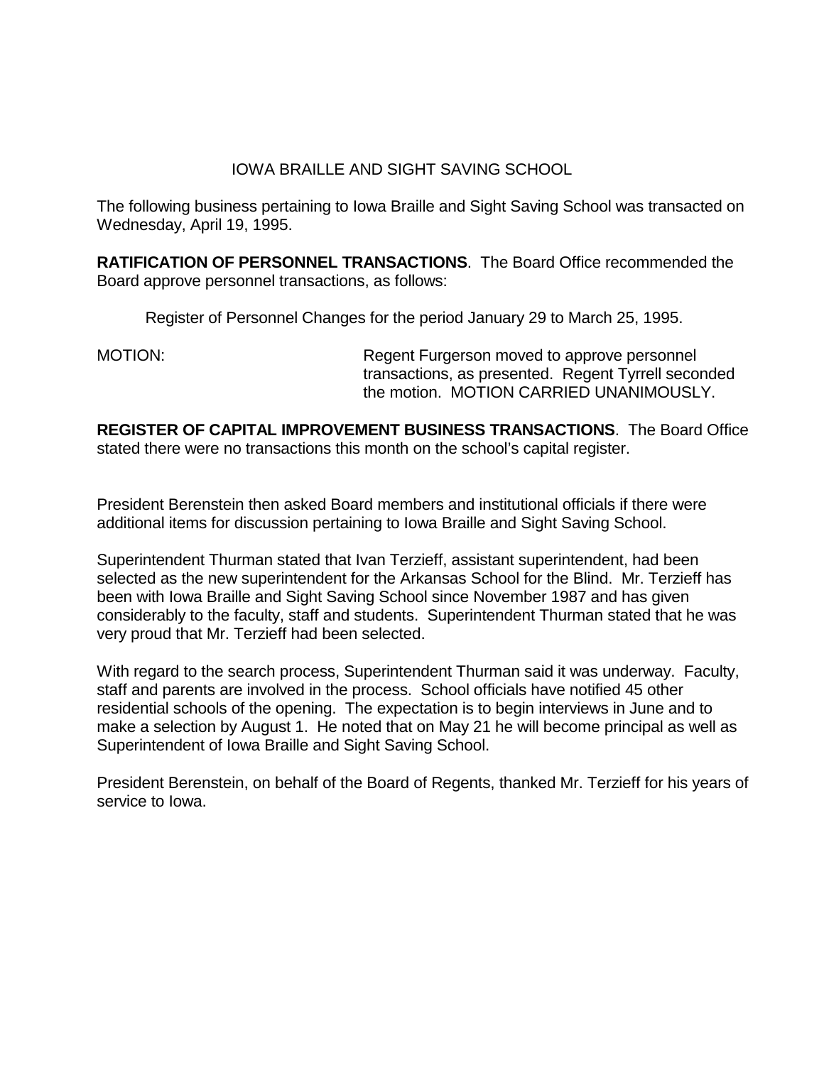# IOWA BRAILLE AND SIGHT SAVING SCHOOL

The following business pertaining to Iowa Braille and Sight Saving School was transacted on Wednesday, April 19, 1995.

**RATIFICATION OF PERSONNEL TRANSACTIONS**. The Board Office recommended the Board approve personnel transactions, as follows:

Register of Personnel Changes for the period January 29 to March 25, 1995.

MOTION: Regent Furgerson moved to approve personnel transactions, as presented. Regent Tyrrell seconded the motion. MOTION CARRIED UNANIMOUSLY.

**REGISTER OF CAPITAL IMPROVEMENT BUSINESS TRANSACTIONS**. The Board Office stated there were no transactions this month on the school's capital register.

President Berenstein then asked Board members and institutional officials if there were additional items for discussion pertaining to Iowa Braille and Sight Saving School.

Superintendent Thurman stated that Ivan Terzieff, assistant superintendent, had been selected as the new superintendent for the Arkansas School for the Blind. Mr. Terzieff has been with Iowa Braille and Sight Saving School since November 1987 and has given considerably to the faculty, staff and students. Superintendent Thurman stated that he was very proud that Mr. Terzieff had been selected.

With regard to the search process, Superintendent Thurman said it was underway. Faculty, staff and parents are involved in the process. School officials have notified 45 other residential schools of the opening. The expectation is to begin interviews in June and to make a selection by August 1. He noted that on May 21 he will become principal as well as Superintendent of Iowa Braille and Sight Saving School.

President Berenstein, on behalf of the Board of Regents, thanked Mr. Terzieff for his years of service to Iowa.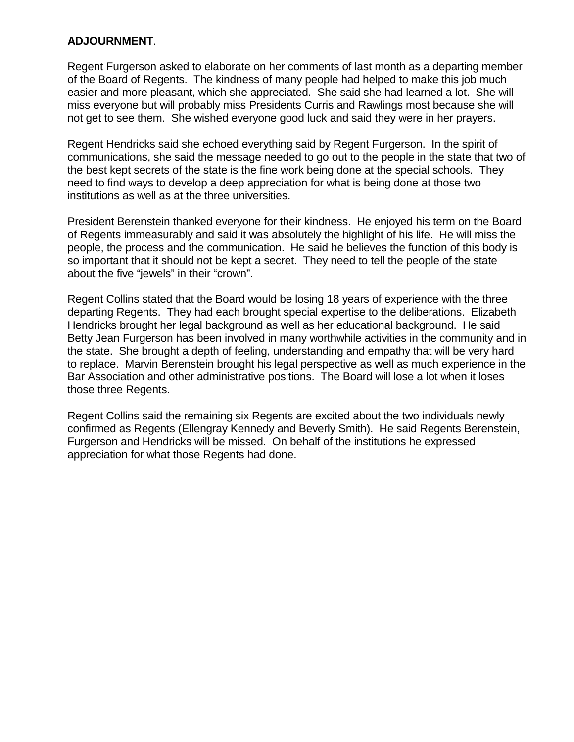**ADJOURNMENT**.

Regent Furgerson asked to elaborate on her comments of last month as a departing member of the Board of Regents. The kindness of many people had helped to make this job much easier and more pleasant, which she appreciated. She said she had learned a lot. She will miss everyone but will probably miss Presidents Curris and Rawlings most because she will not get to see them. She wished everyone good luck and said they were in her prayers.

Regent Hendricks said she echoed everything said by Regent Furgerson. In the spirit of communications, she said the message needed to go out to the people in the state that two of the best kept secrets of the state is the fine work being done at the special schools. They need to find ways to develop a deep appreciation for what is being done at those two institutions as well as at the three universities.

President Berenstein thanked everyone for their kindness. He enjoyed his term on the Board of Regents immeasurably and said it was absolutely the highlight of his life. He will miss the people, the process and the communication. He said he believes the function of this body is so important that it should not be kept a secret. They need to tell the people of the state about the five "jewels" in their "crown".

Regent Collins stated that the Board would be losing 18 years of experience with the three departing Regents. They had each brought special expertise to the deliberations. Elizabeth Hendricks brought her legal background as well as her educational background. He said Betty Jean Furgerson has been involved in many worthwhile activities in the community and in the state. She brought a depth of feeling, understanding and empathy that will be very hard to replace. Marvin Berenstein brought his legal perspective as well as much experience in the Bar Association and other administrative positions. The Board will lose a lot when it loses those three Regents.

Regent Collins said the remaining six Regents are excited about the two individuals newly confirmed as Regents (Ellengray Kennedy and Beverly Smith). He said Regents Berenstein, Furgerson and Hendricks will be missed. On behalf of the institutions he expressed appreciation for what those Regents had done.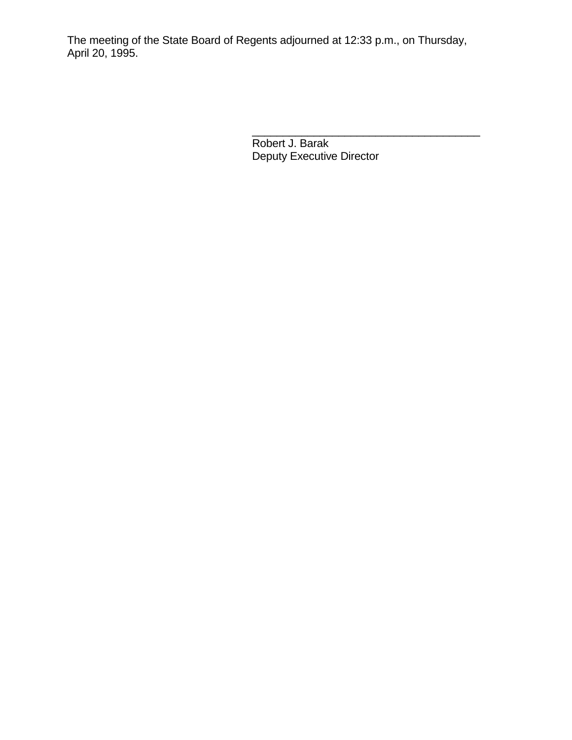The meeting of the State Board of Regents adjourned at 12:33 p.m., on Thursday, April 20, 1995.

_______________________________________
Robert J. Barak
Deputy Executive Director